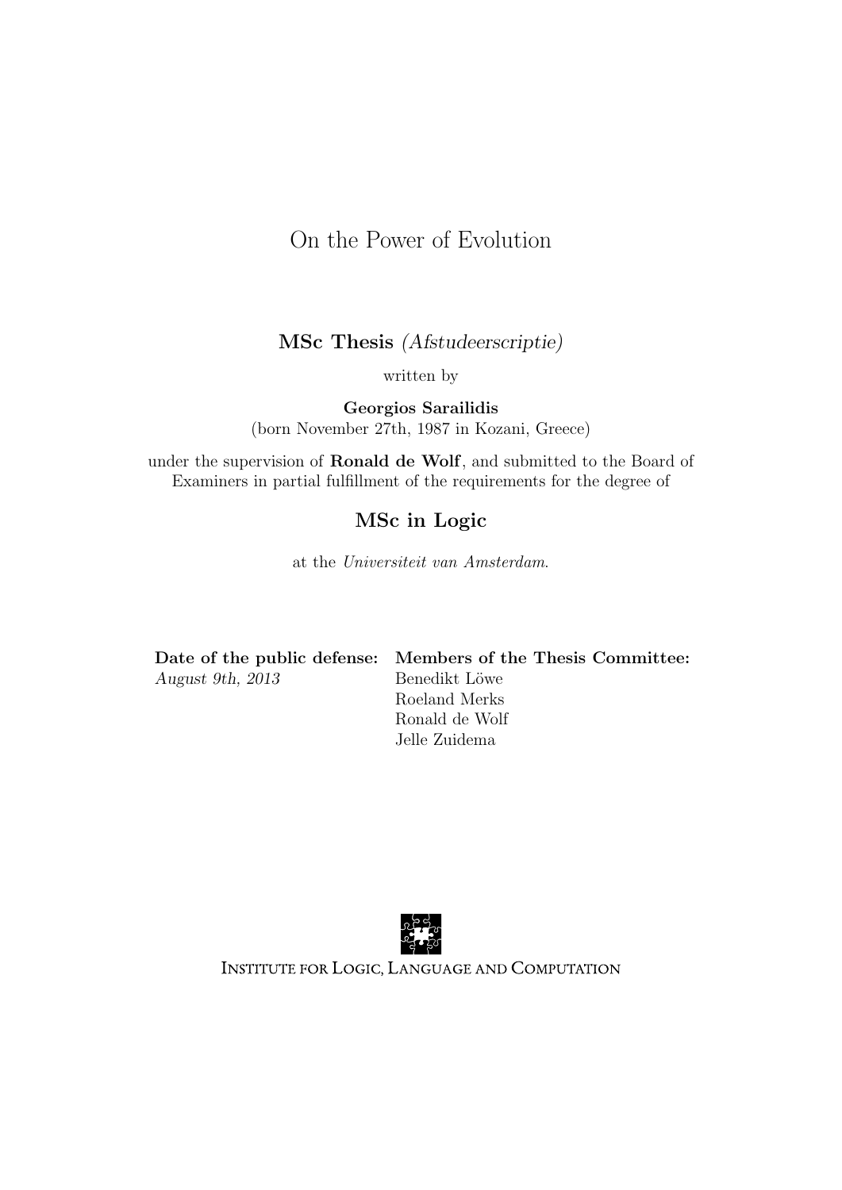# On the Power of Evolution

**MSc Thesis** *(Afstudeerscriptie)*

written by

**Georgios Sarailidis**
(born November 27th, 1987 in Kozani, Greece)

under the supervision of **Ronald de Wolf**, and submitted to the Board of Examiners in partial fulfillment of the requirements for the degree of

**MSc in Logic**

at the *Universiteit van Amsterdam*.

| **Date of the public defense:** | **Members of the Thesis Committee:** |
|---|---|
| *August 9th, 2013* | Benedikt Löwe |
| | Roeland Merks |
| | Ronald de Wolf |
| | Jelle Zuidema |

Institute for Logic, Language and Computation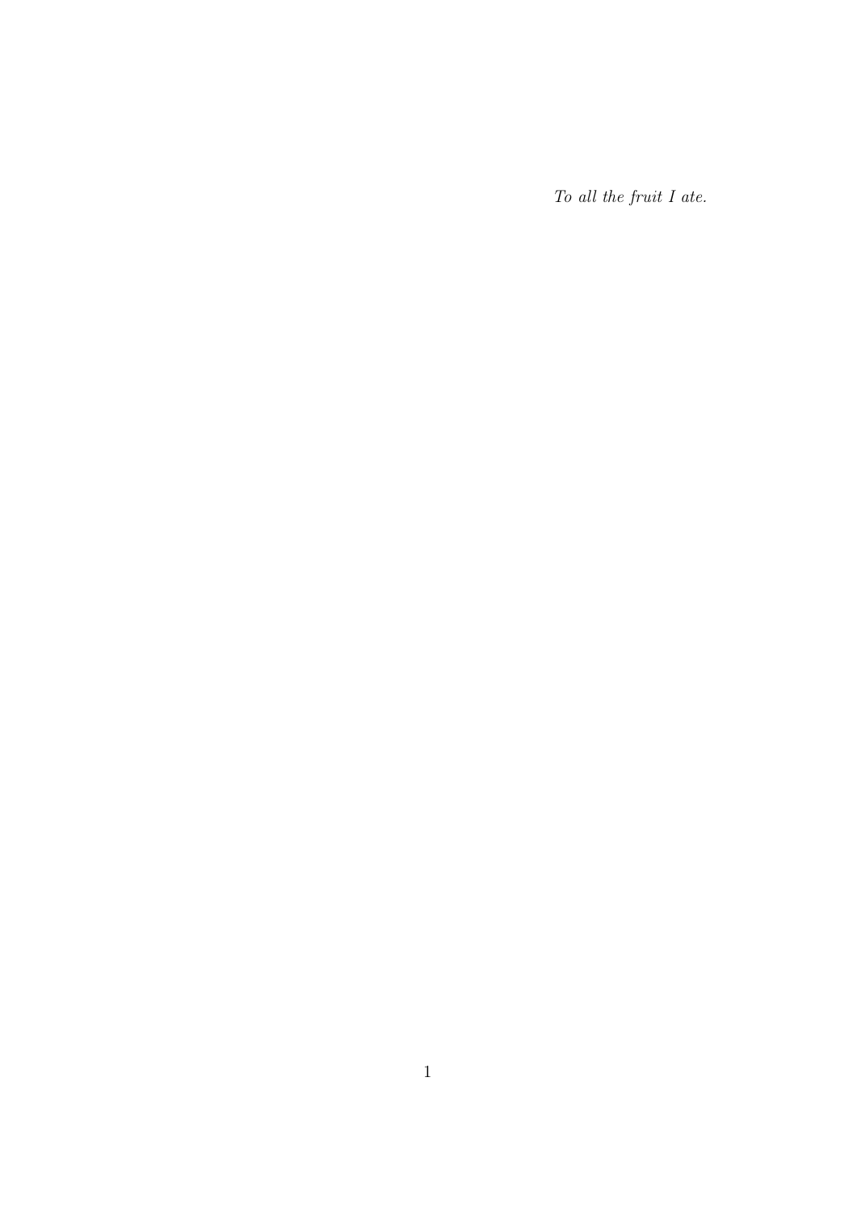*To all the fruit I ate.*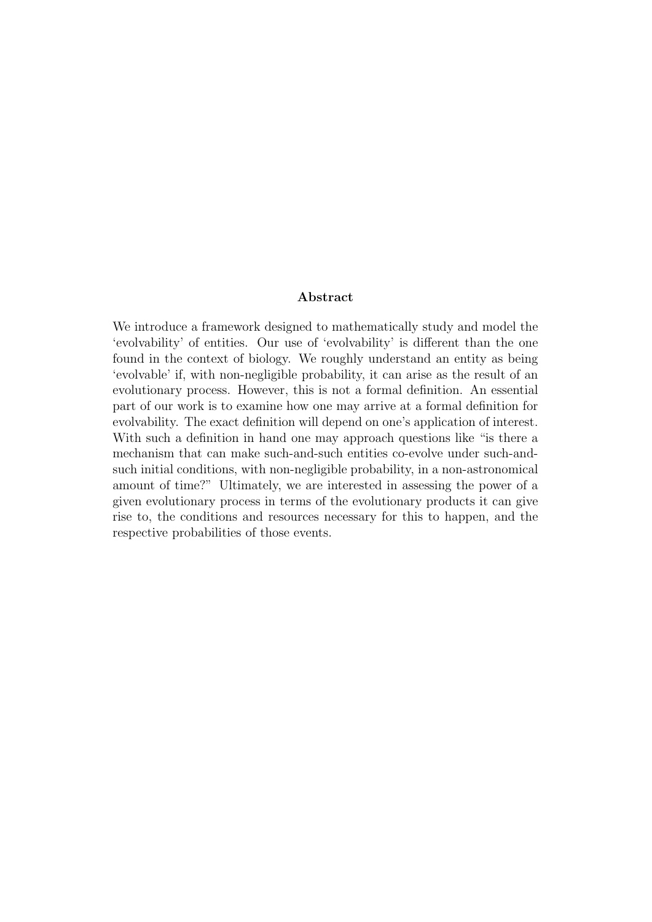## Abstract

We introduce a framework designed to mathematically study and model the 'evolvability' of entities. Our use of 'evolvability' is different than the one found in the context of biology. We roughly understand an entity as being 'evolvable' if, with non-negligible probability, it can arise as the result of an evolutionary process. However, this is not a formal definition. An essential part of our work is to examine how one may arrive at a formal definition for evolvability. The exact definition will depend on one's application of interest. With such a definition in hand one may approach questions like "is there a mechanism that can make such-and-such entities co-evolve under such-and-such initial conditions, with non-negligible probability, in a non-astronomical amount of time?" Ultimately, we are interested in assessing the power of a given evolutionary process in terms of the evolutionary products it can give rise to, the conditions and resources necessary for this to happen, and the respective probabilities of those events.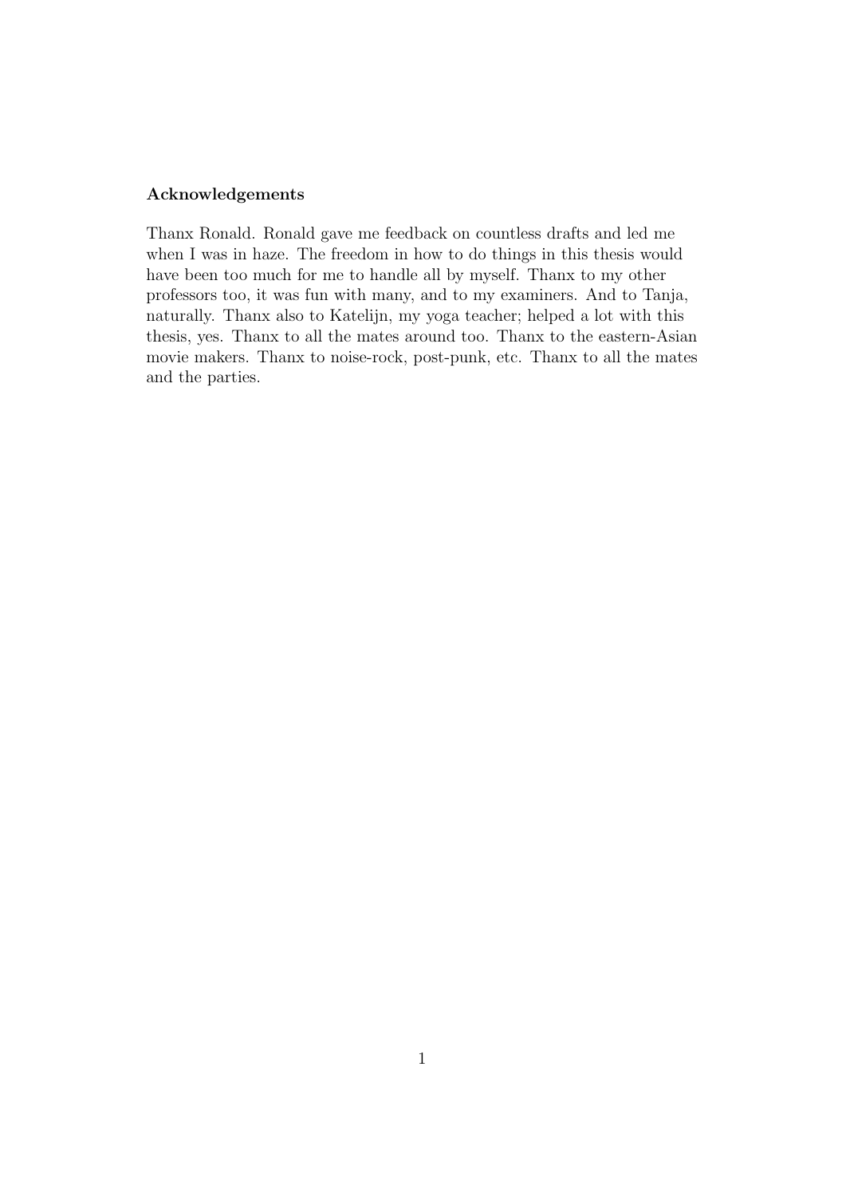**Acknowledgements**

Thanx Ronald. Ronald gave me feedback on countless drafts and led me when I was in haze. The freedom in how to do things in this thesis would have been too much for me to handle all by myself. Thanx to my other professors too, it was fun with many, and to my examiners. And to Tanja, naturally. Thanx also to Katelijn, my yoga teacher; helped a lot with this thesis, yes. Thanx to all the mates around too. Thanx to the eastern-Asian movie makers. Thanx to noise-rock, post-punk, etc. Thanx to all the mates and the parties.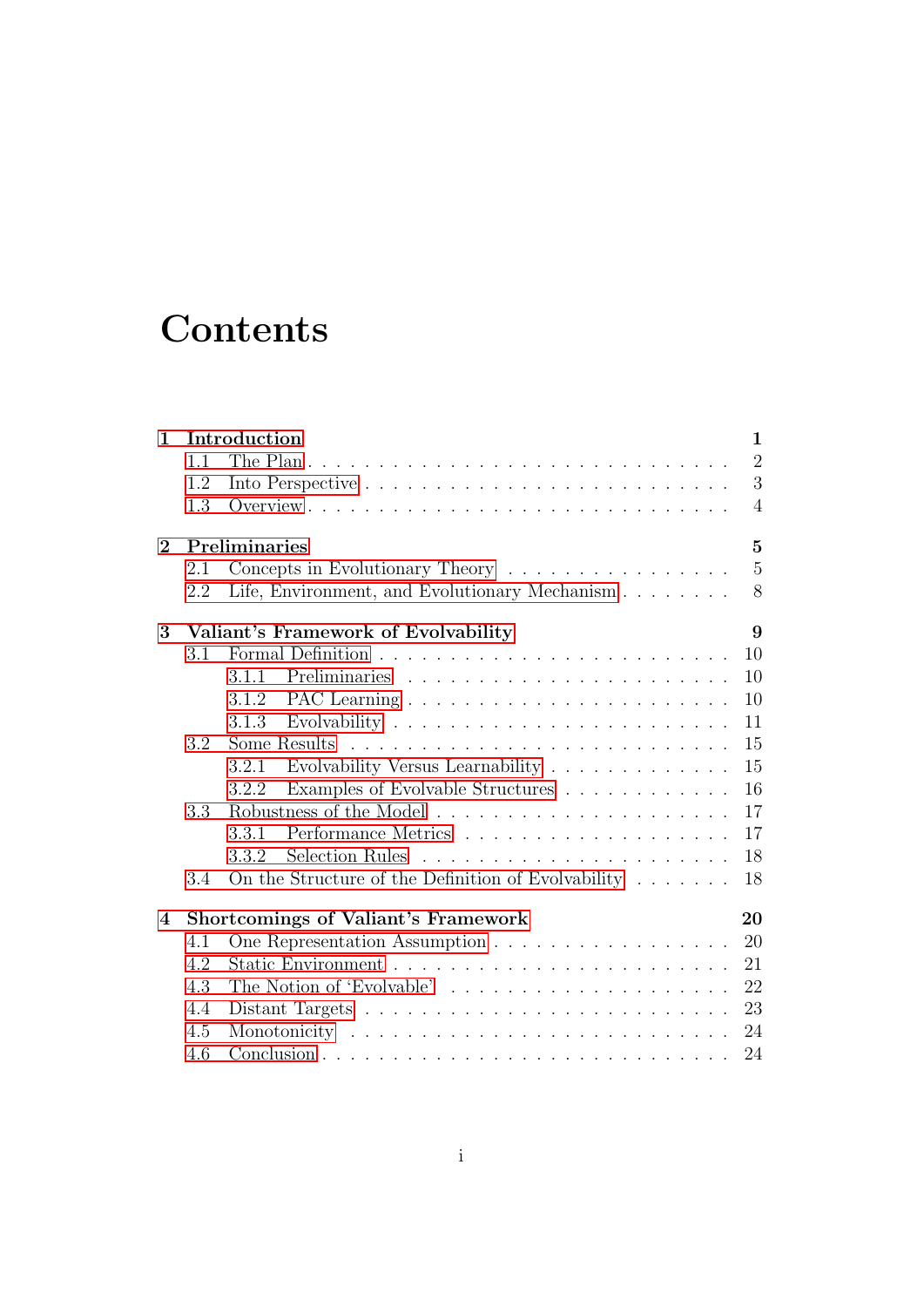# Contents

**1 Introduction** **1**
- 1.1 The Plan . . . 2
- 1.2 Into Perspective . . . 3
- 1.3 Overview . . . 4

**2 Preliminaries** **5**
- 2.1 Concepts in Evolutionary Theory . . . 5
- 2.2 Life, Environment, and Evolutionary Mechanism . . . 8

**3 Valiant's Framework of Evolvability** **9**
- 3.1 Formal Definition . . . 10
  - 3.1.1 Preliminaries . . . 10
  - 3.1.2 PAC Learning . . . 10
  - 3.1.3 Evolvability . . . 11
- 3.2 Some Results . . . 15
  - 3.2.1 Evolvability Versus Learnability . . . 15
  - 3.2.2 Examples of Evolvable Structures . . . 16
- 3.3 Robustness of the Model . . . 17
  - 3.3.1 Performance Metrics . . . 17
  - 3.3.2 Selection Rules . . . 18
- 3.4 On the Structure of the Definition of Evolvability . . . 18

**4 Shortcomings of Valiant's Framework** **20**
- 4.1 One Representation Assumption . . . 20
- 4.2 Static Environment . . . 21
- 4.3 The Notion of 'Evolvable' . . . 22
- 4.4 Distant Targets . . . 23
- 4.5 Monotonicity . . . 24
- 4.6 Conclusion . . . 24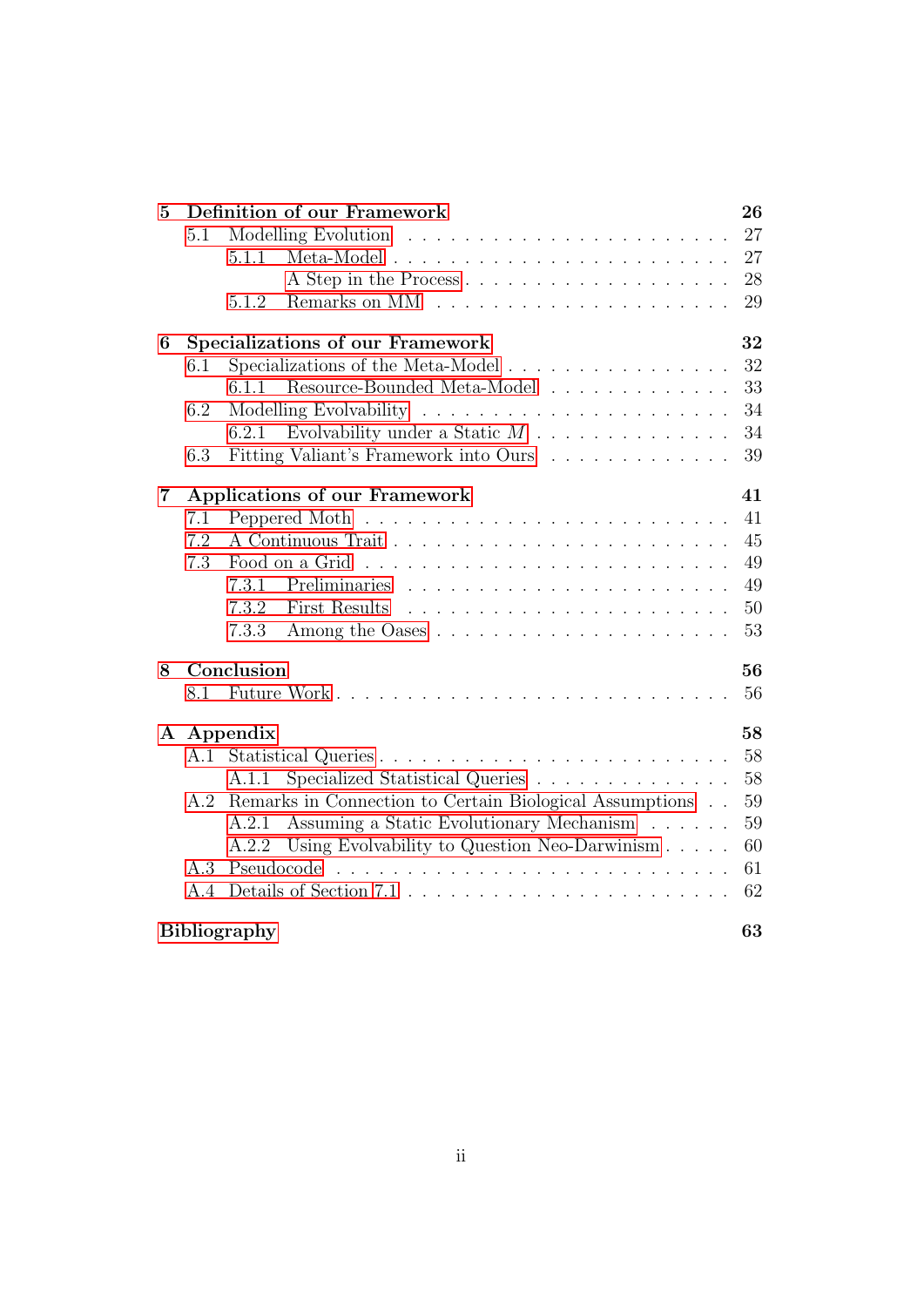**5 Definition of our Framework** **26**

- 5.1 Modelling Evolution . . . 27
  - 5.1.1 Meta-Model . . . 27
    - A Step in the Process . . . 28
  - 5.1.2 Remarks on MM . . . 29

**6 Specializations of our Framework** **32**

- 6.1 Specializations of the Meta-Model . . . 32
  - 6.1.1 Resource-Bounded Meta-Model . . . 33
- 6.2 Modelling Evolvability . . . 34
  - 6.2.1 Evolvability under a Static $M$ . . . 34
- 6.3 Fitting Valiant's Framework into Ours . . . 39

**7 Applications of our Framework** **41**

- 7.1 Peppered Moth . . . 41
- 7.2 A Continuous Trait . . . 45
- 7.3 Food on a Grid . . . 49
  - 7.3.1 Preliminaries . . . 49
  - 7.3.2 First Results . . . 50
  - 7.3.3 Among the Oases . . . 53

**8 Conclusion** **56**

- 8.1 Future Work . . . 56

**A Appendix** **58**

- A.1 Statistical Queries . . . 58
  - A.1.1 Specialized Statistical Queries . . . 58
- A.2 Remarks in Connection to Certain Biological Assumptions . . . 59
  - A.2.1 Assuming a Static Evolutionary Mechanism . . . 59
  - A.2.2 Using Evolvability to Question Neo-Darwinism . . . 60
- A.3 Pseudocode . . . 61
- A.4 Details of Section 7.1 . . . 62

**Bibliography** **63**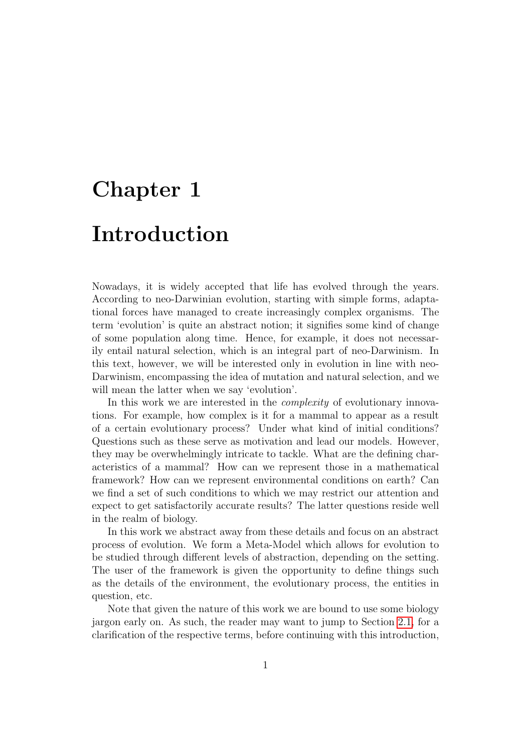# Chapter 1

# Introduction

Nowadays, it is widely accepted that life has evolved through the years. According to neo-Darwinian evolution, starting with simple forms, adaptational forces have managed to create increasingly complex organisms. The term 'evolution' is quite an abstract notion; it signifies some kind of change of some population along time. Hence, for example, it does not necessarily entail natural selection, which is an integral part of neo-Darwinism. In this text, however, we will be interested only in evolution in line with neo-Darwinism, encompassing the idea of mutation and natural selection, and we will mean the latter when we say 'evolution'.

In this work we are interested in the *complexity* of evolutionary innovations. For example, how complex is it for a mammal to appear as a result of a certain evolutionary process? Under what kind of initial conditions? Questions such as these serve as motivation and lead our models. However, they may be overwhelmingly intricate to tackle. What are the defining characteristics of a mammal? How can we represent those in a mathematical framework? How can we represent environmental conditions on earth? Can we find a set of such conditions to which we may restrict our attention and expect to get satisfactorily accurate results? The latter questions reside well in the realm of biology.

In this work we abstract away from these details and focus on an abstract process of evolution. We form a Meta-Model which allows for evolution to be studied through different levels of abstraction, depending on the setting. The user of the framework is given the opportunity to define things such as the details of the environment, the evolutionary process, the entities in question, etc.

Note that given the nature of this work we are bound to use some biology jargon early on. As such, the reader may want to jump to Section 2.1, for a clarification of the respective terms, before continuing with this introduction,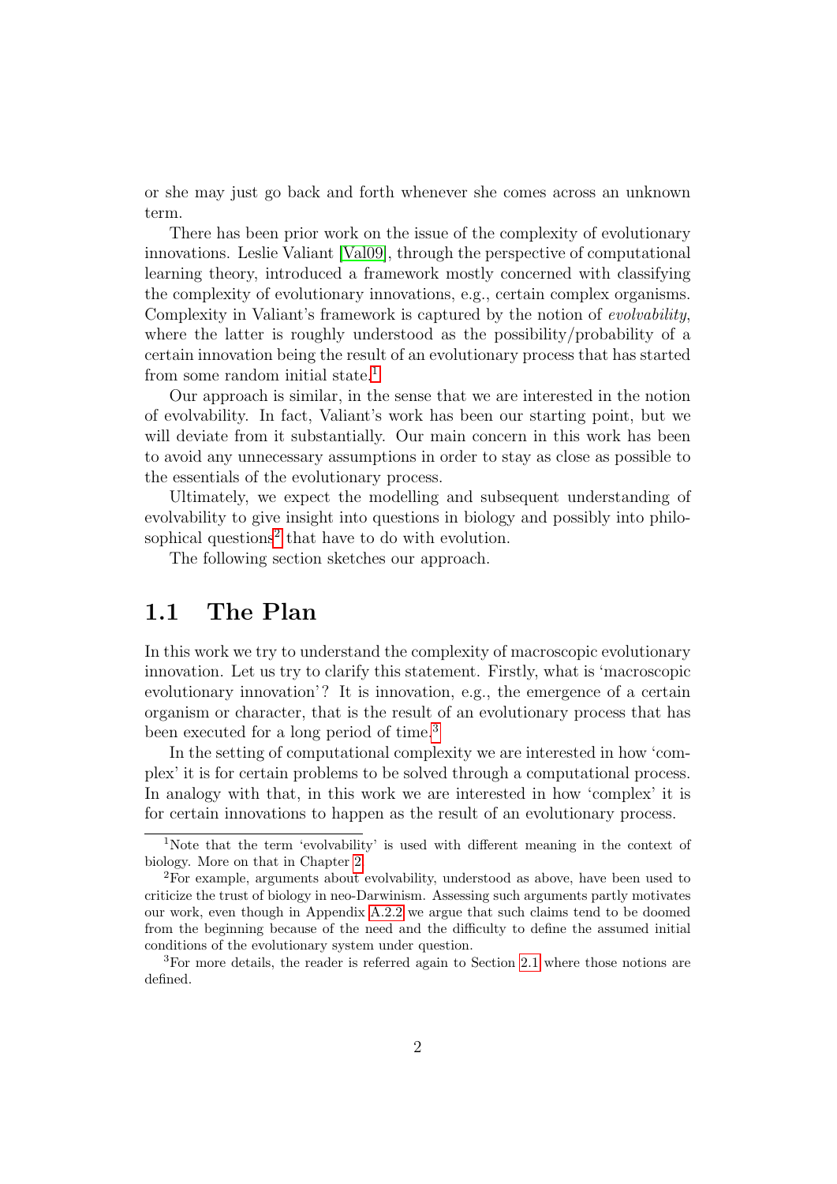or she may just go back and forth whenever she comes across an unknown term.

There has been prior work on the issue of the complexity of evolutionary innovations. Leslie Valiant [Val09], through the perspective of computational learning theory, introduced a framework mostly concerned with classifying the complexity of evolutionary innovations, e.g., certain complex organisms. Complexity in Valiant's framework is captured by the notion of *evolvability*, where the latter is roughly understood as the possibility/probability of a certain innovation being the result of an evolutionary process that has started from some random initial state.[1]

Our approach is similar, in the sense that we are interested in the notion of evolvability. In fact, Valiant's work has been our starting point, but we will deviate from it substantially. Our main concern in this work has been to avoid any unnecessary assumptions in order to stay as close as possible to the essentials of the evolutionary process.

Ultimately, we expect the modelling and subsequent understanding of evolvability to give insight into questions in biology and possibly into philosophical questions[2] that have to do with evolution.

The following section sketches our approach.

## 1.1 The Plan

In this work we try to understand the complexity of macroscopic evolutionary innovation. Let us try to clarify this statement. Firstly, what is 'macroscopic evolutionary innovation'? It is innovation, e.g., the emergence of a certain organism or character, that is the result of an evolutionary process that has been executed for a long period of time.[3]

In the setting of computational complexity we are interested in how 'complex' it is for certain problems to be solved through a computational process. In analogy with that, in this work we are interested in how 'complex' it is for certain innovations to happen as the result of an evolutionary process.

---

[1] Note that the term 'evolvability' is used with different meaning in the context of biology. More on that in Chapter 2.

[2] For example, arguments about evolvability, understood as above, have been used to criticize the trust of biology in neo-Darwinism. Assessing such arguments partly motivates our work, even though in Appendix A.2.2 we argue that such claims tend to be doomed from the beginning because of the need and the difficulty to define the assumed initial conditions of the evolutionary system under question.

[3] For more details, the reader is referred again to Section 2.1 where those notions are defined.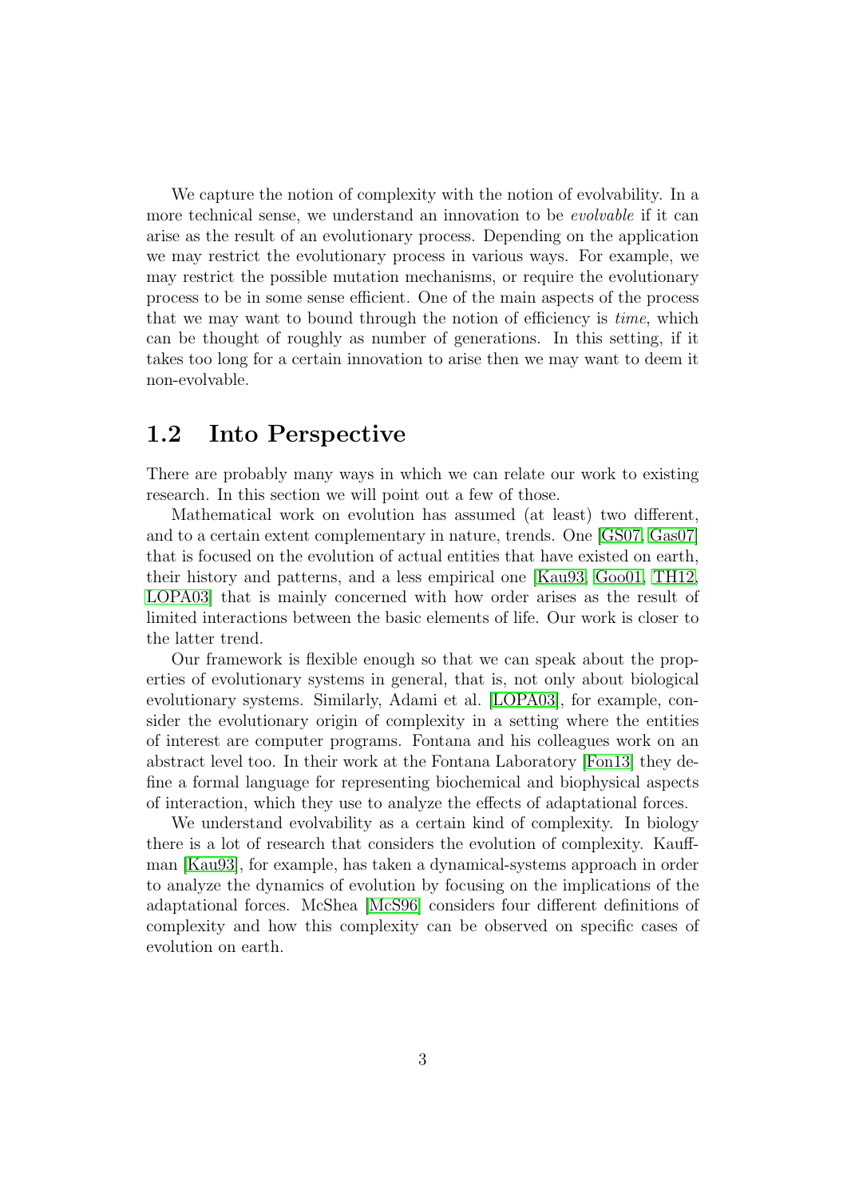We capture the notion of complexity with the notion of evolvability. In a more technical sense, we understand an innovation to be *evolvable* if it can arise as the result of an evolutionary process. Depending on the application we may restrict the evolutionary process in various ways. For example, we may restrict the possible mutation mechanisms, or require the evolutionary process to be in some sense efficient. One of the main aspects of the process that we may want to bound through the notion of efficiency is *time*, which can be thought of roughly as number of generations. In this setting, if it takes too long for a certain innovation to arise then we may want to deem it non-evolvable.

## 1.2 Into Perspective

There are probably many ways in which we can relate our work to existing research. In this section we will point out a few of those.

Mathematical work on evolution has assumed (at least) two different, and to a certain extent complementary in nature, trends. One [GS07, Gas07] that is focused on the evolution of actual entities that have existed on earth, their history and patterns, and a less empirical one [Kau93, Goo01, TH12, LOPA03] that is mainly concerned with how order arises as the result of limited interactions between the basic elements of life. Our work is closer to the latter trend.

Our framework is flexible enough so that we can speak about the properties of evolutionary systems in general, that is, not only about biological evolutionary systems. Similarly, Adami et al. [LOPA03], for example, consider the evolutionary origin of complexity in a setting where the entities of interest are computer programs. Fontana and his colleagues work on an abstract level too. In their work at the Fontana Laboratory [Fon13] they define a formal language for representing biochemical and biophysical aspects of interaction, which they use to analyze the effects of adaptational forces.

We understand evolvability as a certain kind of complexity. In biology there is a lot of research that considers the evolution of complexity. Kauffman [Kau93], for example, has taken a dynamical-systems approach in order to analyze the dynamics of evolution by focusing on the implications of the adaptational forces. McShea [McS96] considers four different definitions of complexity and how this complexity can be observed on specific cases of evolution on earth.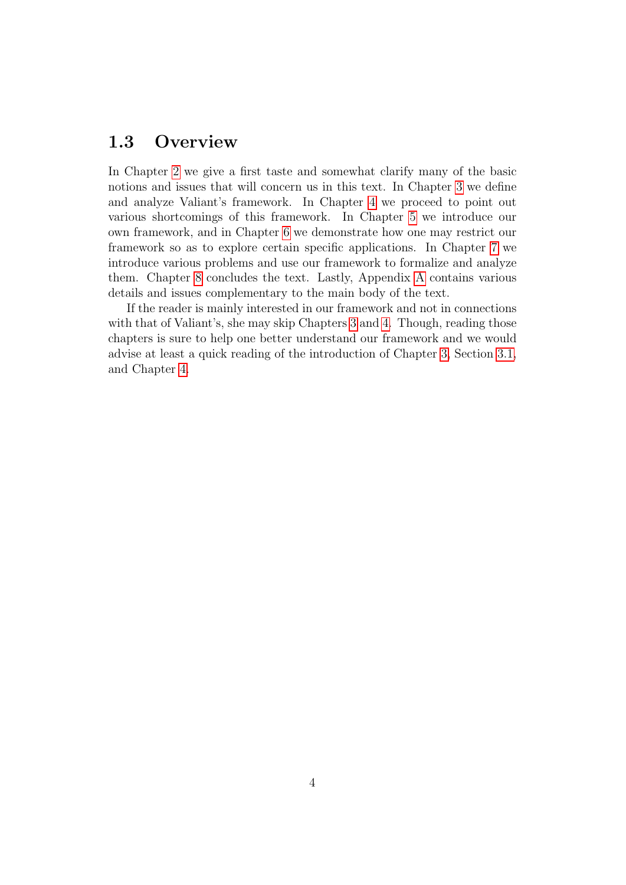## 1.3 Overview

In Chapter 2 we give a first taste and somewhat clarify many of the basic notions and issues that will concern us in this text. In Chapter 3 we define and analyze Valiant's framework. In Chapter 4 we proceed to point out various shortcomings of this framework. In Chapter 5 we introduce our own framework, and in Chapter 6 we demonstrate how one may restrict our framework so as to explore certain specific applications. In Chapter 7 we introduce various problems and use our framework to formalize and analyze them. Chapter 8 concludes the text. Lastly, Appendix A contains various details and issues complementary to the main body of the text.

If the reader is mainly interested in our framework and not in connections with that of Valiant's, she may skip Chapters 3 and 4. Though, reading those chapters is sure to help one better understand our framework and we would advise at least a quick reading of the introduction of Chapter 3, Section 3.1, and Chapter 4.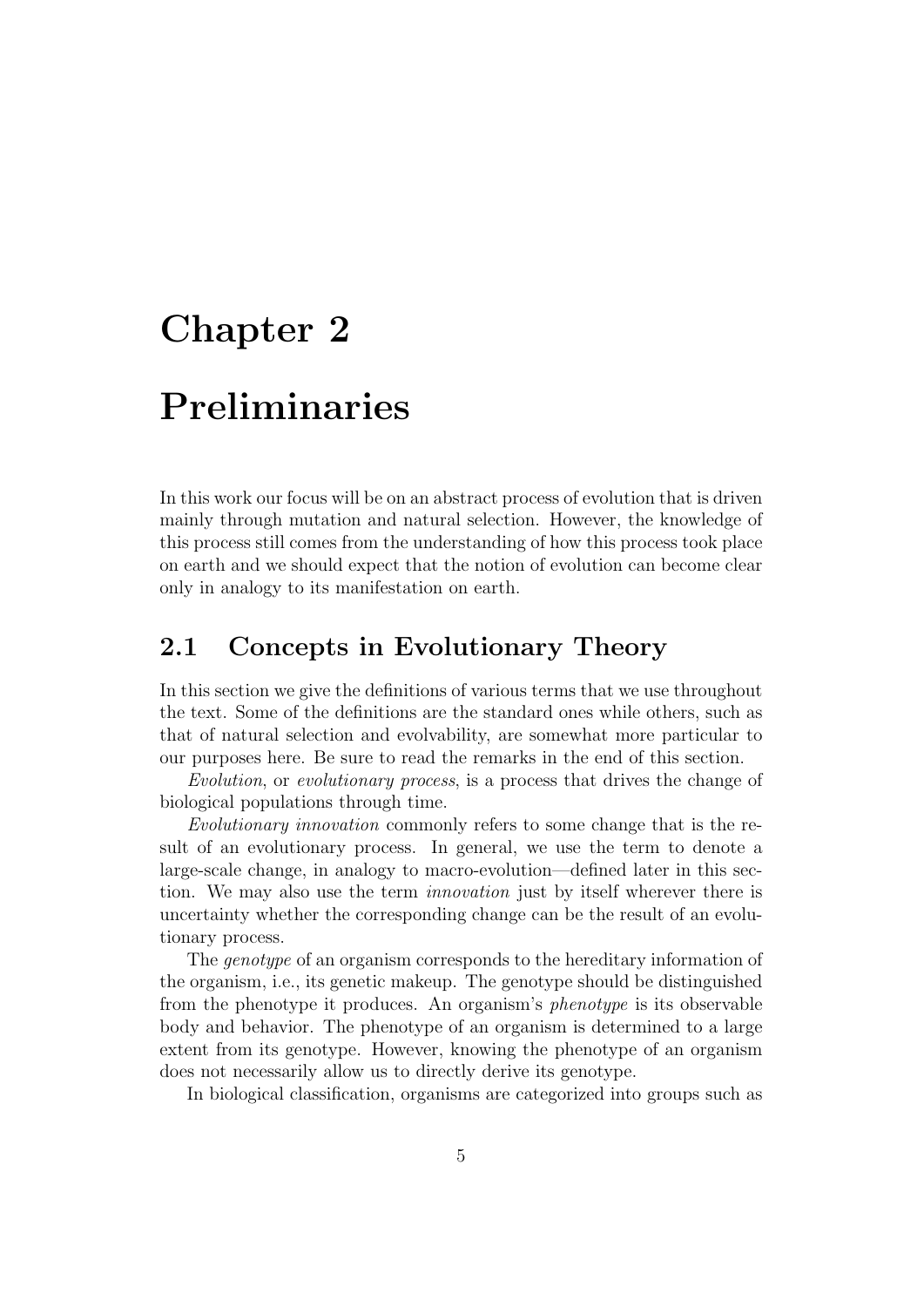# Chapter 2

# Preliminaries

In this work our focus will be on an abstract process of evolution that is driven mainly through mutation and natural selection. However, the knowledge of this process still comes from the understanding of how this process took place on earth and we should expect that the notion of evolution can become clear only in analogy to its manifestation on earth.

## 2.1 Concepts in Evolutionary Theory

In this section we give the definitions of various terms that we use throughout the text. Some of the definitions are the standard ones while others, such as that of natural selection and evolvability, are somewhat more particular to our purposes here. Be sure to read the remarks in the end of this section.

*Evolution*, or *evolutionary process*, is a process that drives the change of biological populations through time.

*Evolutionary innovation* commonly refers to some change that is the result of an evolutionary process. In general, we use the term to denote a large-scale change, in analogy to macro-evolution—defined later in this section. We may also use the term *innovation* just by itself wherever there is uncertainty whether the corresponding change can be the result of an evolutionary process.

The *genotype* of an organism corresponds to the hereditary information of the organism, i.e., its genetic makeup. The genotype should be distinguished from the phenotype it produces. An organism's *phenotype* is its observable body and behavior. The phenotype of an organism is determined to a large extent from its genotype. However, knowing the phenotype of an organism does not necessarily allow us to directly derive its genotype.

In biological classification, organisms are categorized into groups such as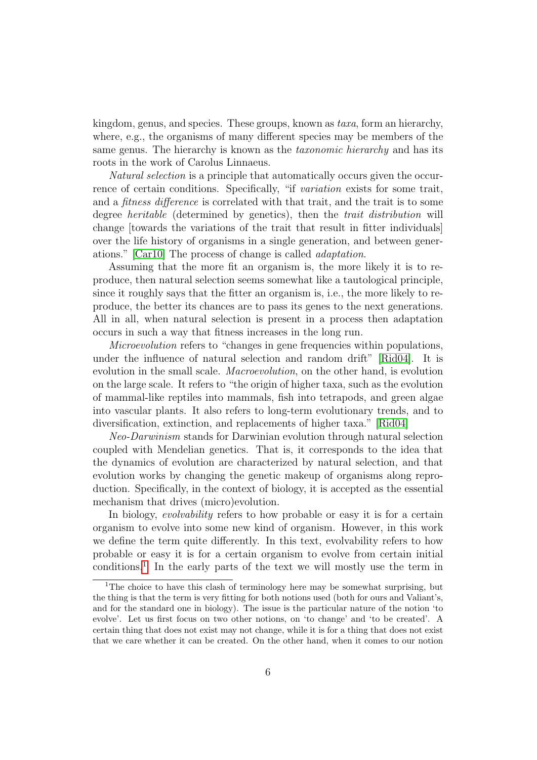kingdom, genus, and species. These groups, known as *taxa*, form an hierarchy, where, e.g., the organisms of many different species may be members of the same genus. The hierarchy is known as the *taxonomic hierarchy* and has its roots in the work of Carolus Linnaeus.

*Natural selection* is a principle that automatically occurs given the occurrence of certain conditions. Specifically, "if *variation* exists for some trait, and a *fitness difference* is correlated with that trait, and the trait is to some degree *heritable* (determined by genetics), then the *trait distribution* will change [towards the variations of the trait that result in fitter individuals] over the life history of organisms in a single generation, and between generations." [Car10] The process of change is called *adaptation*.

Assuming that the more fit an organism is, the more likely it is to reproduce, then natural selection seems somewhat like a tautological principle, since it roughly says that the fitter an organism is, i.e., the more likely to reproduce, the better its chances are to pass its genes to the next generations. All in all, when natural selection is present in a process then adaptation occurs in such a way that fitness increases in the long run.

*Microevolution* refers to "changes in gene frequencies within populations, under the influence of natural selection and random drift" [Rid04]. It is evolution in the small scale. *Macroevolution*, on the other hand, is evolution on the large scale. It refers to "the origin of higher taxa, such as the evolution of mammal-like reptiles into mammals, fish into tetrapods, and green algae into vascular plants. It also refers to long-term evolutionary trends, and to diversification, extinction, and replacements of higher taxa." [Rid04]

*Neo-Darwinism* stands for Darwinian evolution through natural selection coupled with Mendelian genetics. That is, it corresponds to the idea that the dynamics of evolution are characterized by natural selection, and that evolution works by changing the genetic makeup of organisms along reproduction. Specifically, in the context of biology, it is accepted as the essential mechanism that drives (micro)evolution.

In biology, *evolvability* refers to how probable or easy it is for a certain organism to evolve into some new kind of organism. However, in this work we define the term quite differently. In this text, evolvability refers to how probable or easy it is for a certain organism to evolve from certain initial conditions.[1] In the early parts of the text we will mostly use the term in

[1] The choice to have this clash of terminology here may be somewhat surprising, but the thing is that the term is very fitting for both notions used (both for ours and Valiant's, and for the standard one in biology). The issue is the particular nature of the notion 'to evolve'. Let us first focus on two other notions, on 'to change' and 'to be created'. A certain thing that does not exist may not change, while it is for a thing that does not exist that we care whether it can be created. On the other hand, when it comes to our notion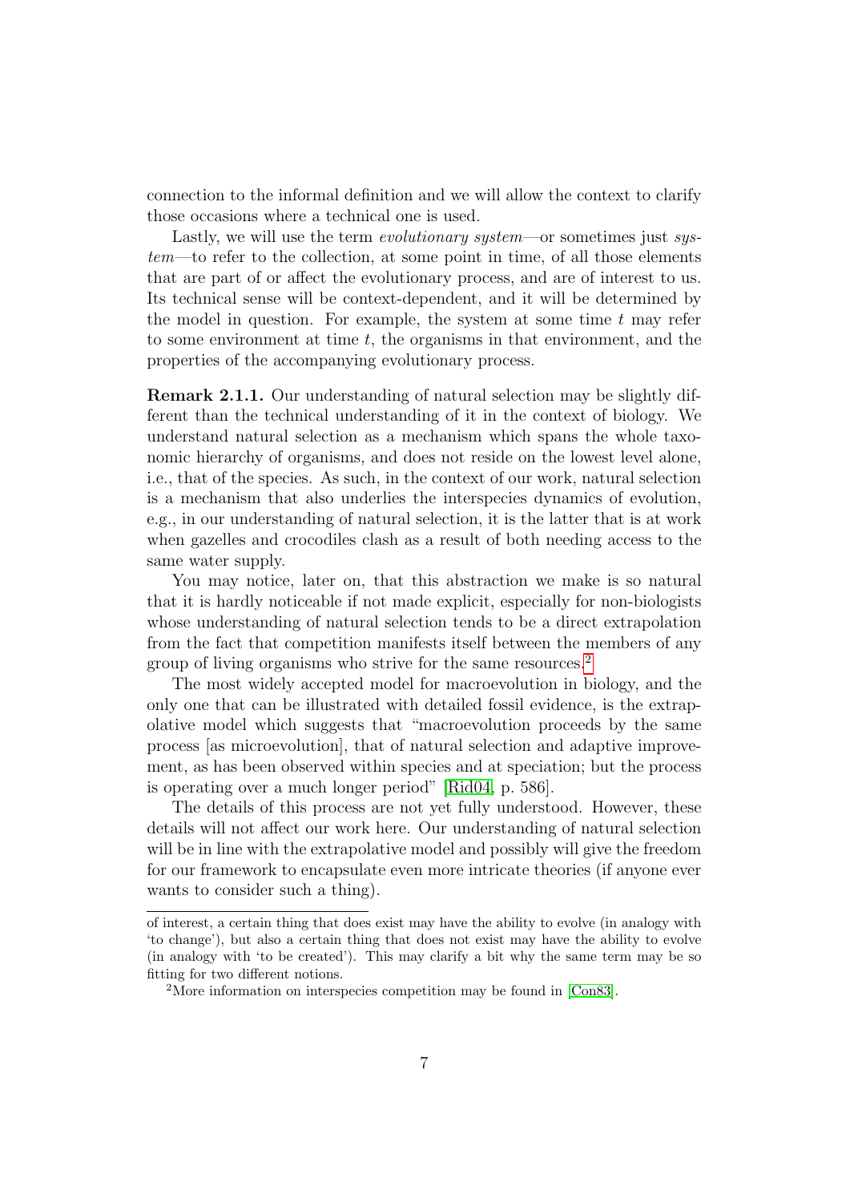connection to the informal definition and we will allow the context to clarify those occasions where a technical one is used.

Lastly, we will use the term *evolutionary system*—or sometimes just *system*—to refer to the collection, at some point in time, of all those elements that are part of or affect the evolutionary process, and are of interest to us. Its technical sense will be context-dependent, and it will be determined by the model in question. For example, the system at some time $t$ may refer to some environment at time $t$, the organisms in that environment, and the properties of the accompanying evolutionary process.

**Remark 2.1.1.** Our understanding of natural selection may be slightly different than the technical understanding of it in the context of biology. We understand natural selection as a mechanism which spans the whole taxonomic hierarchy of organisms, and does not reside on the lowest level alone, i.e., that of the species. As such, in the context of our work, natural selection is a mechanism that also underlies the interspecies dynamics of evolution, e.g., in our understanding of natural selection, it is the latter that is at work when gazelles and crocodiles clash as a result of both needing access to the same water supply.

You may notice, later on, that this abstraction we make is so natural that it is hardly noticeable if not made explicit, especially for non-biologists whose understanding of natural selection tends to be a direct extrapolation from the fact that competition manifests itself between the members of any group of living organisms who strive for the same resources.[2]

The most widely accepted model for macroevolution in biology, and the only one that can be illustrated with detailed fossil evidence, is the extrapolative model which suggests that "macroevolution proceeds by the same process [as microevolution], that of natural selection and adaptive improvement, as has been observed within species and at speciation; but the process is operating over a much longer period" [Rid04, p. 586].

The details of this process are not yet fully understood. However, these details will not affect our work here. Our understanding of natural selection will be in line with the extrapolative model and possibly will give the freedom for our framework to encapsulate even more intricate theories (if anyone ever wants to consider such a thing).

of interest, a certain thing that does exist may have the ability to evolve (in analogy with 'to change'), but also a certain thing that does not exist may have the ability to evolve (in analogy with 'to be created'). This may clarify a bit why the same term may be so fitting for two different notions.

[2] More information on interspecies competition may be found in [Con83].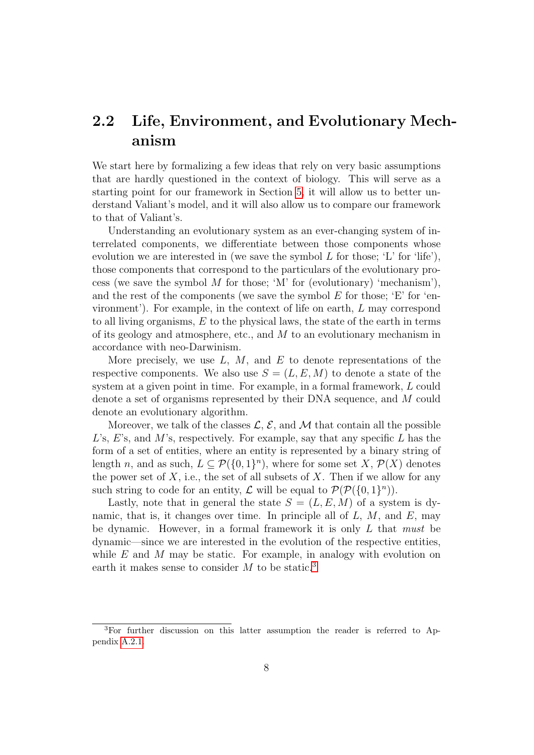## 2.2 Life, Environment, and Evolutionary Mechanism

We start here by formalizing a few ideas that rely on very basic assumptions that are hardly questioned in the context of biology. This will serve as a starting point for our framework in Section 5, it will allow us to better understand Valiant's model, and it will also allow us to compare our framework to that of Valiant's.

Understanding an evolutionary system as an ever-changing system of interrelated components, we differentiate between those components whose evolution we are interested in (we save the symbol $L$ for those; 'L' for 'life'), those components that correspond to the particulars of the evolutionary process (we save the symbol $M$ for those; 'M' for (evolutionary) 'mechanism'), and the rest of the components (we save the symbol $E$ for those; 'E' for 'environment'). For example, in the context of life on earth, $L$ may correspond to all living organisms, $E$ to the physical laws, the state of the earth in terms of its geology and atmosphere, etc., and $M$ to an evolutionary mechanism in accordance with neo-Darwinism.

More precisely, we use $L$, $M$, and $E$ to denote representations of the respective components. We also use $S = (L, E, M)$ to denote a state of the system at a given point in time. For example, in a formal framework, $L$ could denote a set of organisms represented by their DNA sequence, and $M$ could denote an evolutionary algorithm.

Moreover, we talk of the classes $\mathcal{L}$, $\mathcal{E}$, and $\mathcal{M}$ that contain all the possible $L$'s, $E$'s, and $M$'s, respectively. For example, say that any specific $L$ has the form of a set of entities, where an entity is represented by a binary string of length $n$, and as such, $L \subseteq \mathcal{P}(\{0,1\}^n)$, where for some set $X$, $\mathcal{P}(X)$ denotes the power set of $X$, i.e., the set of all subsets of $X$. Then if we allow for any such string to code for an entity, $\mathcal{L}$ will be equal to $\mathcal{P}(\mathcal{P}(\{0,1\}^n))$.

Lastly, note that in general the state $S = (L, E, M)$ of a system is dynamic, that is, it changes over time. In principle all of $L$, $M$, and $E$, may be dynamic. However, in a formal framework it is only $L$ that *must* be dynamic—since we are interested in the evolution of the respective entities, while $E$ and $M$ may be static. For example, in analogy with evolution on earth it makes sense to consider $M$ to be static.[3]

[3]For further discussion on this latter assumption the reader is referred to Appendix A.2.1.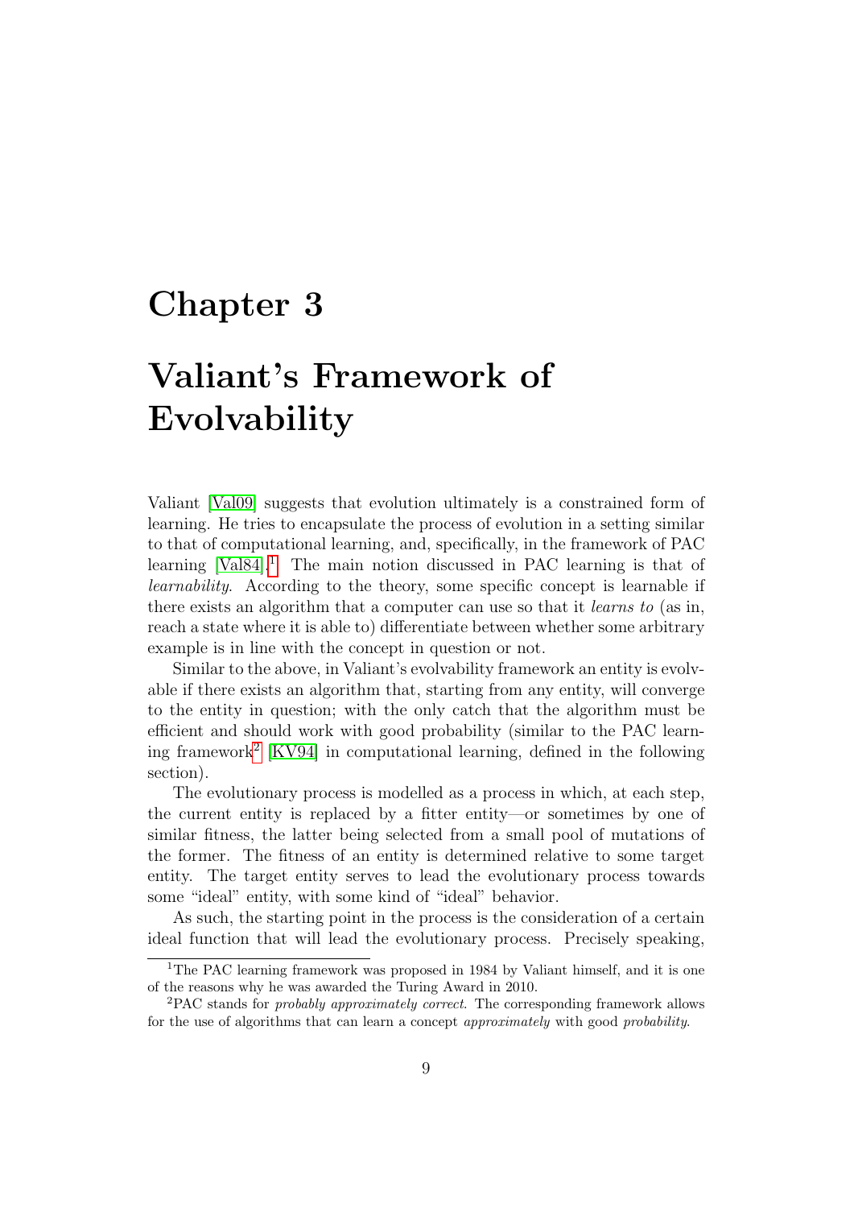# Chapter 3

# Valiant's Framework of Evolvability

Valiant [Val09] suggests that evolution ultimately is a constrained form of learning. He tries to encapsulate the process of evolution in a setting similar to that of computational learning, and, specifically, in the framework of PAC learning [Val84].[1] The main notion discussed in PAC learning is that of *learnability*. According to the theory, some specific concept is learnable if there exists an algorithm that a computer can use so that it *learns to* (as in, reach a state where it is able to) differentiate between whether some arbitrary example is in line with the concept in question or not.

Similar to the above, in Valiant's evolvability framework an entity is evolvable if there exists an algorithm that, starting from any entity, will converge to the entity in question; with the only catch that the algorithm must be efficient and should work with good probability (similar to the PAC learning framework[2] [KV94] in computational learning, defined in the following section).

The evolutionary process is modelled as a process in which, at each step, the current entity is replaced by a fitter entity—or sometimes by one of similar fitness, the latter being selected from a small pool of mutations of the former. The fitness of an entity is determined relative to some target entity. The target entity serves to lead the evolutionary process towards some "ideal" entity, with some kind of "ideal" behavior.

As such, the starting point in the process is the consideration of a certain ideal function that will lead the evolutionary process. Precisely speaking,

[1] The PAC learning framework was proposed in 1984 by Valiant himself, and it is one of the reasons why he was awarded the Turing Award in 2010.

[2] PAC stands for *probably approximately correct*. The corresponding framework allows for the use of algorithms that can learn a concept *approximately* with good *probability*.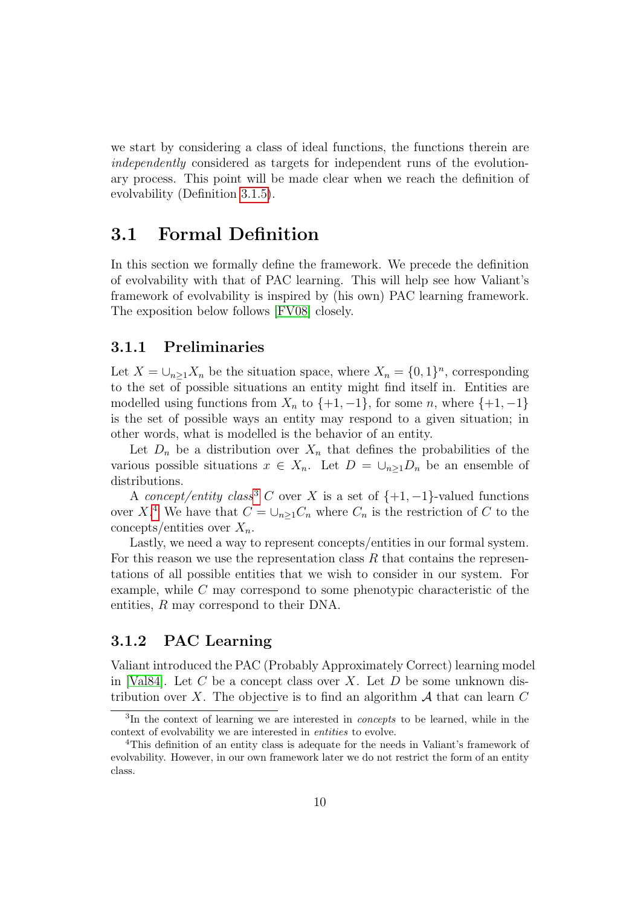we start by considering a class of ideal functions, the functions therein are *independently* considered as targets for independent runs of the evolutionary process. This point will be made clear when we reach the definition of evolvability (Definition 3.1.5).

## 3.1 Formal Definition

In this section we formally define the framework. We precede the definition of evolvability with that of PAC learning. This will help see how Valiant's framework of evolvability is inspired by (his own) PAC learning framework. The exposition below follows [FV08] closely.

### 3.1.1 Preliminaries

Let $X = \cup_{n \geq 1} X_n$ be the situation space, where $X_n = \{0, 1\}^n$, corresponding to the set of possible situations an entity might find itself in. Entities are modelled using functions from $X_n$ to $\{+1, -1\}$, for some $n$, where $\{+1, -1\}$ is the set of possible ways an entity may respond to a given situation; in other words, what is modelled is the behavior of an entity.

Let $D_n$ be a distribution over $X_n$ that defines the probabilities of the various possible situations $x \in X_n$. Let $D = \cup_{n \geq 1} D_n$ be an ensemble of distributions.

A *concept/entity class*[3] $C$ over $X$ is a set of $\{+1, -1\}$-valued functions over $X$.[4] We have that $C = \cup_{n \geq 1} C_n$ where $C_n$ is the restriction of $C$ to the concepts/entities over $X_n$.

Lastly, we need a way to represent concepts/entities in our formal system. For this reason we use the representation class $R$ that contains the representations of all possible entities that we wish to consider in our system. For example, while $C$ may correspond to some phenotypic characteristic of the entities, $R$ may correspond to their DNA.

### 3.1.2 PAC Learning

Valiant introduced the PAC (Probably Approximately Correct) learning model in [Val84]. Let $C$ be a concept class over $X$. Let $D$ be some unknown distribution over $X$. The objective is to find an algorithm $\mathcal{A}$ that can learn $C$

---

[3] In the context of learning we are interested in *concepts* to be learned, while in the context of evolvability we are interested in *entities* to evolve.

[4] This definition of an entity class is adequate for the needs in Valiant's framework of evolvability. However, in our own framework later we do not restrict the form of an entity class.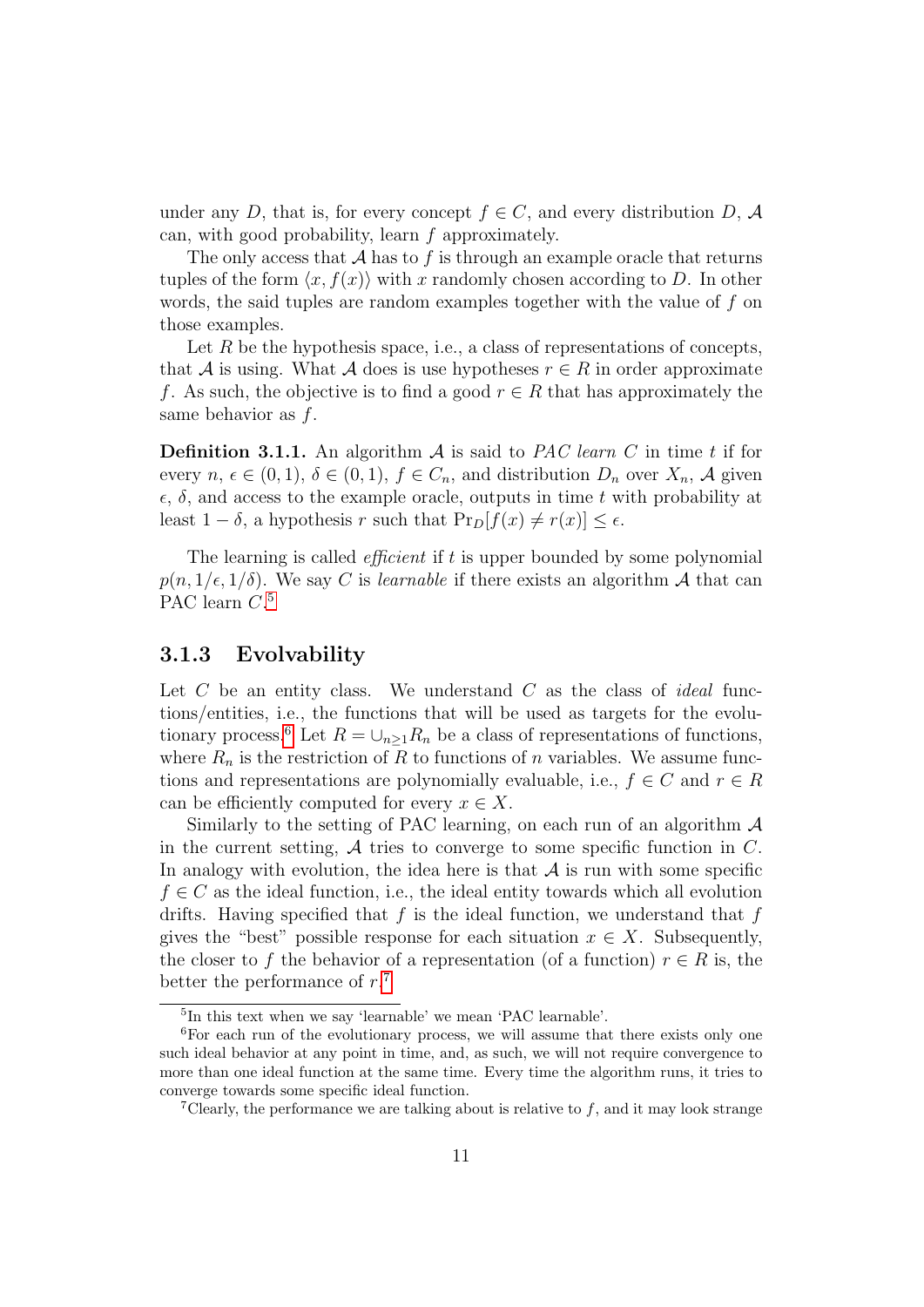under any $D$, that is, for every concept $f \in C$, and every distribution $D$, $\mathcal{A}$ can, with good probability, learn $f$ approximately.

The only access that $\mathcal{A}$ has to $f$ is through an example oracle that returns tuples of the form $\langle x, f(x) \rangle$ with $x$ randomly chosen according to $D$. In other words, the said tuples are random examples together with the value of $f$ on those examples.

Let $R$ be the hypothesis space, i.e., a class of representations of concepts, that $\mathcal{A}$ is using. What $\mathcal{A}$ does is use hypotheses $r \in R$ in order approximate $f$. As such, the objective is to find a good $r \in R$ that has approximately the same behavior as $f$.

**Definition 3.1.1.** An algorithm $\mathcal{A}$ is said to *PAC learn* $C$ in time $t$ if for every $n$, $\epsilon \in (0, 1)$, $\delta \in (0, 1)$, $f \in C_n$, and distribution $D_n$ over $X_n$, $\mathcal{A}$ given $\epsilon$, $\delta$, and access to the example oracle, outputs in time $t$ with probability at least $1 - \delta$, a hypothesis $r$ such that $\Pr_D[f(x) \neq r(x)] \leq \epsilon$.

The learning is called *efficient* if $t$ is upper bounded by some polynomial $p(n, 1/\epsilon, 1/\delta)$. We say $C$ is *learnable* if there exists an algorithm $\mathcal{A}$ that can PAC learn $C$.[5]

### 3.1.3 Evolvability

Let $C$ be an entity class. We understand $C$ as the class of *ideal* functions/entities, i.e., the functions that will be used as targets for the evolutionary process.[6] Let $R = \cup_{n \geq 1} R_n$ be a class of representations of functions, where $R_n$ is the restriction of $R$ to functions of $n$ variables. We assume functions and representations are polynomially evaluable, i.e., $f \in C$ and $r \in R$ can be efficiently computed for every $x \in X$.

Similarly to the setting of PAC learning, on each run of an algorithm $\mathcal{A}$ in the current setting, $\mathcal{A}$ tries to converge to some specific function in $C$. In analogy with evolution, the idea here is that $\mathcal{A}$ is run with some specific $f \in C$ as the ideal function, i.e., the ideal entity towards which all evolution drifts. Having specified that $f$ is the ideal function, we understand that $f$ gives the "best" possible response for each situation $x \in X$. Subsequently, the closer to $f$ the behavior of a representation (of a function) $r \in R$ is, the better the performance of $r$.[7]

---

[5] In this text when we say 'learnable' we mean 'PAC learnable'.

[6] For each run of the evolutionary process, we will assume that there exists only one such ideal behavior at any point in time, and, as such, we will not require convergence to more than one ideal function at the same time. Every time the algorithm runs, it tries to converge towards some specific ideal function.

[7] Clearly, the performance we are talking about is relative to $f$, and it may look strange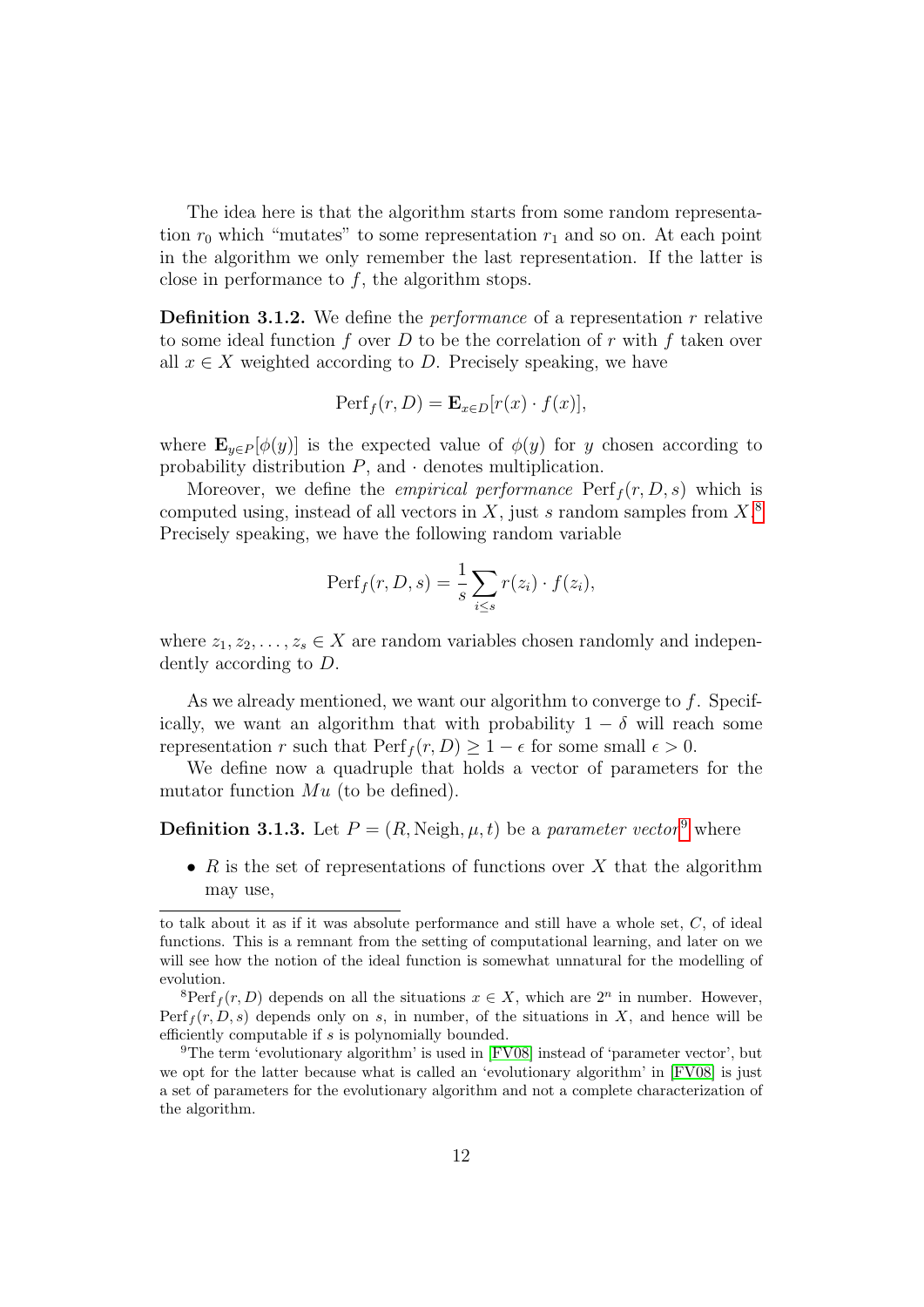The idea here is that the algorithm starts from some random representation $r_0$ which "mutates" to some representation $r_1$ and so on. At each point in the algorithm we only remember the last representation. If the latter is close in performance to $f$, the algorithm stops.

**Definition 3.1.2.** We define the *performance* of a representation $r$ relative to some ideal function $f$ over $D$ to be the correlation of $r$ with $f$ taken over all $x \in X$ weighted according to $D$. Precisely speaking, we have

$$\mathrm{Perf}_f(r, D) = \mathbf{E}_{x \in D}[r(x) \cdot f(x)],$$

where $\mathbf{E}_{y \in P}[\phi(y)]$ is the expected value of $\phi(y)$ for $y$ chosen according to probability distribution $P$, and $\cdot$ denotes multiplication.

Moreover, we define the *empirical performance* $\mathrm{Perf}_f(r, D, s)$ which is computed using, instead of all vectors in $X$, just $s$ random samples from $X$.[8] Precisely speaking, we have the following random variable

$$\mathrm{Perf}_f(r, D, s) = \frac{1}{s} \sum_{i \le s} r(z_i) \cdot f(z_i),$$

where $z_1, z_2, \ldots, z_s \in X$ are random variables chosen randomly and independently according to $D$.

As we already mentioned, we want our algorithm to converge to $f$. Specifically, we want an algorithm that with probability $1 - \delta$ will reach some representation $r$ such that $\mathrm{Perf}_f(r, D) \ge 1 - \epsilon$ for some small $\epsilon > 0$.

We define now a quadruple that holds a vector of parameters for the mutator function $Mu$ (to be defined).

**Definition 3.1.3.** Let $P = (R, \mathrm{Neigh}, \mu, t)$ be a *parameter vector*[9] where

- $R$ is the set of representations of functions over $X$ that the algorithm may use,

---

to talk about it as if it was absolute performance and still have a whole set, $C$, of ideal functions. This is a remnant from the setting of computational learning, and later on we will see how the notion of the ideal function is somewhat unnatural for the modelling of evolution.

[8] $\mathrm{Perf}_f(r, D)$ depends on all the situations $x \in X$, which are $2^n$ in number. However, $\mathrm{Perf}_f(r, D, s)$ depends only on $s$, in number, of the situations in $X$, and hence will be efficiently computable if $s$ is polynomially bounded.

[9] The term 'evolutionary algorithm' is used in [FV08] instead of 'parameter vector', but we opt for the latter because what is called an 'evolutionary algorithm' in [FV08] is just a set of parameters for the evolutionary algorithm and not a complete characterization of the algorithm.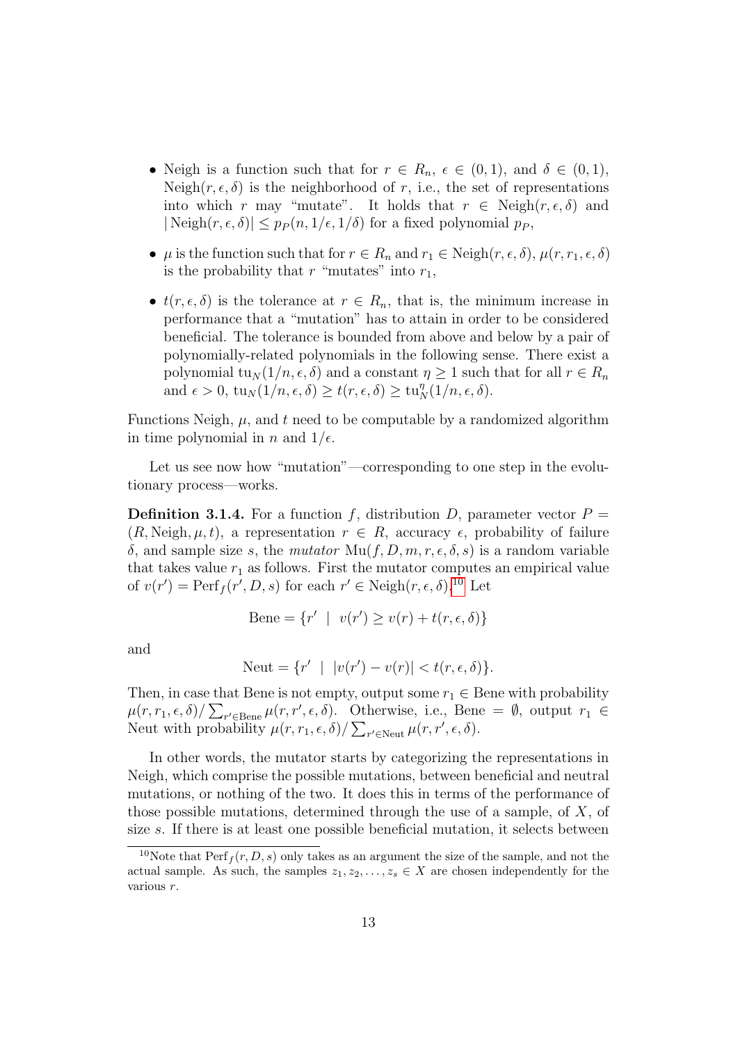- Neigh is a function such that for $r \in R_n$, $\epsilon \in (0, 1)$, and $\delta \in (0, 1)$, $\text{Neigh}(r, \epsilon, \delta)$ is the neighborhood of $r$, i.e., the set of representations into which $r$ may "mutate". It holds that $r \in \text{Neigh}(r, \epsilon, \delta)$ and $|\text{Neigh}(r, \epsilon, \delta)| \leq p_P(n, 1/\epsilon, 1/\delta)$ for a fixed polynomial $p_P$,
- $\mu$ is the function such that for $r \in R_n$ and $r_1 \in \text{Neigh}(r, \epsilon, \delta)$, $\mu(r, r_1, \epsilon, \delta)$ is the probability that $r$ "mutates" into $r_1$,
- $t(r, \epsilon, \delta)$ is the tolerance at $r \in R_n$, that is, the minimum increase in performance that a "mutation" has to attain in order to be considered beneficial. The tolerance is bounded from above and below by a pair of polynomially-related polynomials in the following sense. There exist a polynomial $\text{tu}_N(1/n, \epsilon, \delta)$ and a constant $\eta \geq 1$ such that for all $r \in R_n$ and $\epsilon > 0$, $\text{tu}_N(1/n, \epsilon, \delta) \geq t(r, \epsilon, \delta) \geq \text{tu}_N^{\eta}(1/n, \epsilon, \delta)$.

Functions Neigh, $\mu$, and $t$ need to be computable by a randomized algorithm in time polynomial in $n$ and $1/\epsilon$.

Let us see now how "mutation"—corresponding to one step in the evolutionary process—works.

**Definition 3.1.4.** For a function $f$, distribution $D$, parameter vector $P = (R, \text{Neigh}, \mu, t)$, a representation $r \in R$, accuracy $\epsilon$, probability of failure $\delta$, and sample size $s$, the *mutator* $\text{Mu}(f, D, m, r, \epsilon, \delta, s)$ is a random variable that takes value $r_1$ as follows. First the mutator computes an empirical value of $v(r') = \text{Perf}_f(r', D, s)$ for each $r' \in \text{Neigh}(r, \epsilon, \delta)$.[10] Let

$$\text{Bene} = \{r' \mid v(r') \geq v(r) + t(r, \epsilon, \delta)\}$$

and

$$\text{Neut} = \{r' \mid |v(r') - v(r)| < t(r, \epsilon, \delta)\}.$$

Then, in case that Bene is not empty, output some $r_1 \in \text{Bene}$ with probability $\mu(r, r_1, \epsilon, \delta) / \sum_{r' \in \text{Bene}} \mu(r, r', \epsilon, \delta)$. Otherwise, i.e., $\text{Bene} = \emptyset$, output $r_1 \in \text{Neut}$ with probability $\mu(r, r_1, \epsilon, \delta) / \sum_{r' \in \text{Neut}} \mu(r, r', \epsilon, \delta)$.

In other words, the mutator starts by categorizing the representations in Neigh, which comprise the possible mutations, between beneficial and neutral mutations, or nothing of the two. It does this in terms of the performance of those possible mutations, determined through the use of a sample, of $X$, of size $s$. If there is at least one possible beneficial mutation, it selects between

[10] Note that $\text{Perf}_f(r, D, s)$ only takes as an argument the size of the sample, and not the actual sample. As such, the samples $z_1, z_2, \ldots, z_s \in X$ are chosen independently for the various $r$.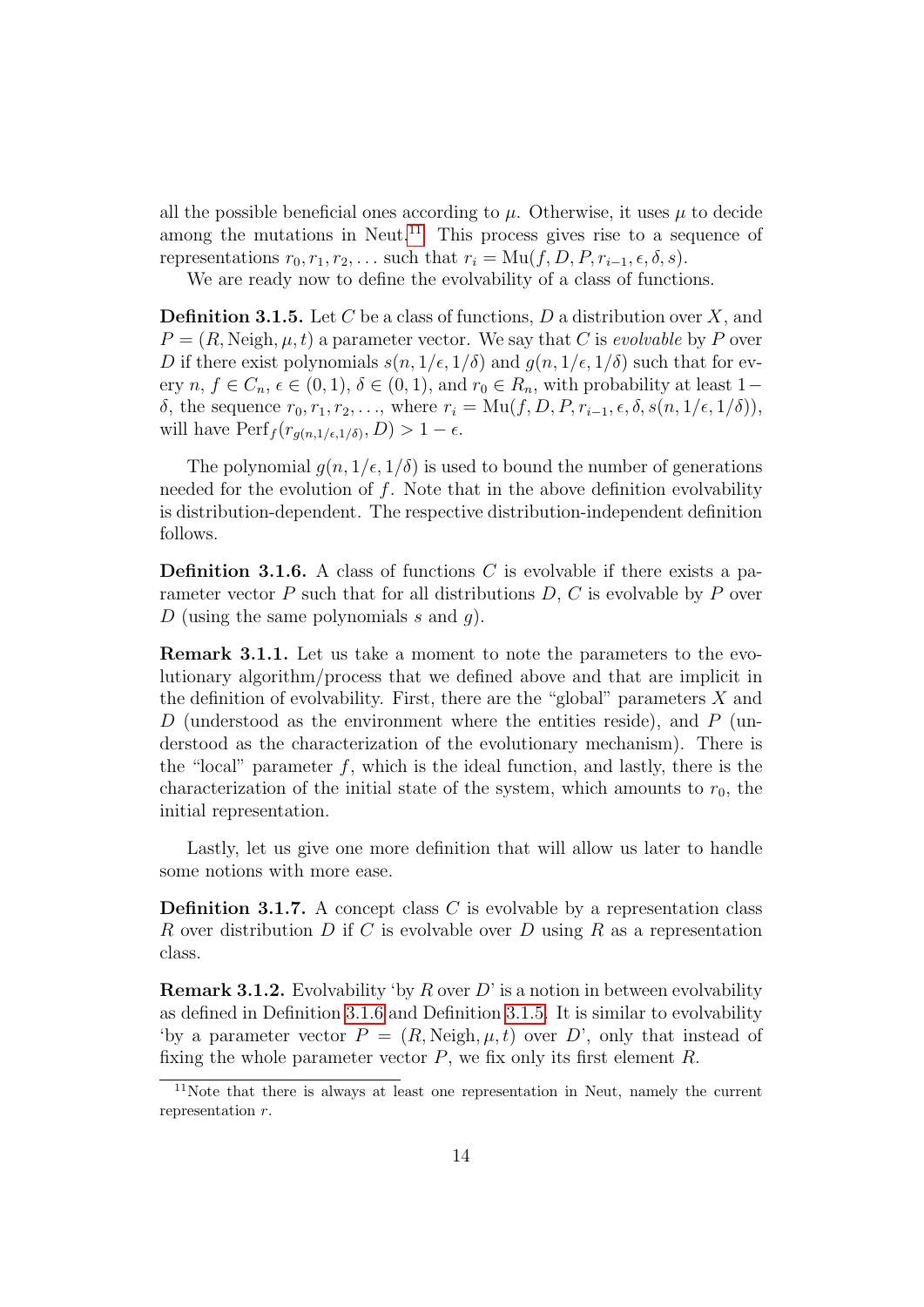all the possible beneficial ones according to $\mu$. Otherwise, it uses $\mu$ to decide among the mutations in Neut.[11] This process gives rise to a sequence of representations $r_0, r_1, r_2, \ldots$ such that $r_i = \text{Mu}(f, D, P, r_{i-1}, \epsilon, \delta, s)$.

We are ready now to define the evolvability of a class of functions.

**Definition 3.1.5.** Let $C$ be a class of functions, $D$ a distribution over $X$, and $P = (R, \text{Neigh}, \mu, t)$ a parameter vector. We say that $C$ is *evolvable* by $P$ over $D$ if there exist polynomials $s(n, 1/\epsilon, 1/\delta)$ and $g(n, 1/\epsilon, 1/\delta)$ such that for every $n$, $f \in C_n$, $\epsilon \in (0, 1)$, $\delta \in (0, 1)$, and $r_0 \in R_n$, with probability at least $1 - \delta$, the sequence $r_0, r_1, r_2, \ldots$, where $r_i = \text{Mu}(f, D, P, r_{i-1}, \epsilon, \delta, s(n, 1/\epsilon, 1/\delta))$, will have $\text{Perf}_f(r_{g(n,1/\epsilon,1/\delta)}, D) > 1 - \epsilon$.

The polynomial $g(n, 1/\epsilon, 1/\delta)$ is used to bound the number of generations needed for the evolution of $f$. Note that in the above definition evolvability is distribution-dependent. The respective distribution-independent definition follows.

**Definition 3.1.6.** A class of functions $C$ is evolvable if there exists a parameter vector $P$ such that for all distributions $D$, $C$ is evolvable by $P$ over $D$ (using the same polynomials $s$ and $g$).

**Remark 3.1.1.** Let us take a moment to note the parameters to the evolutionary algorithm/process that we defined above and that are implicit in the definition of evolvability. First, there are the "global" parameters $X$ and $D$ (understood as the environment where the entities reside), and $P$ (understood as the characterization of the evolutionary mechanism). There is the "local" parameter $f$, which is the ideal function, and lastly, there is the characterization of the initial state of the system, which amounts to $r_0$, the initial representation.

Lastly, let us give one more definition that will allow us later to handle some notions with more ease.

**Definition 3.1.7.** A concept class $C$ is evolvable by a representation class $R$ over distribution $D$ if $C$ is evolvable over $D$ using $R$ as a representation class.

**Remark 3.1.2.** Evolvability 'by $R$ over $D$' is a notion in between evolvability as defined in Definition 3.1.6 and Definition 3.1.5. It is similar to evolvability 'by a parameter vector $P = (R, \text{Neigh}, \mu, t)$ over $D$', only that instead of fixing the whole parameter vector $P$, we fix only its first element $R$.

[11] Note that there is always at least one representation in Neut, namely the current representation $r$.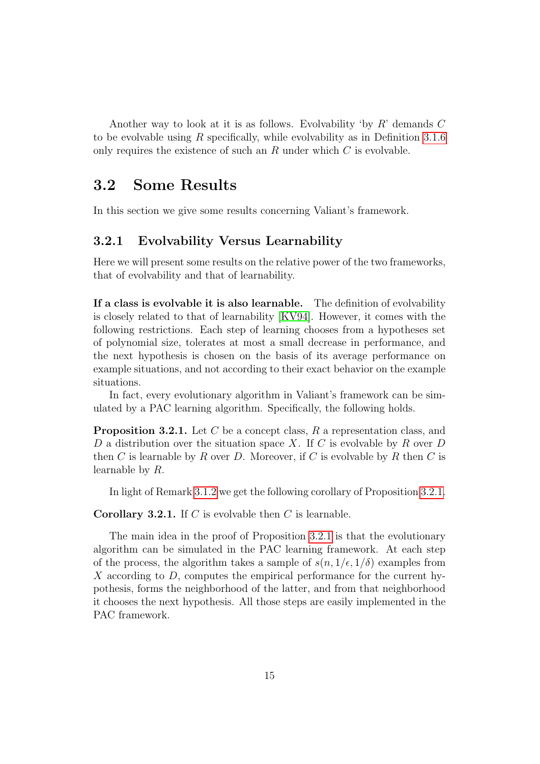Another way to look at it is as follows. Evolvability 'by $R$' demands $C$ to be evolvable using $R$ specifically, while evolvability as in Definition 3.1.6 only requires the existence of such an $R$ under which $C$ is evolvable.

## 3.2 Some Results

In this section we give some results concerning Valiant's framework.

### 3.2.1 Evolvability Versus Learnability

Here we will present some results on the relative power of the two frameworks, that of evolvability and that of learnability.

**If a class is evolvable it is also learnable.** The definition of evolvability is closely related to that of learnability [KV94]. However, it comes with the following restrictions. Each step of learning chooses from a hypotheses set of polynomial size, tolerates at most a small decrease in performance, and the next hypothesis is chosen on the basis of its average performance on example situations, and not according to their exact behavior on the example situations.

In fact, every evolutionary algorithm in Valiant's framework can be simulated by a PAC learning algorithm. Specifically, the following holds.

**Proposition 3.2.1.** *Let $C$ be a concept class, $R$ a representation class, and $D$ a distribution over the situation space $X$. If $C$ is evolvable by $R$ over $D$ then $C$ is learnable by $R$ over $D$. Moreover, if $C$ is evolvable by $R$ then $C$ is learnable by $R$.*

In light of Remark 3.1.2 we get the following corollary of Proposition 3.2.1.

**Corollary 3.2.1.** *If $C$ is evolvable then $C$ is learnable.*

The main idea in the proof of Proposition 3.2.1 is that the evolutionary algorithm can be simulated in the PAC learning framework. At each step of the process, the algorithm takes a sample of $s(n, 1/\epsilon, 1/\delta)$ examples from $X$ according to $D$, computes the empirical performance for the current hypothesis, forms the neighborhood of the latter, and from that neighborhood it chooses the next hypothesis. All those steps are easily implemented in the PAC framework.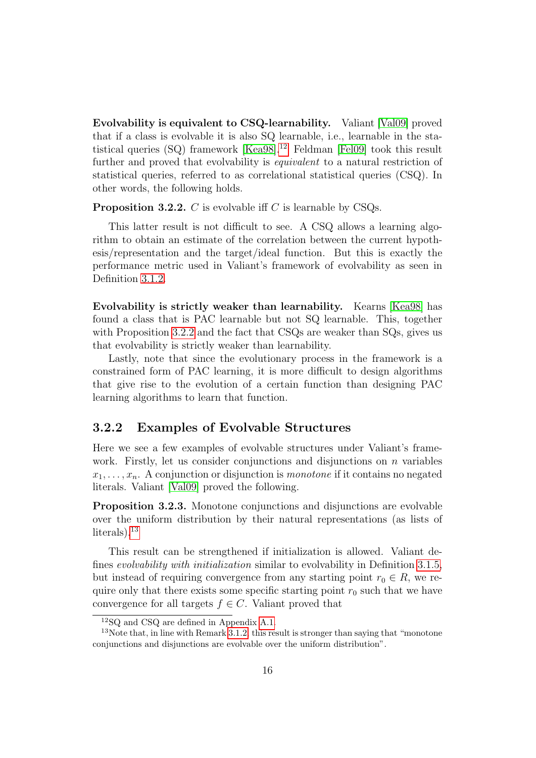**Evolvability is equivalent to CSQ-learnability.** Valiant [Val09] proved that if a class is evolvable it is also SQ learnable, i.e., learnable in the statistical queries (SQ) framework [Kea98].[12] Feldman [Fel09] took this result further and proved that evolvability is *equivalent* to a natural restriction of statistical queries, referred to as correlational statistical queries (CSQ). In other words, the following holds.

**Proposition 3.2.2.** $C$ is evolvable iff $C$ is learnable by CSQs.

This latter result is not difficult to see. A CSQ allows a learning algorithm to obtain an estimate of the correlation between the current hypothesis/representation and the target/ideal function. But this is exactly the performance metric used in Valiant's framework of evolvability as seen in Definition 3.1.2.

**Evolvability is strictly weaker than learnability.** Kearns [Kea98] has found a class that is PAC learnable but not SQ learnable. This, together with Proposition 3.2.2 and the fact that CSQs are weaker than SQs, gives us that evolvability is strictly weaker than learnability.

Lastly, note that since the evolutionary process in the framework is a constrained form of PAC learning, it is more difficult to design algorithms that give rise to the evolution of a certain function than designing PAC learning algorithms to learn that function.

### 3.2.2 Examples of Evolvable Structures

Here we see a few examples of evolvable structures under Valiant's framework. Firstly, let us consider conjunctions and disjunctions on $n$ variables $x_1, \dots, x_n$. A conjunction or disjunction is *monotone* if it contains no negated literals. Valiant [Val09] proved the following.

**Proposition 3.2.3.** Monotone conjunctions and disjunctions are evolvable over the uniform distribution by their natural representations (as lists of literals).[13]

This result can be strengthened if initialization is allowed. Valiant defines *evolvability with initialization* similar to evolvability in Definition 3.1.5, but instead of requiring convergence from any starting point $r_0 \in R$, we require only that there exists some specific starting point $r_0$ such that we have convergence for all targets $f \in C$. Valiant proved that

[12] SQ and CSQ are defined in Appendix A.1.

[13] Note that, in line with Remark 3.1.2, this result is stronger than saying that "monotone conjunctions and disjunctions are evolvable over the uniform distribution".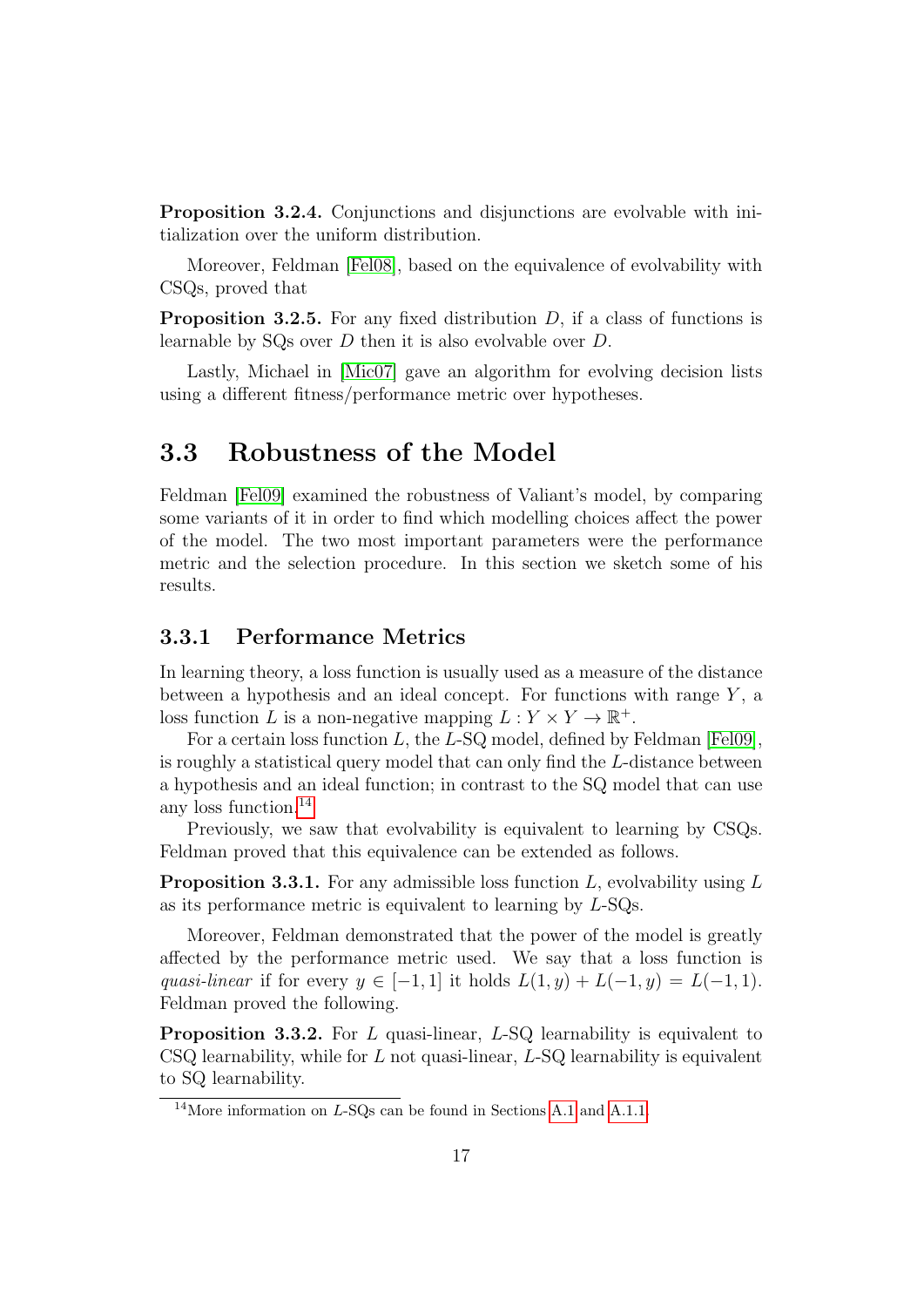**Proposition 3.2.4.** Conjunctions and disjunctions are evolvable with initialization over the uniform distribution.

Moreover, Feldman [Fel08], based on the equivalence of evolvability with CSQs, proved that

**Proposition 3.2.5.** For any fixed distribution $D$, if a class of functions is learnable by SQs over $D$ then it is also evolvable over $D$.

Lastly, Michael in [Mic07] gave an algorithm for evolving decision lists using a different fitness/performance metric over hypotheses.

## 3.3 Robustness of the Model

Feldman [Fel09] examined the robustness of Valiant's model, by comparing some variants of it in order to find which modelling choices affect the power of the model. The two most important parameters were the performance metric and the selection procedure. In this section we sketch some of his results.

### 3.3.1 Performance Metrics

In learning theory, a loss function is usually used as a measure of the distance between a hypothesis and an ideal concept. For functions with range $Y$, a loss function $L$ is a non-negative mapping $L : Y \times Y \to \mathbb{R}^+$.

For a certain loss function $L$, the $L$-SQ model, defined by Feldman [Fel09], is roughly a statistical query model that can only find the $L$-distance between a hypothesis and an ideal function; in contrast to the SQ model that can use any loss function.[14]

Previously, we saw that evolvability is equivalent to learning by CSQs. Feldman proved that this equivalence can be extended as follows.

**Proposition 3.3.1.** For any admissible loss function $L$, evolvability using $L$ as its performance metric is equivalent to learning by $L$-SQs.

Moreover, Feldman demonstrated that the power of the model is greatly affected by the performance metric used. We say that a loss function is *quasi-linear* if for every $y \in [-1, 1]$ it holds $L(1, y) + L(-1, y) = L(-1, 1)$. Feldman proved the following.

**Proposition 3.3.2.** For $L$ quasi-linear, $L$-SQ learnability is equivalent to CSQ learnability, while for $L$ not quasi-linear, $L$-SQ learnability is equivalent to SQ learnability.

[14] More information on $L$-SQs can be found in Sections A.1 and A.1.1.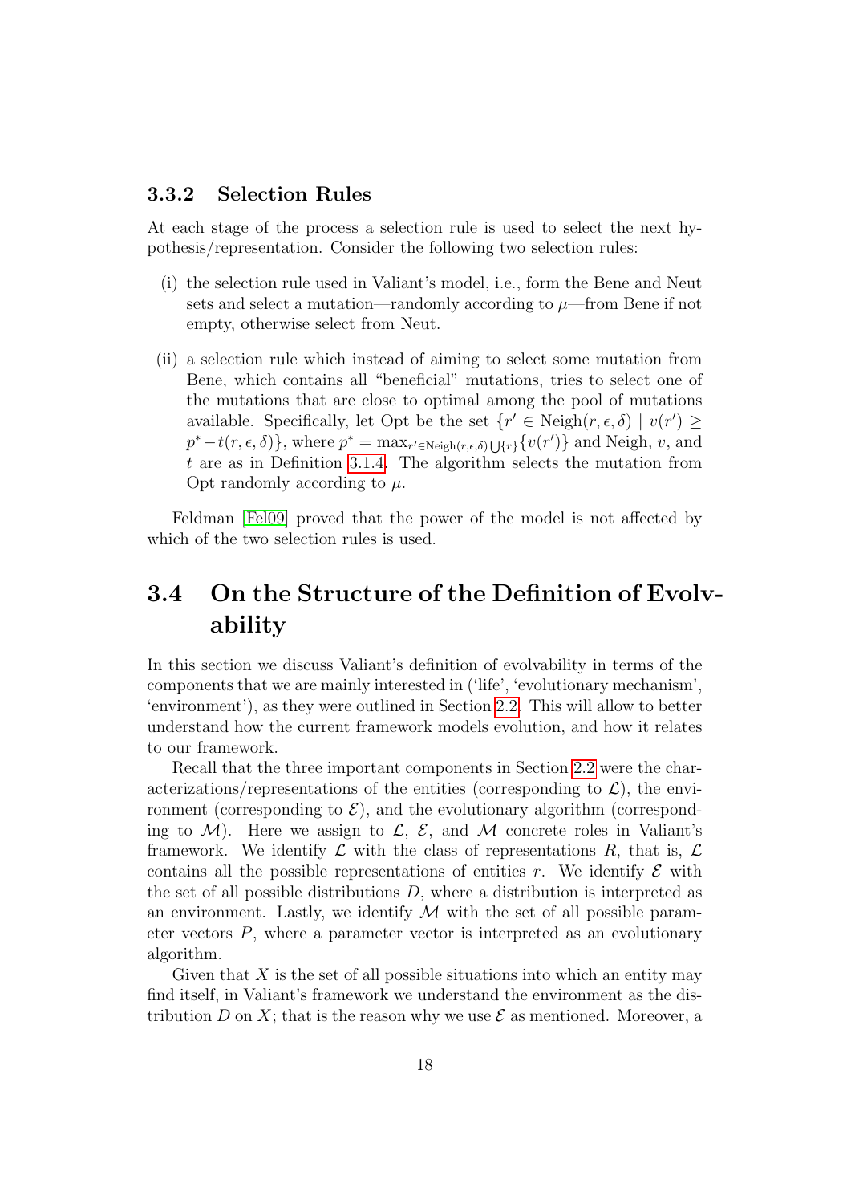### 3.3.2 Selection Rules

At each stage of the process a selection rule is used to select the next hypothesis/representation. Consider the following two selection rules:

(i) the selection rule used in Valiant's model, i.e., form the Bene and Neut sets and select a mutation—randomly according to $\mu$—from Bene if not empty, otherwise select from Neut.

(ii) a selection rule which instead of aiming to select some mutation from Bene, which contains all "beneficial" mutations, tries to select one of the mutations that are close to optimal among the pool of mutations available. Specifically, let Opt be the set $\{r' \in \text{Neigh}(r, \epsilon, \delta) \mid v(r') \geq p^* - t(r, \epsilon, \delta)\}$, where $p^* = \max_{r' \in \text{Neigh}(r,\epsilon,\delta) \bigcup \{r\}} \{v(r')\}$ and Neigh, $v$, and $t$ are as in Definition 3.1.4. The algorithm selects the mutation from Opt randomly according to $\mu$.

Feldman [Fel09] proved that the power of the model is not affected by which of the two selection rules is used.

## 3.4 On the Structure of the Definition of Evolvability

In this section we discuss Valiant's definition of evolvability in terms of the components that we are mainly interested in ('life', 'evolutionary mechanism', 'environment'), as they were outlined in Section 2.2. This will allow to better understand how the current framework models evolution, and how it relates to our framework.

Recall that the three important components in Section 2.2 were the characterizations/representations of the entities (corresponding to $\mathcal{L}$), the environment (corresponding to $\mathcal{E}$), and the evolutionary algorithm (corresponding to $\mathcal{M}$). Here we assign to $\mathcal{L}$, $\mathcal{E}$, and $\mathcal{M}$ concrete roles in Valiant's framework. We identify $\mathcal{L}$ with the class of representations $R$, that is, $\mathcal{L}$ contains all the possible representations of entities $r$. We identify $\mathcal{E}$ with the set of all possible distributions $D$, where a distribution is interpreted as an environment. Lastly, we identify $\mathcal{M}$ with the set of all possible parameter vectors $P$, where a parameter vector is interpreted as an evolutionary algorithm.

Given that $X$ is the set of all possible situations into which an entity may find itself, in Valiant's framework we understand the environment as the distribution $D$ on $X$; that is the reason why we use $\mathcal{E}$ as mentioned. Moreover, a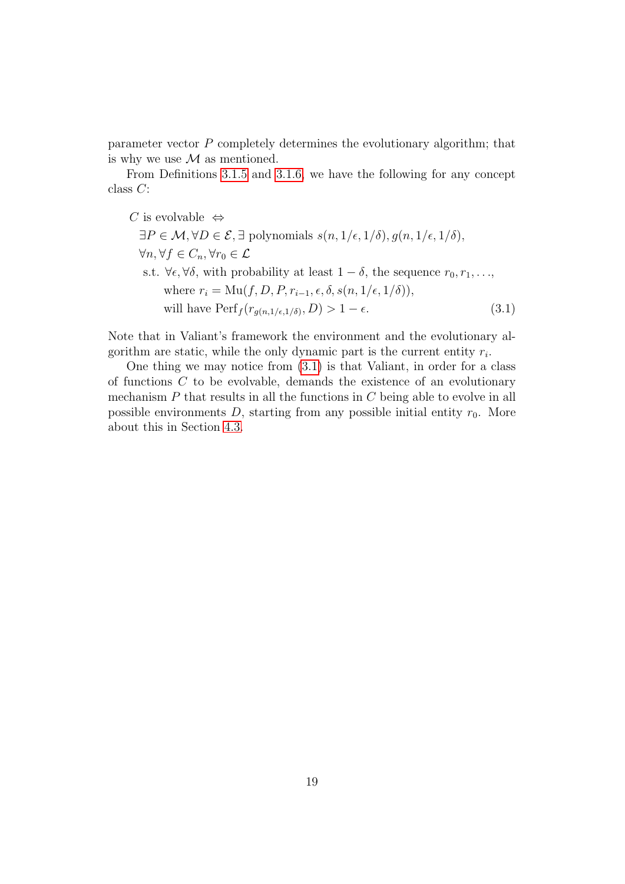parameter vector $P$ completely determines the evolutionary algorithm; that is why we use $\mathcal{M}$ as mentioned.

From Definitions 3.1.5 and 3.1.6, we have the following for any concept class $C$:

$$
\begin{aligned}
&C \text{ is evolvable } \Leftrightarrow \\
&\quad \exists P \in \mathcal{M}, \forall D \in \mathcal{E}, \exists \text{ polynomials } s(n, 1/\epsilon, 1/\delta), g(n, 1/\epsilon, 1/\delta), \\
&\quad \forall n, \forall f \in C_n, \forall r_0 \in \mathcal{L} \\
&\quad\;\; \text{s.t. } \forall \epsilon, \forall \delta, \text{ with probability at least } 1-\delta, \text{ the sequence } r_0, r_1, \ldots, \\
&\quad\quad\quad \text{where } r_i = \mathrm{Mu}(f, D, P, r_{i-1}, \epsilon, \delta, s(n, 1/\epsilon, 1/\delta)), \\
&\quad\quad\quad \text{will have } \mathrm{Perf}_f(r_{g(n,1/\epsilon,1/\delta)}, D) > 1-\epsilon. \qquad (3.1)
\end{aligned}
$$

Note that in Valiant's framework the environment and the evolutionary algorithm are static, while the only dynamic part is the current entity $r_i$.

One thing we may notice from (3.1) is that Valiant, in order for a class of functions $C$ to be evolvable, demands the existence of an evolutionary mechanism $P$ that results in all the functions in $C$ being able to evolve in all possible environments $D$, starting from any possible initial entity $r_0$. More about this in Section 4.3.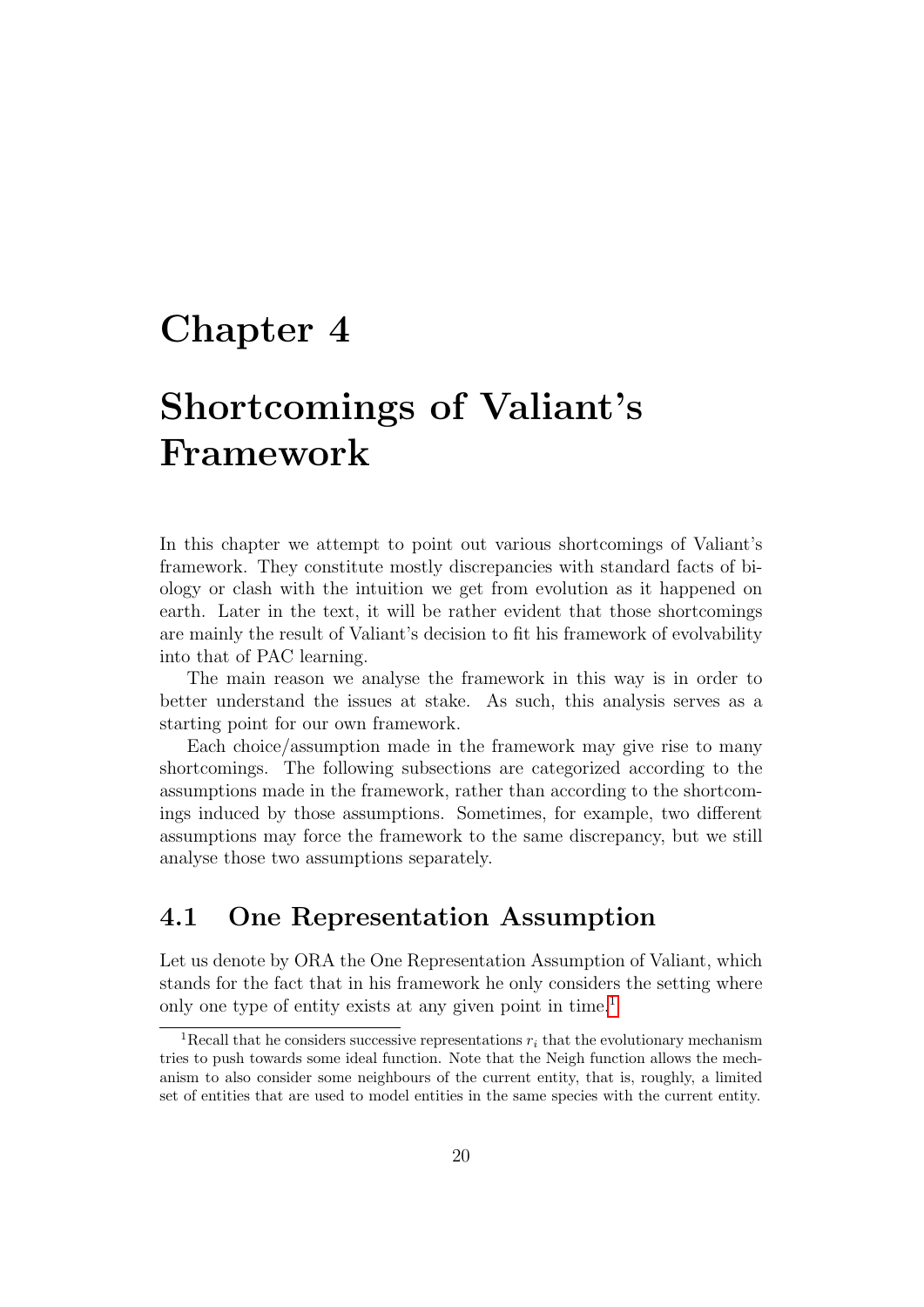# Chapter 4

# Shortcomings of Valiant's Framework

In this chapter we attempt to point out various shortcomings of Valiant's framework. They constitute mostly discrepancies with standard facts of biology or clash with the intuition we get from evolution as it happened on earth. Later in the text, it will be rather evident that those shortcomings are mainly the result of Valiant's decision to fit his framework of evolvability into that of PAC learning.

The main reason we analyse the framework in this way is in order to better understand the issues at stake. As such, this analysis serves as a starting point for our own framework.

Each choice/assumption made in the framework may give rise to many shortcomings. The following subsections are categorized according to the assumptions made in the framework, rather than according to the shortcomings induced by those assumptions. Sometimes, for example, two different assumptions may force the framework to the same discrepancy, but we still analyse those two assumptions separately.

## 4.1 One Representation Assumption

Let us denote by ORA the One Representation Assumption of Valiant, which stands for the fact that in his framework he only considers the setting where only one type of entity exists at any given point in time.[1]

[1] Recall that he considers successive representations $r_i$ that the evolutionary mechanism tries to push towards some ideal function. Note that the Neigh function allows the mechanism to also consider some neighbours of the current entity, that is, roughly, a limited set of entities that are used to model entities in the same species with the current entity.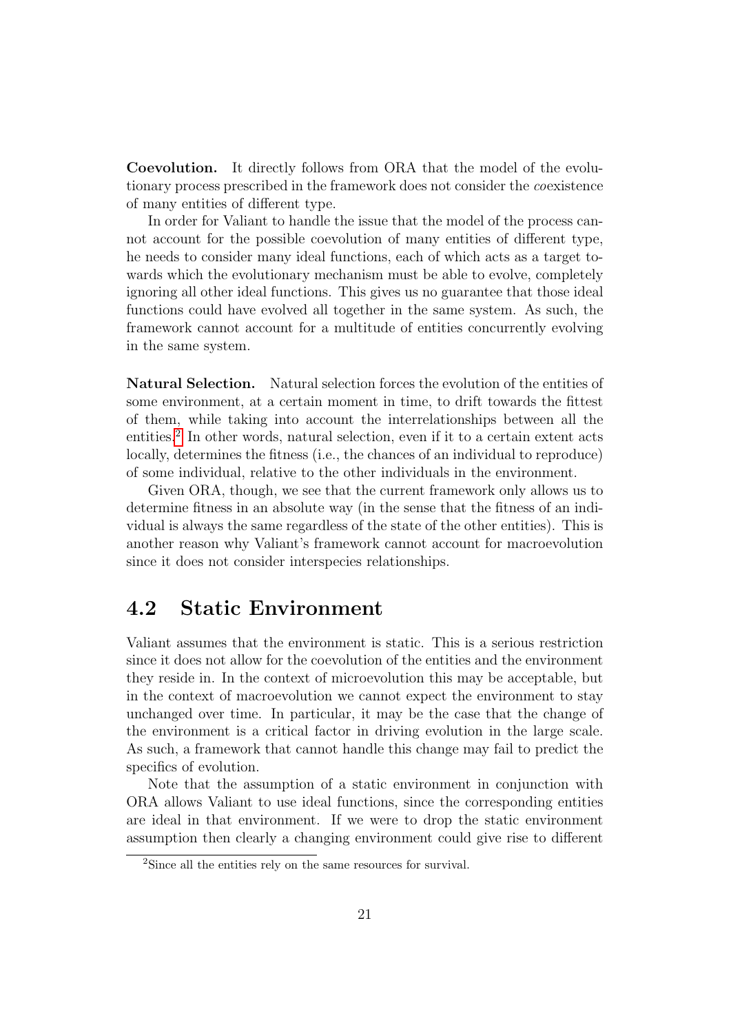**Coevolution.** It directly follows from ORA that the model of the evolutionary process prescribed in the framework does not consider the *co*existence of many entities of different type.

In order for Valiant to handle the issue that the model of the process cannot account for the possible coevolution of many entities of different type, he needs to consider many ideal functions, each of which acts as a target towards which the evolutionary mechanism must be able to evolve, completely ignoring all other ideal functions. This gives us no guarantee that those ideal functions could have evolved all together in the same system. As such, the framework cannot account for a multitude of entities concurrently evolving in the same system.

**Natural Selection.** Natural selection forces the evolution of the entities of some environment, at a certain moment in time, to drift towards the fittest of them, while taking into account the interrelationships between all the entities.[2] In other words, natural selection, even if it to a certain extent acts locally, determines the fitness (i.e., the chances of an individual to reproduce) of some individual, relative to the other individuals in the environment.

Given ORA, though, we see that the current framework only allows us to determine fitness in an absolute way (in the sense that the fitness of an individual is always the same regardless of the state of the other entities). This is another reason why Valiant's framework cannot account for macroevolution since it does not consider interspecies relationships.

## 4.2 Static Environment

Valiant assumes that the environment is static. This is a serious restriction since it does not allow for the coevolution of the entities and the environment they reside in. In the context of microevolution this may be acceptable, but in the context of macroevolution we cannot expect the environment to stay unchanged over time. In particular, it may be the case that the change of the environment is a critical factor in driving evolution in the large scale. As such, a framework that cannot handle this change may fail to predict the specifics of evolution.

Note that the assumption of a static environment in conjunction with ORA allows Valiant to use ideal functions, since the corresponding entities are ideal in that environment. If we were to drop the static environment assumption then clearly a changing environment could give rise to different

[2] Since all the entities rely on the same resources for survival.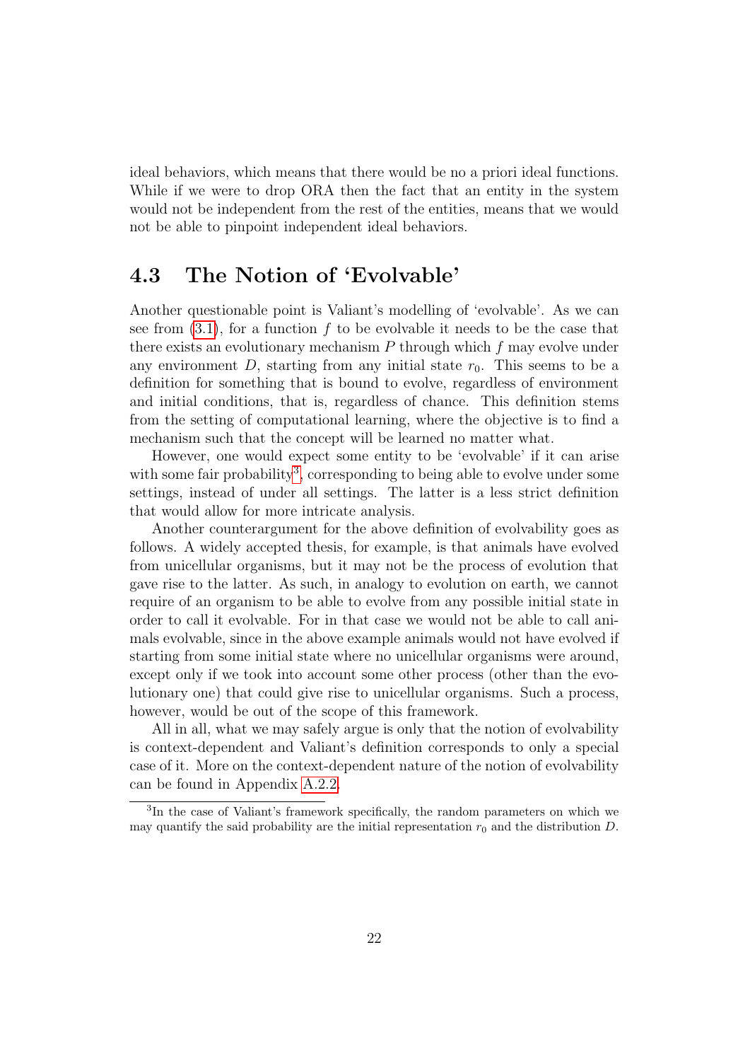ideal behaviors, which means that there would be no a priori ideal functions. While if we were to drop ORA then the fact that an entity in the system would not be independent from the rest of the entities, means that we would not be able to pinpoint independent ideal behaviors.

## 4.3 The Notion of 'Evolvable'

Another questionable point is Valiant's modelling of 'evolvable'. As we can see from (3.1), for a function $f$ to be evolvable it needs to be the case that there exists an evolutionary mechanism $P$ through which $f$ may evolve under any environment $D$, starting from any initial state $r_0$. This seems to be a definition for something that is bound to evolve, regardless of environment and initial conditions, that is, regardless of chance. This definition stems from the setting of computational learning, where the objective is to find a mechanism such that the concept will be learned no matter what.

However, one would expect some entity to be 'evolvable' if it can arise with some fair probability[3], corresponding to being able to evolve under some settings, instead of under all settings. The latter is a less strict definition that would allow for more intricate analysis.

Another counterargument for the above definition of evolvability goes as follows. A widely accepted thesis, for example, is that animals have evolved from unicellular organisms, but it may not be the process of evolution that gave rise to the latter. As such, in analogy to evolution on earth, we cannot require of an organism to be able to evolve from any possible initial state in order to call it evolvable. For in that case we would not be able to call animals evolvable, since in the above example animals would not have evolved if starting from some initial state where no unicellular organisms were around, except only if we took into account some other process (other than the evolutionary one) that could give rise to unicellular organisms. Such a process, however, would be out of the scope of this framework.

All in all, what we may safely argue is only that the notion of evolvability is context-dependent and Valiant's definition corresponds to only a special case of it. More on the context-dependent nature of the notion of evolvability can be found in Appendix A.2.2.

[3] In the case of Valiant's framework specifically, the random parameters on which we may quantify the said probability are the initial representation $r_0$ and the distribution $D$.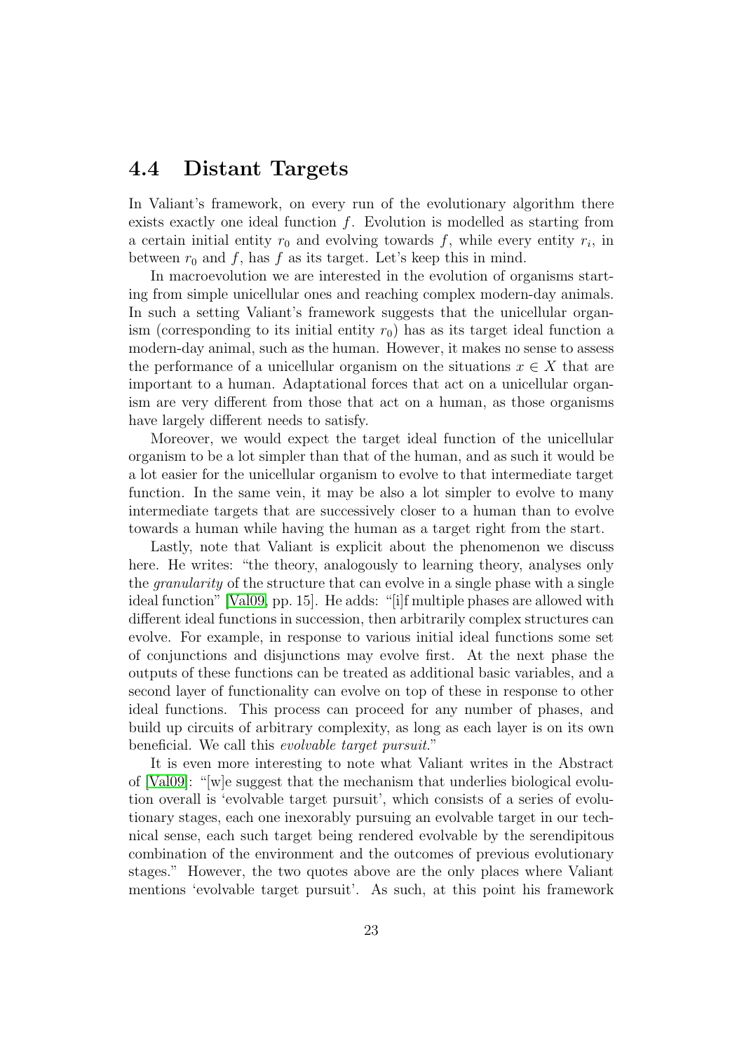## 4.4 Distant Targets

In Valiant's framework, on every run of the evolutionary algorithm there exists exactly one ideal function $f$. Evolution is modelled as starting from a certain initial entity $r_0$ and evolving towards $f$, while every entity $r_i$, in between $r_0$ and $f$, has $f$ as its target. Let's keep this in mind.

In macroevolution we are interested in the evolution of organisms starting from simple unicellular ones and reaching complex modern-day animals. In such a setting Valiant's framework suggests that the unicellular organism (corresponding to its initial entity $r_0$) has as its target ideal function a modern-day animal, such as the human. However, it makes no sense to assess the performance of a unicellular organism on the situations $x \in X$ that are important to a human. Adaptational forces that act on a unicellular organism are very different from those that act on a human, as those organisms have largely different needs to satisfy.

Moreover, we would expect the target ideal function of the unicellular organism to be a lot simpler than that of the human, and as such it would be a lot easier for the unicellular organism to evolve to that intermediate target function. In the same vein, it may be also a lot simpler to evolve to many intermediate targets that are successively closer to a human than to evolve towards a human while having the human as a target right from the start.

Lastly, note that Valiant is explicit about the phenomenon we discuss here. He writes: "the theory, analogously to learning theory, analyses only the *granularity* of the structure that can evolve in a single phase with a single ideal function" [Val09, pp. 15]. He adds: "[i]f multiple phases are allowed with different ideal functions in succession, then arbitrarily complex structures can evolve. For example, in response to various initial ideal functions some set of conjunctions and disjunctions may evolve first. At the next phase the outputs of these functions can be treated as additional basic variables, and a second layer of functionality can evolve on top of these in response to other ideal functions. This process can proceed for any number of phases, and build up circuits of arbitrary complexity, as long as each layer is on its own beneficial. We call this *evolvable target pursuit*."

It is even more interesting to note what Valiant writes in the Abstract of [Val09]: "[w]e suggest that the mechanism that underlies biological evolution overall is 'evolvable target pursuit', which consists of a series of evolutionary stages, each one inexorably pursuing an evolvable target in our technical sense, each such target being rendered evolvable by the serendipitous combination of the environment and the outcomes of previous evolutionary stages." However, the two quotes above are the only places where Valiant mentions 'evolvable target pursuit'. As such, at this point his framework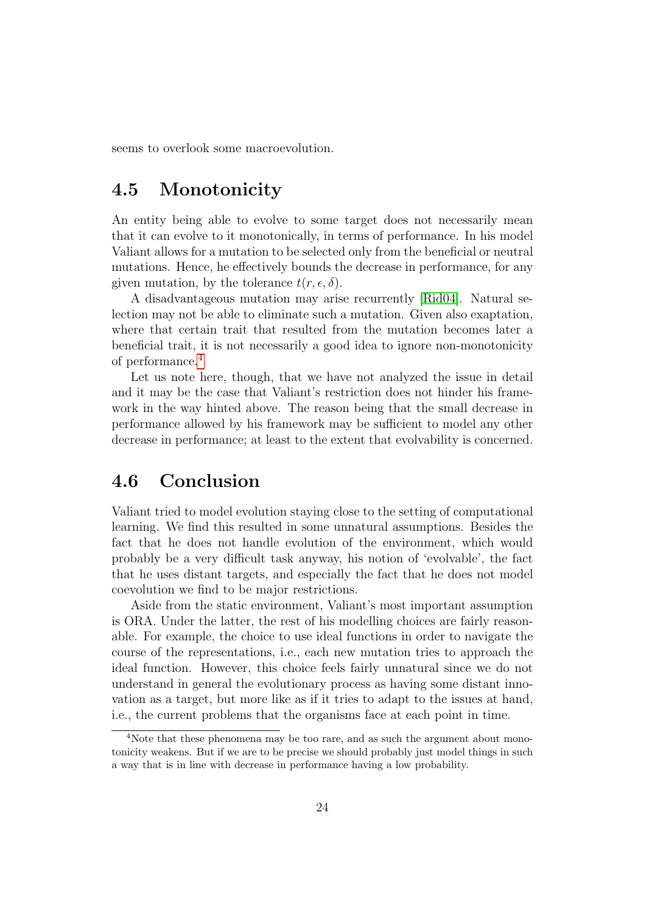seems to overlook some macroevolution.

## 4.5 Monotonicity

An entity being able to evolve to some target does not necessarily mean that it can evolve to it monotonically, in terms of performance. In his model Valiant allows for a mutation to be selected only from the beneficial or neutral mutations. Hence, he effectively bounds the decrease in performance, for any given mutation, by the tolerance $t(r, \epsilon, \delta)$.

A disadvantageous mutation may arise recurrently [Rid04]. Natural selection may not be able to eliminate such a mutation. Given also exaptation, where that certain trait that resulted from the mutation becomes later a beneficial trait, it is not necessarily a good idea to ignore non-monotonicity of performance.[4]

Let us note here, though, that we have not analyzed the issue in detail and it may be the case that Valiant's restriction does not hinder his framework in the way hinted above. The reason being that the small decrease in performance allowed by his framework may be sufficient to model any other decrease in performance; at least to the extent that evolvability is concerned.

## 4.6 Conclusion

Valiant tried to model evolution staying close to the setting of computational learning. We find this resulted in some unnatural assumptions. Besides the fact that he does not handle evolution of the environment, which would probably be a very difficult task anyway, his notion of 'evolvable', the fact that he uses distant targets, and especially the fact that he does not model coevolution we find to be major restrictions.

Aside from the static environment, Valiant's most important assumption is ORA. Under the latter, the rest of his modelling choices are fairly reasonable. For example, the choice to use ideal functions in order to navigate the course of the representations, i.e., each new mutation tries to approach the ideal function. However, this choice feels fairly unnatural since we do not understand in general the evolutionary process as having some distant innovation as a target, but more like as if it tries to adapt to the issues at hand, i.e., the current problems that the organisms face at each point in time.

[4] Note that these phenomena may be too rare, and as such the argument about monotonicity weakens. But if we are to be precise we should probably just model things in such a way that is in line with decrease in performance having a low probability.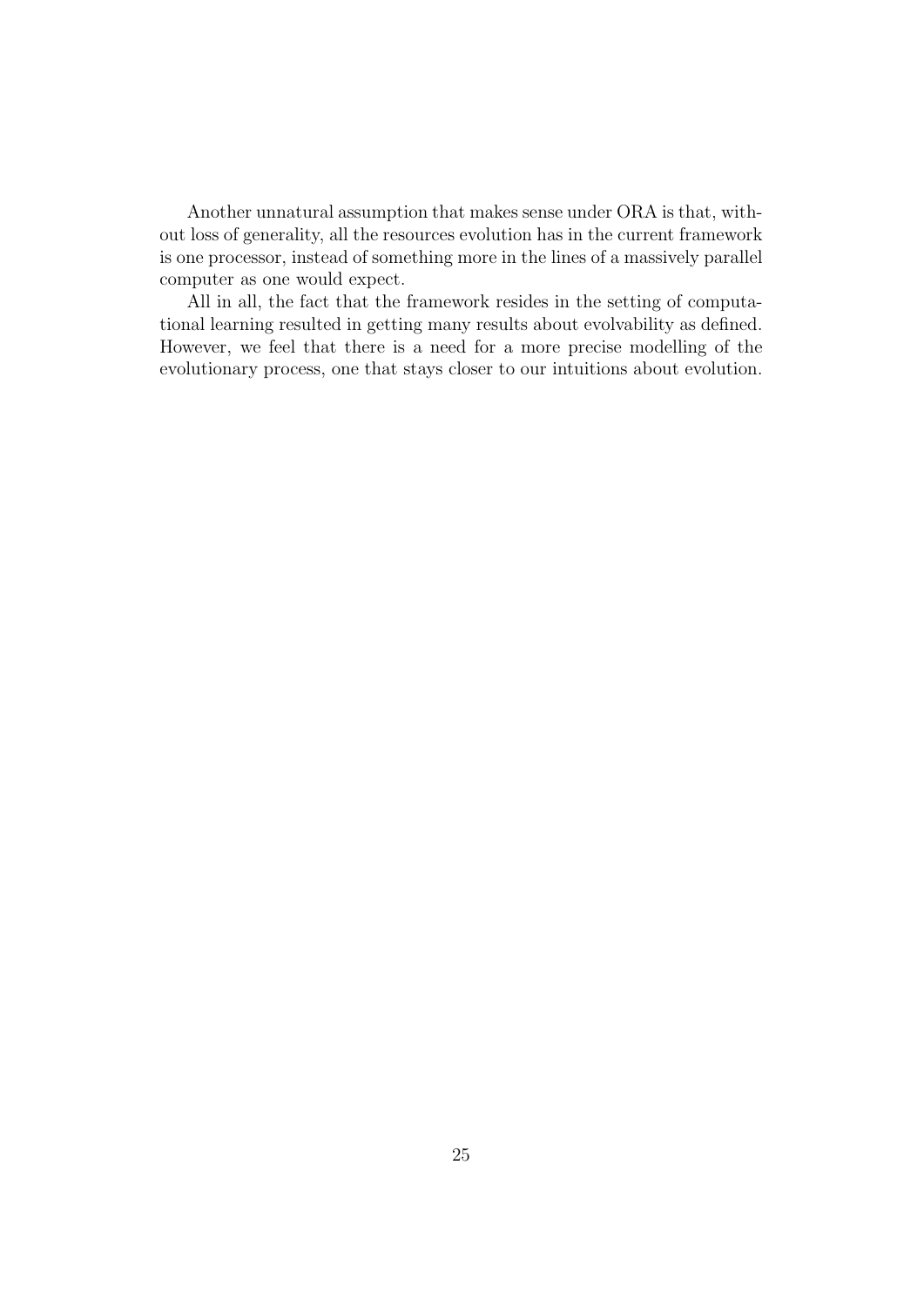Another unnatural assumption that makes sense under ORA is that, without loss of generality, all the resources evolution has in the current framework is one processor, instead of something more in the lines of a massively parallel computer as one would expect.

All in all, the fact that the framework resides in the setting of computational learning resulted in getting many results about evolvability as defined. However, we feel that there is a need for a more precise modelling of the evolutionary process, one that stays closer to our intuitions about evolution.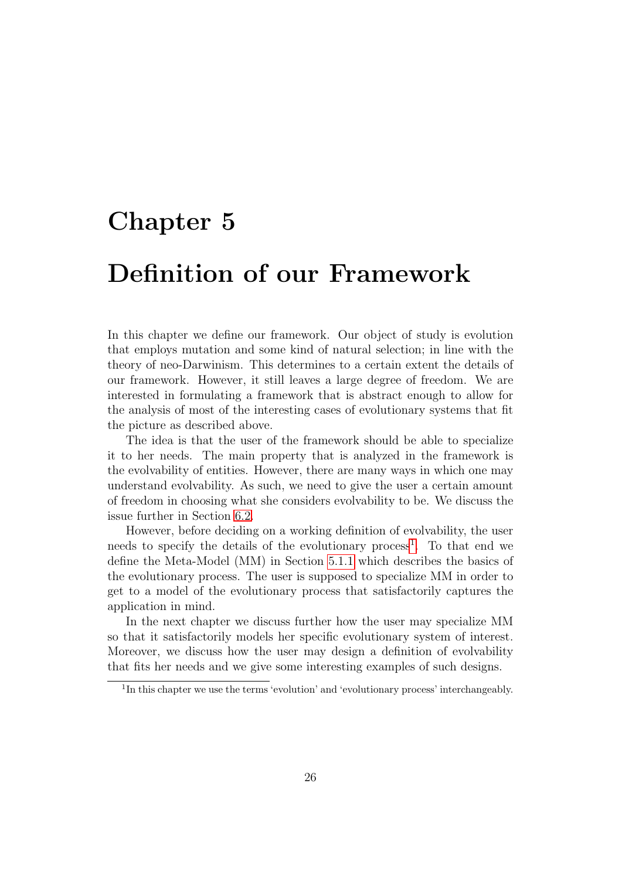# Chapter 5

# Definition of our Framework

In this chapter we define our framework. Our object of study is evolution that employs mutation and some kind of natural selection; in line with the theory of neo-Darwinism. This determines to a certain extent the details of our framework. However, it still leaves a large degree of freedom. We are interested in formulating a framework that is abstract enough to allow for the analysis of most of the interesting cases of evolutionary systems that fit the picture as described above.

The idea is that the user of the framework should be able to specialize it to her needs. The main property that is analyzed in the framework is the evolvability of entities. However, there are many ways in which one may understand evolvability. As such, we need to give the user a certain amount of freedom in choosing what she considers evolvability to be. We discuss the issue further in Section 6.2.

However, before deciding on a working definition of evolvability, the user needs to specify the details of the evolutionary process[1]. To that end we define the Meta-Model (MM) in Section 5.1.1 which describes the basics of the evolutionary process. The user is supposed to specialize MM in order to get to a model of the evolutionary process that satisfactorily captures the application in mind.

In the next chapter we discuss further how the user may specialize MM so that it satisfactorily models her specific evolutionary system of interest. Moreover, we discuss how the user may design a definition of evolvability that fits her needs and we give some interesting examples of such designs.

[1] In this chapter we use the terms 'evolution' and 'evolutionary process' interchangeably.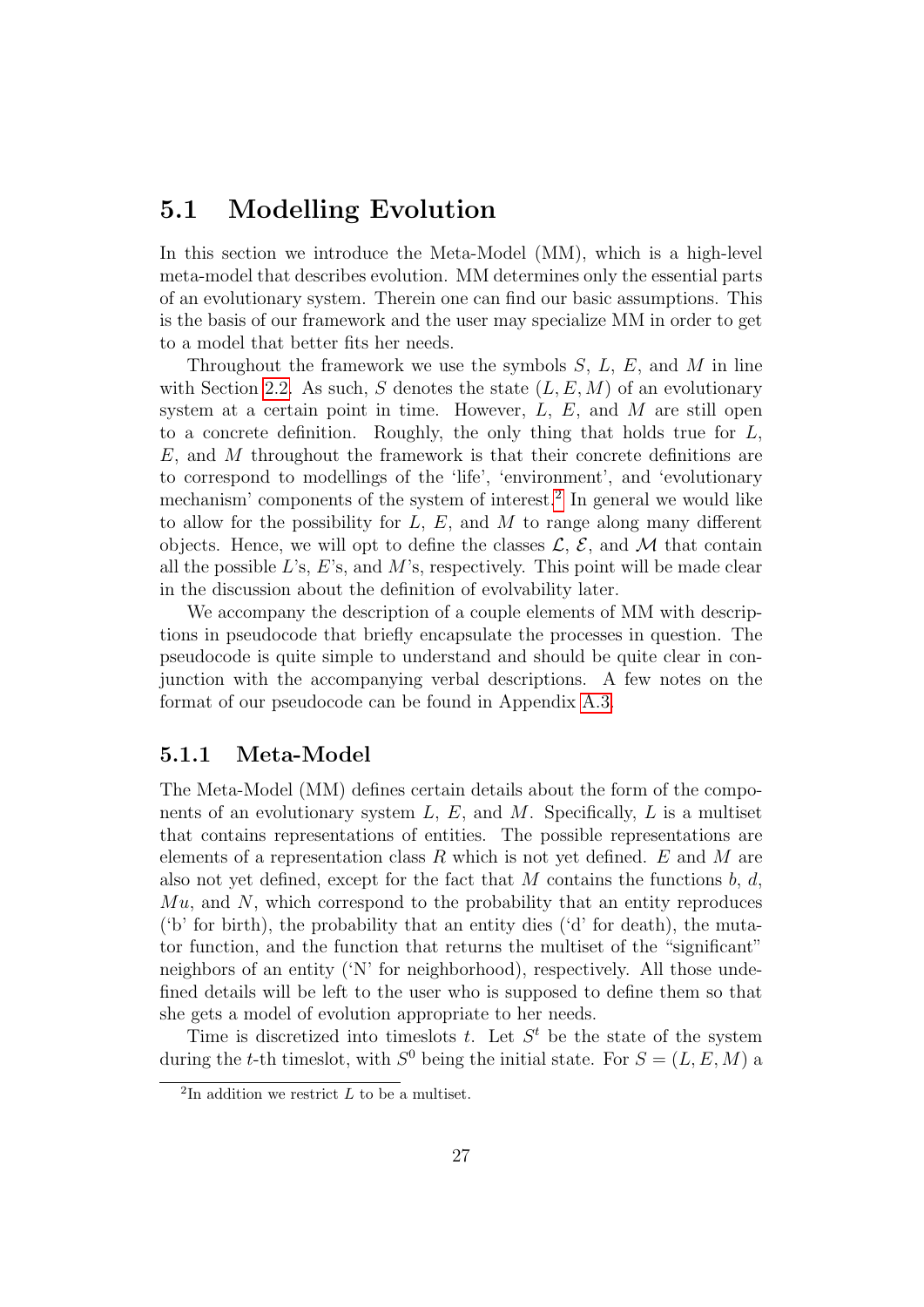## 5.1 Modelling Evolution

In this section we introduce the Meta-Model (MM), which is a high-level meta-model that describes evolution. MM determines only the essential parts of an evolutionary system. Therein one can find our basic assumptions. This is the basis of our framework and the user may specialize MM in order to get to a model that better fits her needs.

Throughout the framework we use the symbols $S$, $L$, $E$, and $M$ in line with Section 2.2. As such, $S$ denotes the state $(L, E, M)$ of an evolutionary system at a certain point in time. However, $L$, $E$, and $M$ are still open to a concrete definition. Roughly, the only thing that holds true for $L$, $E$, and $M$ throughout the framework is that their concrete definitions are to correspond to modellings of the 'life', 'environment', and 'evolutionary mechanism' components of the system of interest.[2] In general we would like to allow for the possibility for $L$, $E$, and $M$ to range along many different objects. Hence, we will opt to define the classes $\mathcal{L}$, $\mathcal{E}$, and $\mathcal{M}$ that contain all the possible $L$'s, $E$'s, and $M$'s, respectively. This point will be made clear in the discussion about the definition of evolvability later.

We accompany the description of a couple elements of MM with descriptions in pseudocode that briefly encapsulate the processes in question. The pseudocode is quite simple to understand and should be quite clear in conjunction with the accompanying verbal descriptions. A few notes on the format of our pseudocode can be found in Appendix A.3.

### 5.1.1 Meta-Model

The Meta-Model (MM) defines certain details about the form of the components of an evolutionary system $L$, $E$, and $M$. Specifically, $L$ is a multiset that contains representations of entities. The possible representations are elements of a representation class $R$ which is not yet defined. $E$ and $M$ are also not yet defined, except for the fact that $M$ contains the functions $b$, $d$, $Mu$, and $N$, which correspond to the probability that an entity reproduces ('b' for birth), the probability that an entity dies ('d' for death), the mutator function, and the function that returns the multiset of the "significant" neighbors of an entity ('N' for neighborhood), respectively. All those undefined details will be left to the user who is supposed to define them so that she gets a model of evolution appropriate to her needs.

Time is discretized into timeslots $t$. Let $S^t$ be the state of the system during the $t$-th timeslot, with $S^0$ being the initial state. For $S = (L, E, M)$ a

[2] In addition we restrict $L$ to be a multiset.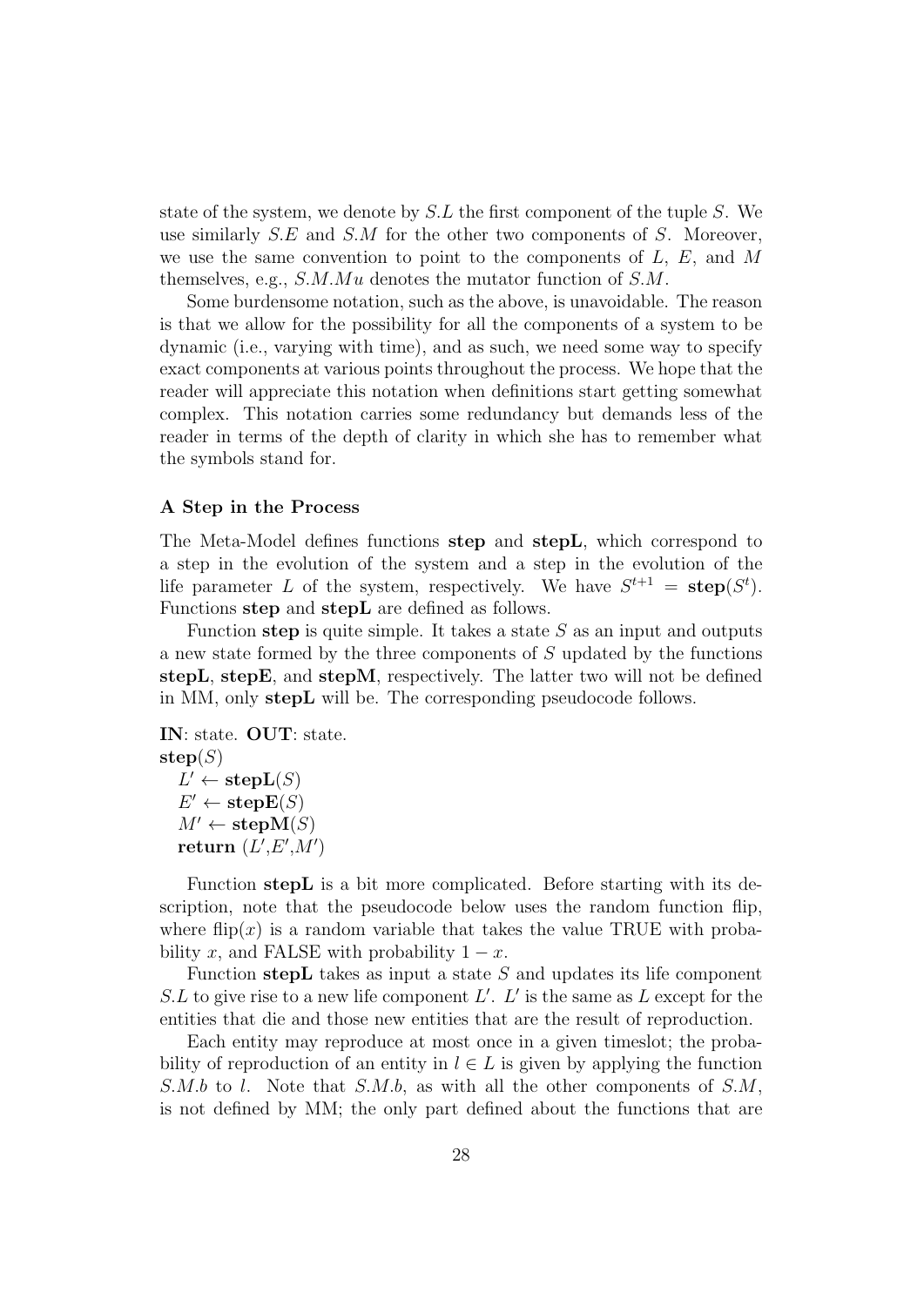state of the system, we denote by $S.L$ the first component of the tuple $S$. We use similarly $S.E$ and $S.M$ for the other two components of $S$. Moreover, we use the same convention to point to the components of $L$, $E$, and $M$ themselves, e.g., $S.M.Mu$ denotes the mutator function of $S.M$.

Some burdensome notation, such as the above, is unavoidable. The reason is that we allow for the possibility for all the components of a system to be dynamic (i.e., varying with time), and as such, we need some way to specify exact components at various points throughout the process. We hope that the reader will appreciate this notation when definitions start getting somewhat complex. This notation carries some redundancy but demands less of the reader in terms of the depth of clarity in which she has to remember what the symbols stand for.

### A Step in the Process

The Meta-Model defines functions **step** and **stepL**, which correspond to a step in the evolution of the system and a step in the evolution of the life parameter $L$ of the system, respectively. We have $S^{t+1} = \textbf{step}(S^t)$. Functions **step** and **stepL** are defined as follows.

Function **step** is quite simple. It takes a state $S$ as an input and outputs a new state formed by the three components of $S$ updated by the functions **stepL**, **stepE**, and **stepM**, respectively. The latter two will not be defined in MM, only **stepL** will be. The corresponding pseudocode follows.

**IN**: state. **OUT**: state.
**step**($S$)
  $L' \leftarrow \textbf{stepL}(S)$
  $E' \leftarrow \textbf{stepE}(S)$
  $M' \leftarrow \textbf{stepM}(S)$
  **return** $(L', E', M')$

Function **stepL** is a bit more complicated. Before starting with its description, note that the pseudocode below uses the random function flip, where $\text{flip}(x)$ is a random variable that takes the value TRUE with probability $x$, and FALSE with probability $1 - x$.

Function **stepL** takes as input a state $S$ and updates its life component $S.L$ to give rise to a new life component $L'$. $L'$ is the same as $L$ except for the entities that die and those new entities that are the result of reproduction.

Each entity may reproduce at most once in a given timeslot; the probability of reproduction of an entity in $l \in L$ is given by applying the function $S.M.b$ to $l$. Note that $S.M.b$, as with all the other components of $S.M$, is not defined by MM; the only part defined about the functions that are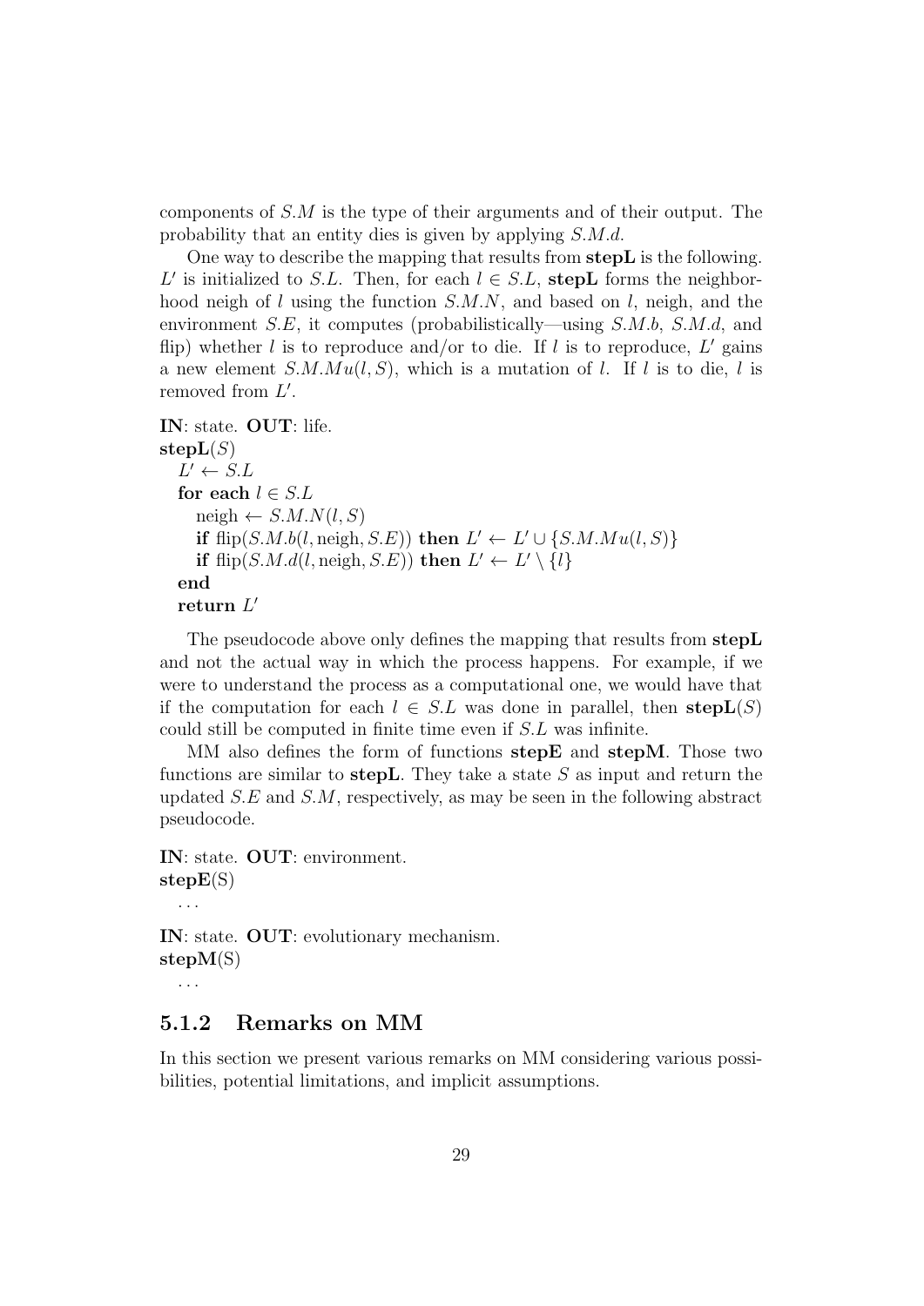components of $S.M$ is the type of their arguments and of their output. The probability that an entity dies is given by applying $S.M.d$.

One way to describe the mapping that results from **stepL** is the following. $L'$ is initialized to $S.L$. Then, for each $l \in S.L$, **stepL** forms the neighborhood neigh of $l$ using the function $S.M.N$, and based on $l$, neigh, and the environment $S.E$, it computes (probabilistically—using $S.M.b$, $S.M.d$, and flip) whether $l$ is to reproduce and/or to die. If $l$ is to reproduce, $L'$ gains a new element $S.M.Mu(l, S)$, which is a mutation of $l$. If $l$ is to die, $l$ is removed from $L'$.

**IN**: state. **OUT**: life.
**stepL**($S$)
  $L' \leftarrow S.L$
  **for each** $l \in S.L$
    neigh $\leftarrow S.M.N(l, S)$
    **if** flip($S.M.b(l, \text{neigh}, S.E)$) **then** $L' \leftarrow L' \cup \{S.M.Mu(l, S)\}$
    **if** flip($S.M.d(l, \text{neigh}, S.E)$) **then** $L' \leftarrow L' \setminus \{l\}$
  **end**
  **return** $L'$

The pseudocode above only defines the mapping that results from **stepL** and not the actual way in which the process happens. For example, if we were to understand the process as a computational one, we would have that if the computation for each $l \in S.L$ was done in parallel, then **stepL**($S$) could still be computed in finite time even if $S.L$ was infinite.

MM also defines the form of functions **stepE** and **stepM**. Those two functions are similar to **stepL**. They take a state $S$ as input and return the updated $S.E$ and $S.M$, respectively, as may be seen in the following abstract pseudocode.

**IN**: state. **OUT**: environment.
**stepE**(S)
  ...

**IN**: state. **OUT**: evolutionary mechanism.
**stepM**(S)
  ...

### 5.1.2 Remarks on MM

In this section we present various remarks on MM considering various possibilities, potential limitations, and implicit assumptions.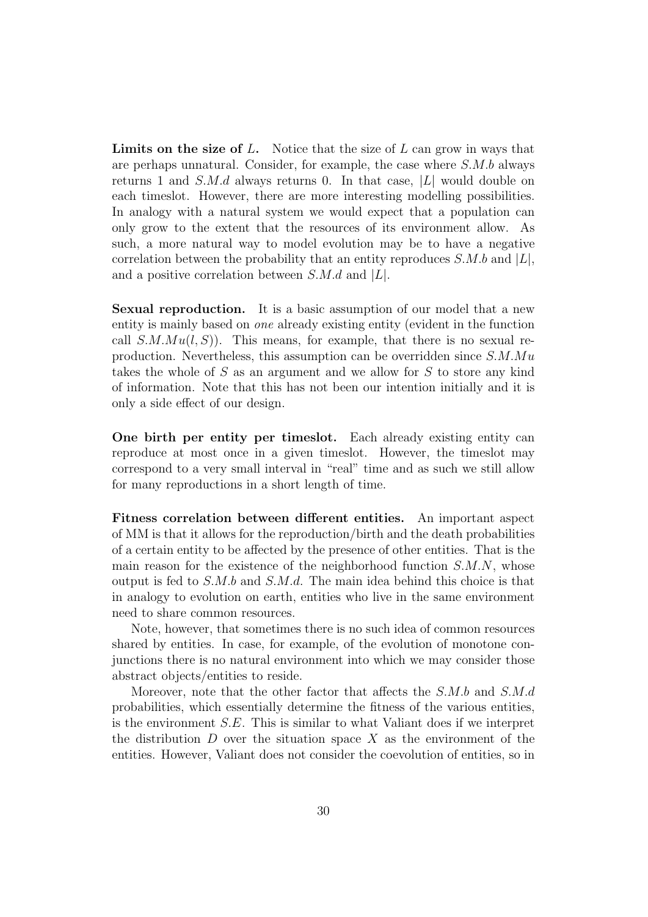**Limits on the size of $L$.** Notice that the size of $L$ can grow in ways that are perhaps unnatural. Consider, for example, the case where $S.M.b$ always returns 1 and $S.M.d$ always returns 0. In that case, $|L|$ would double on each timeslot. However, there are more interesting modelling possibilities. In analogy with a natural system we would expect that a population can only grow to the extent that the resources of its environment allow. As such, a more natural way to model evolution may be to have a negative correlation between the probability that an entity reproduces $S.M.b$ and $|L|$, and a positive correlation between $S.M.d$ and $|L|$.

**Sexual reproduction.** It is a basic assumption of our model that a new entity is mainly based on *one* already existing entity (evident in the function call $S.M.Mu(l, S)$). This means, for example, that there is no sexual reproduction. Nevertheless, this assumption can be overridden since $S.M.Mu$ takes the whole of $S$ as an argument and we allow for $S$ to store any kind of information. Note that this has not been our intention initially and it is only a side effect of our design.

**One birth per entity per timeslot.** Each already existing entity can reproduce at most once in a given timeslot. However, the timeslot may correspond to a very small interval in "real" time and as such we still allow for many reproductions in a short length of time.

**Fitness correlation between different entities.** An important aspect of MM is that it allows for the reproduction/birth and the death probabilities of a certain entity to be affected by the presence of other entities. That is the main reason for the existence of the neighborhood function $S.M.N$, whose output is fed to $S.M.b$ and $S.M.d$. The main idea behind this choice is that in analogy to evolution on earth, entities who live in the same environment need to share common resources.

Note, however, that sometimes there is no such idea of common resources shared by entities. In case, for example, of the evolution of monotone conjunctions there is no natural environment into which we may consider those abstract objects/entities to reside.

Moreover, note that the other factor that affects the $S.M.b$ and $S.M.d$ probabilities, which essentially determine the fitness of the various entities, is the environment $S.E$. This is similar to what Valiant does if we interpret the distribution $D$ over the situation space $X$ as the environment of the entities. However, Valiant does not consider the coevolution of entities, so in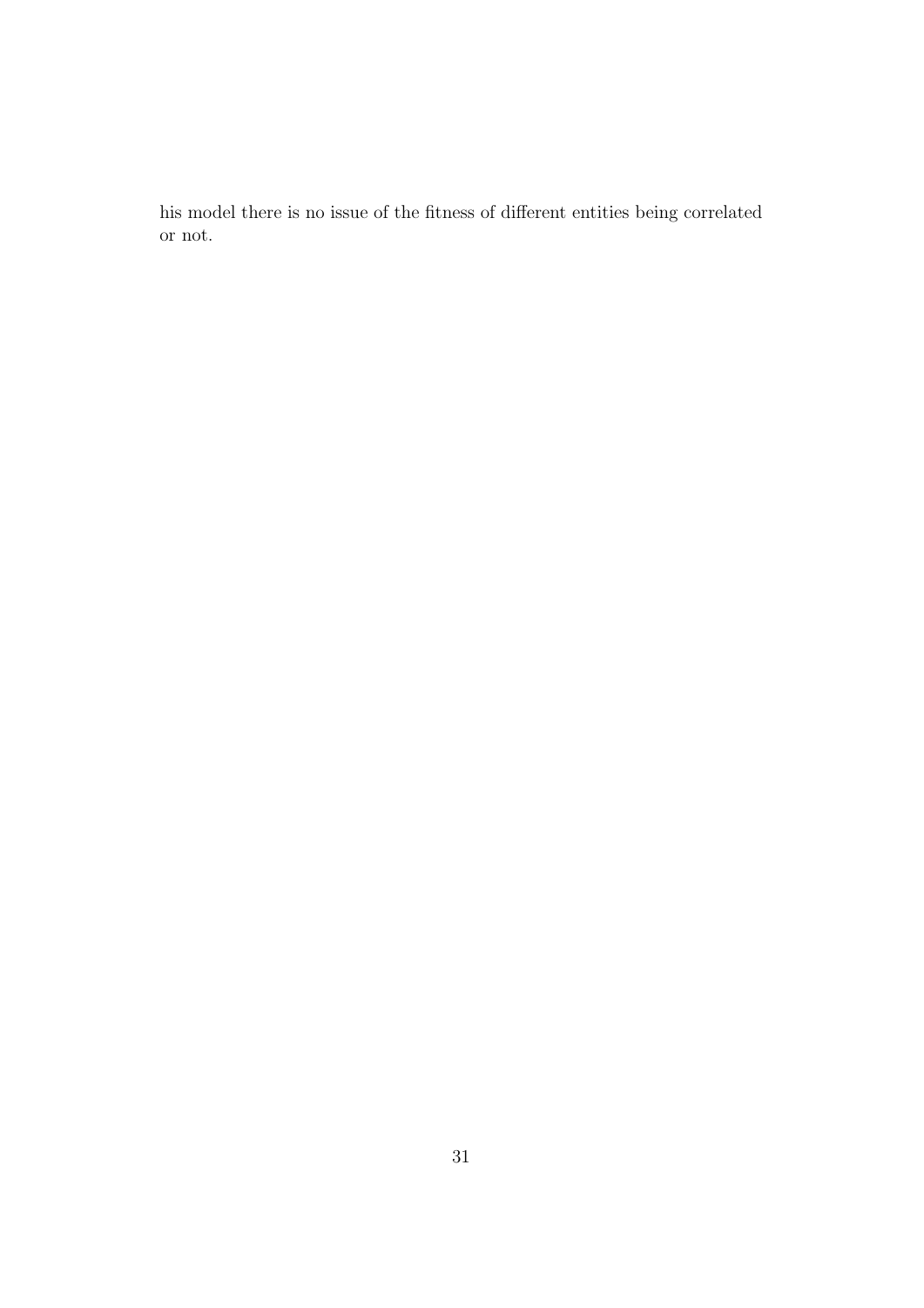his model there is no issue of the fitness of different entities being correlated or not.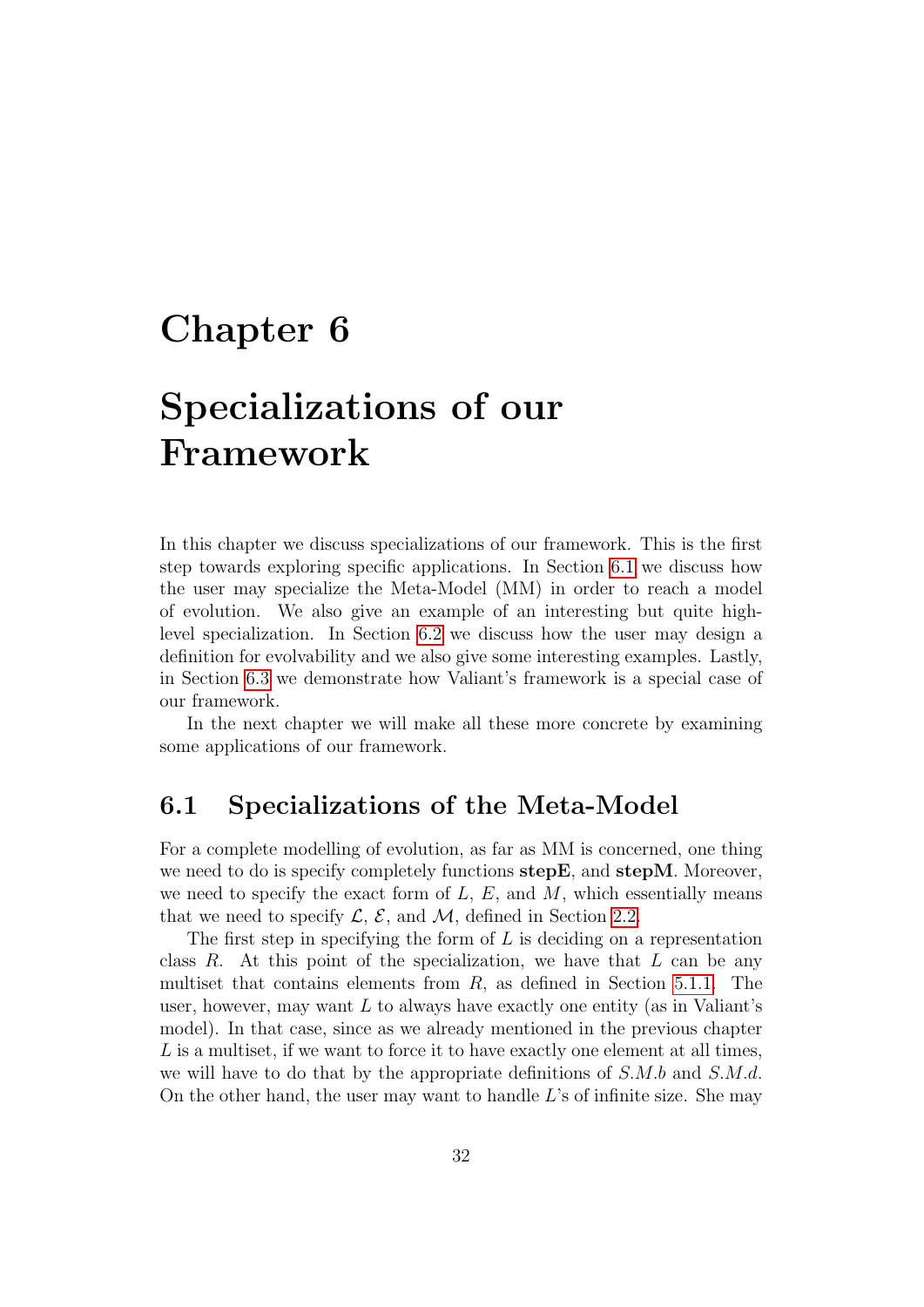# Chapter 6

# Specializations of our Framework

In this chapter we discuss specializations of our framework. This is the first step towards exploring specific applications. In Section 6.1 we discuss how the user may specialize the Meta-Model (MM) in order to reach a model of evolution. We also give an example of an interesting but quite high-level specialization. In Section 6.2 we discuss how the user may design a definition for evolvability and we also give some interesting examples. Lastly, in Section 6.3 we demonstrate how Valiant's framework is a special case of our framework.

In the next chapter we will make all these more concrete by examining some applications of our framework.

## 6.1 Specializations of the Meta-Model

For a complete modelling of evolution, as far as MM is concerned, one thing we need to do is specify completely functions **stepE**, and **stepM**. Moreover, we need to specify the exact form of $L$, $E$, and $M$, which essentially means that we need to specify $\mathcal{L}$, $\mathcal{E}$, and $\mathcal{M}$, defined in Section 2.2.

The first step in specifying the form of $L$ is deciding on a representation class $R$. At this point of the specialization, we have that $L$ can be any multiset that contains elements from $R$, as defined in Section 5.1.1. The user, however, may want $L$ to always have exactly one entity (as in Valiant's model). In that case, since as we already mentioned in the previous chapter $L$ is a multiset, if we want to force it to have exactly one element at all times, we will have to do that by the appropriate definitions of $S.M.b$ and $S.M.d$. On the other hand, the user may want to handle $L$'s of infinite size. She may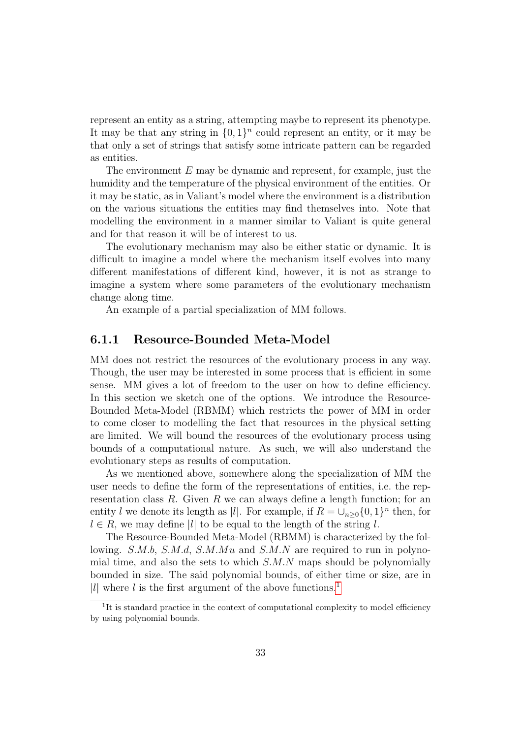represent an entity as a string, attempting maybe to represent its phenotype. It may be that any string in $\{0,1\}^n$ could represent an entity, or it may be that only a set of strings that satisfy some intricate pattern can be regarded as entities.

The environment $E$ may be dynamic and represent, for example, just the humidity and the temperature of the physical environment of the entities. Or it may be static, as in Valiant's model where the environment is a distribution on the various situations the entities may find themselves into. Note that modelling the environment in a manner similar to Valiant is quite general and for that reason it will be of interest to us.

The evolutionary mechanism may also be either static or dynamic. It is difficult to imagine a model where the mechanism itself evolves into many different manifestations of different kind, however, it is not as strange to imagine a system where some parameters of the evolutionary mechanism change along time.

An example of a partial specialization of MM follows.

### 6.1.1 Resource-Bounded Meta-Model

MM does not restrict the resources of the evolutionary process in any way. Though, the user may be interested in some process that is efficient in some sense. MM gives a lot of freedom to the user on how to define efficiency. In this section we sketch one of the options. We introduce the Resource-Bounded Meta-Model (RBMM) which restricts the power of MM in order to come closer to modelling the fact that resources in the physical setting are limited. We will bound the resources of the evolutionary process using bounds of a computational nature. As such, we will also understand the evolutionary steps as results of computation.

As we mentioned above, somewhere along the specialization of MM the user needs to define the form of the representations of entities, i.e. the representation class $R$. Given $R$ we can always define a length function; for an entity $l$ we denote its length as $|l|$. For example, if $R = \cup_{n\geq 0}\{0,1\}^n$ then, for $l \in R$, we may define $|l|$ to be equal to the length of the string $l$.

The Resource-Bounded Meta-Model (RBMM) is characterized by the following. $S.M.b$, $S.M.d$, $S.M.Mu$ and $S.M.N$ are required to run in polynomial time, and also the sets to which $S.M.N$ maps should be polynomially bounded in size. The said polynomial bounds, of either time or size, are in $|l|$ where $l$ is the first argument of the above functions.[1]

[1] It is standard practice in the context of computational complexity to model efficiency by using polynomial bounds.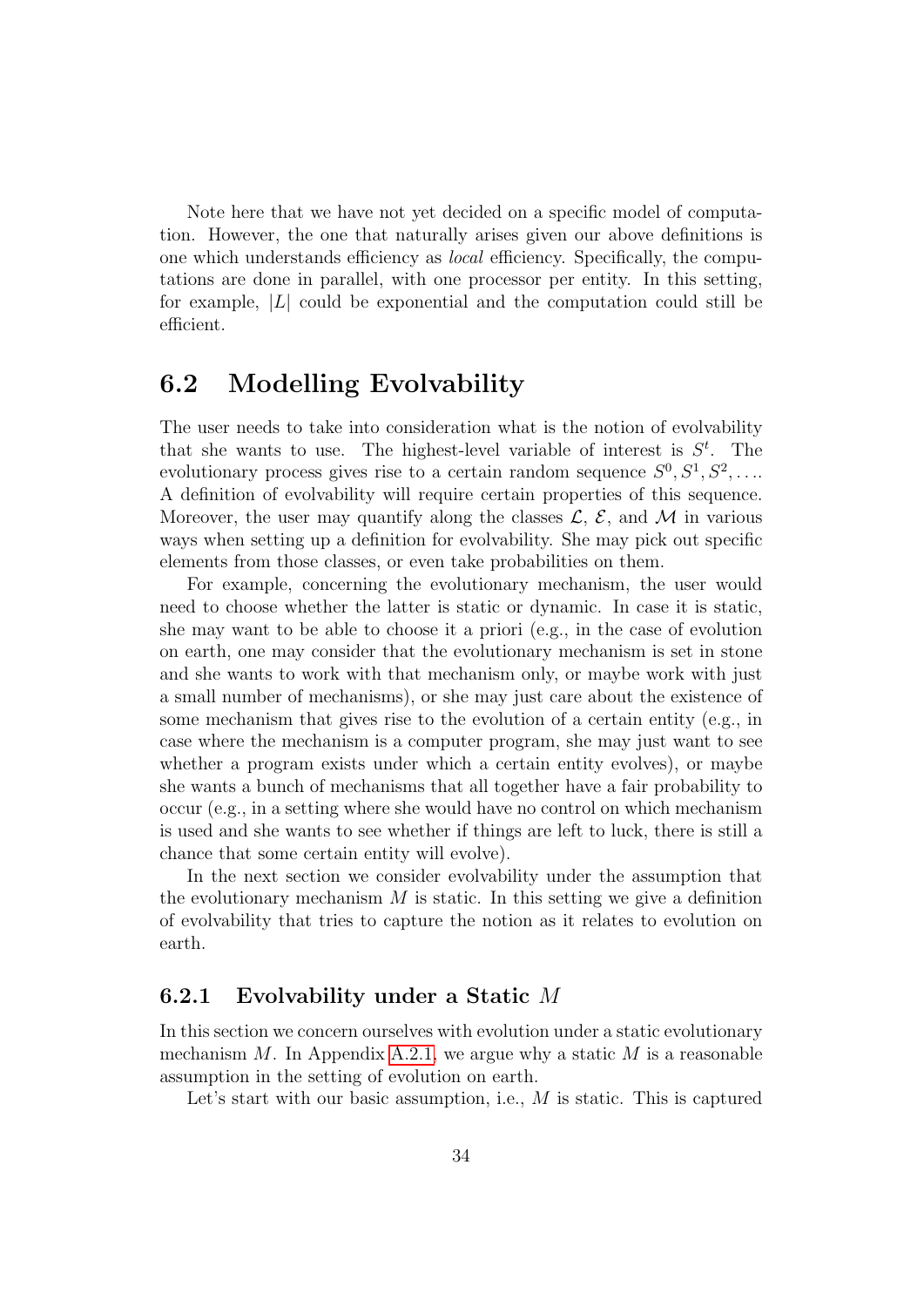Note here that we have not yet decided on a specific model of computation. However, the one that naturally arises given our above definitions is one which understands efficiency as *local* efficiency. Specifically, the computations are done in parallel, with one processor per entity. In this setting, for example, $|L|$ could be exponential and the computation could still be efficient.

## 6.2 Modelling Evolvability

The user needs to take into consideration what is the notion of evolvability that she wants to use. The highest-level variable of interest is $S^t$. The evolutionary process gives rise to a certain random sequence $S^0, S^1, S^2, \ldots$. A definition of evolvability will require certain properties of this sequence. Moreover, the user may quantify along the classes $\mathcal{L}$, $\mathcal{E}$, and $\mathcal{M}$ in various ways when setting up a definition for evolvability. She may pick out specific elements from those classes, or even take probabilities on them.

For example, concerning the evolutionary mechanism, the user would need to choose whether the latter is static or dynamic. In case it is static, she may want to be able to choose it a priori (e.g., in the case of evolution on earth, one may consider that the evolutionary mechanism is set in stone and she wants to work with that mechanism only, or maybe work with just a small number of mechanisms), or she may just care about the existence of some mechanism that gives rise to the evolution of a certain entity (e.g., in case where the mechanism is a computer program, she may just want to see whether a program exists under which a certain entity evolves), or maybe she wants a bunch of mechanisms that all together have a fair probability to occur (e.g., in a setting where she would have no control on which mechanism is used and she wants to see whether if things are left to luck, there is still a chance that some certain entity will evolve).

In the next section we consider evolvability under the assumption that the evolutionary mechanism $M$ is static. In this setting we give a definition of evolvability that tries to capture the notion as it relates to evolution on earth.

### 6.2.1 Evolvability under a Static $M$

In this section we concern ourselves with evolution under a static evolutionary mechanism $M$. In Appendix A.2.1, we argue why a static $M$ is a reasonable assumption in the setting of evolution on earth.

Let's start with our basic assumption, i.e., $M$ is static. This is captured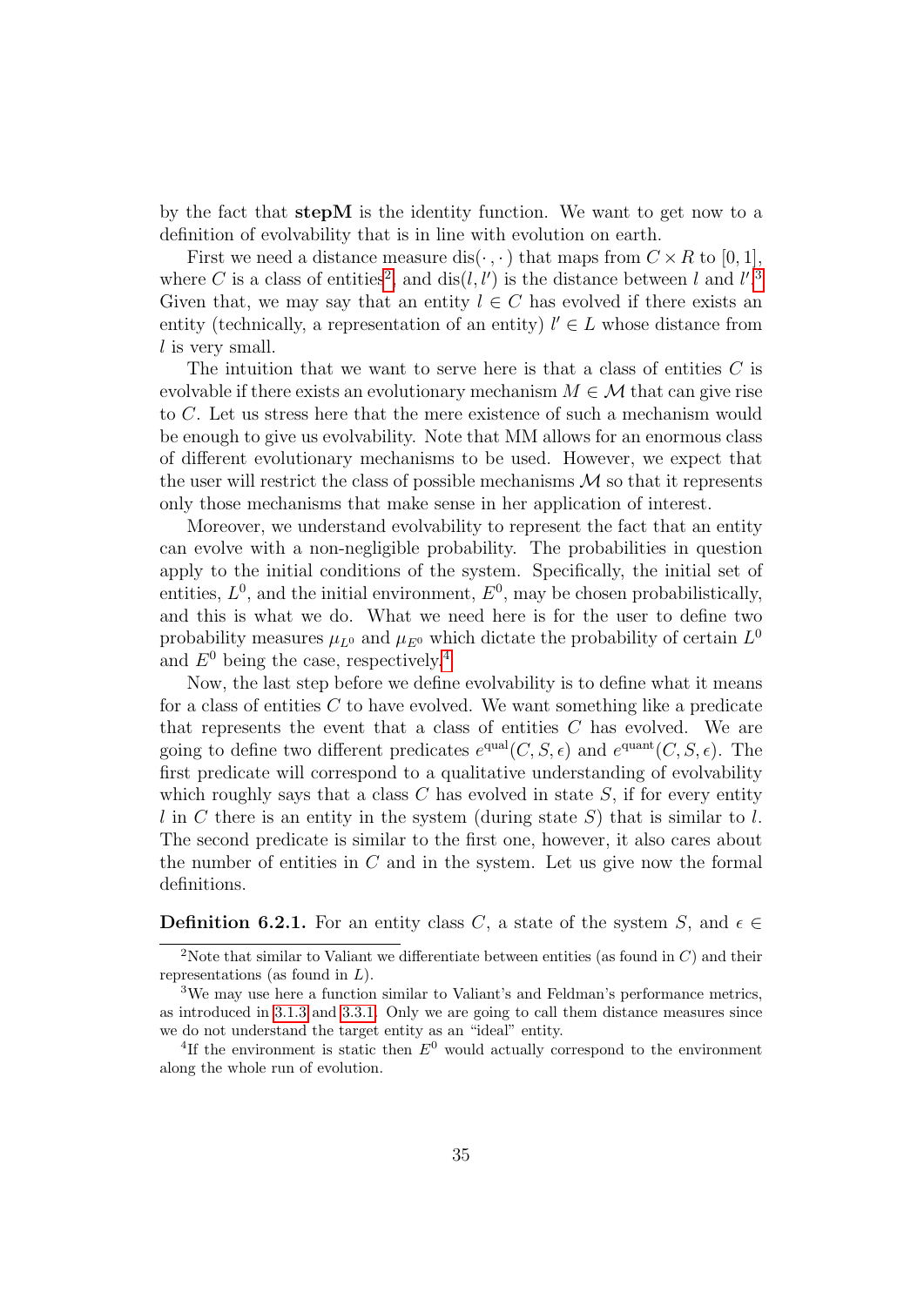by the fact that **stepM** is the identity function. We want to get now to a definition of evolvability that is in line with evolution on earth.

First we need a distance measure $\text{dis}(\cdot, \cdot)$ that maps from $C \times R$ to $[0, 1]$, where $C$ is a class of entities[2], and $\text{dis}(l, l')$ is the distance between $l$ and $l'$.[3] Given that, we may say that an entity $l \in C$ has evolved if there exists an entity (technically, a representation of an entity) $l' \in L$ whose distance from $l$ is very small.

The intuition that we want to serve here is that a class of entities $C$ is evolvable if there exists an evolutionary mechanism $M \in \mathcal{M}$ that can give rise to $C$. Let us stress here that the mere existence of such a mechanism would be enough to give us evolvability. Note that MM allows for an enormous class of different evolutionary mechanisms to be used. However, we expect that the user will restrict the class of possible mechanisms $\mathcal{M}$ so that it represents only those mechanisms that make sense in her application of interest.

Moreover, we understand evolvability to represent the fact that an entity can evolve with a non-negligible probability. The probabilities in question apply to the initial conditions of the system. Specifically, the initial set of entities, $L^0$, and the initial environment, $E^0$, may be chosen probabilistically, and this is what we do. What we need here is for the user to define two probability measures $\mu_{L^0}$ and $\mu_{E^0}$ which dictate the probability of certain $L^0$ and $E^0$ being the case, respectively.[4]

Now, the last step before we define evolvability is to define what it means for a class of entities $C$ to have evolved. We want something like a predicate that represents the event that a class of entities $C$ has evolved. We are going to define two different predicates $e^{\text{qual}}(C, S, \epsilon)$ and $e^{\text{quant}}(C, S, \epsilon)$. The first predicate will correspond to a qualitative understanding of evolvability which roughly says that a class $C$ has evolved in state $S$, if for every entity $l$ in $C$ there is an entity in the system (during state $S$) that is similar to $l$. The second predicate is similar to the first one, however, it also cares about the number of entities in $C$ and in the system. Let us give now the formal definitions.

**Definition 6.2.1.** For an entity class $C$, a state of the system $S$, and $\epsilon \in$

---

[2] Note that similar to Valiant we differentiate between entities (as found in $C$) and their representations (as found in $L$).

[3] We may use here a function similar to Valiant's and Feldman's performance metrics, as introduced in 3.1.3 and 3.3.1. Only we are going to call them distance measures since we do not understand the target entity as an "ideal" entity.

[4] If the environment is static then $E^0$ would actually correspond to the environment along the whole run of evolution.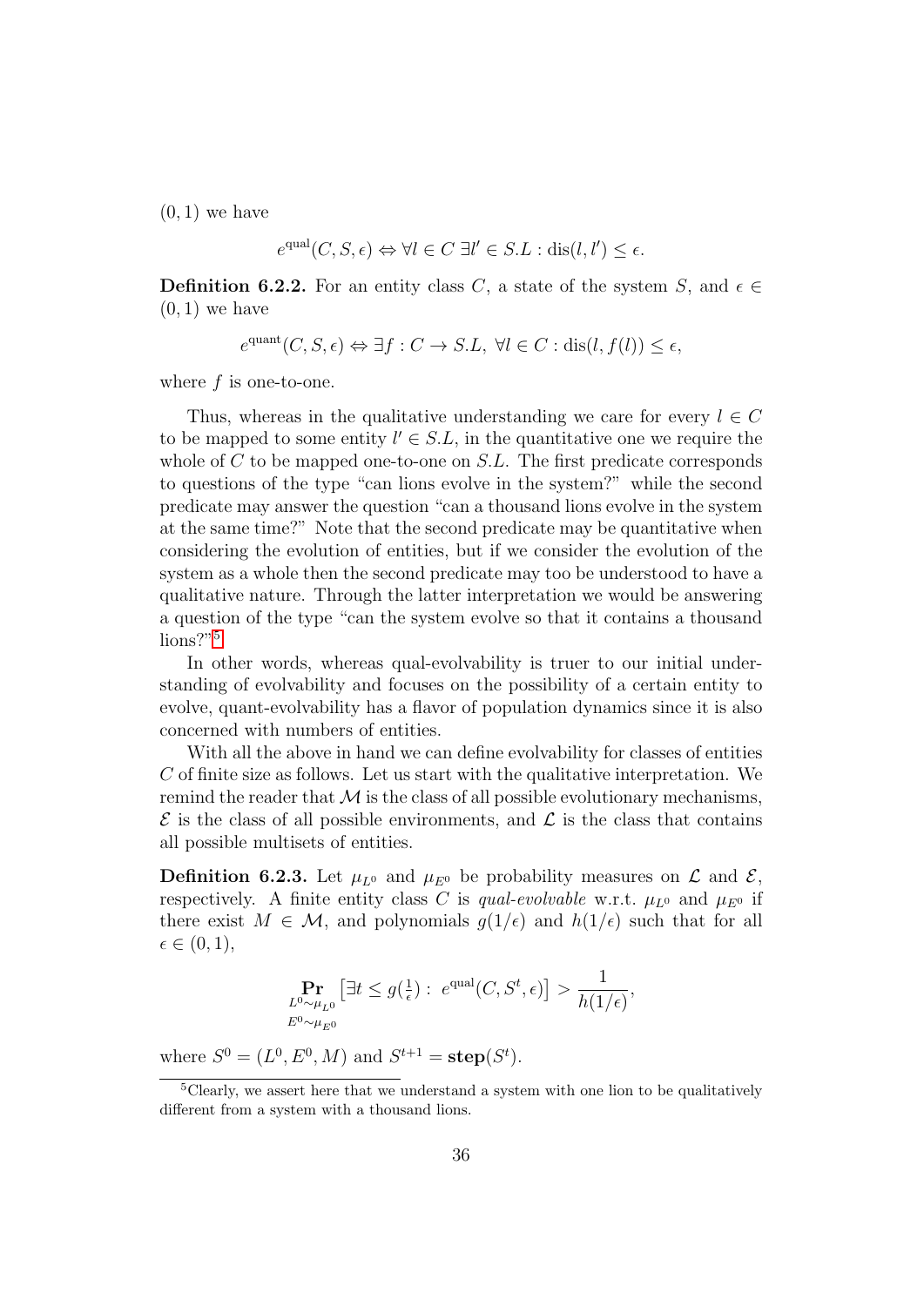$(0, 1)$ we have

$$e^{\text{qual}}(C, S, \epsilon) \Leftrightarrow \forall l \in C \; \exists l' \in S.L : \text{dis}(l, l') \leq \epsilon.$$

**Definition 6.2.2.** For an entity class $C$, a state of the system $S$, and $\epsilon \in (0, 1)$ we have

$$e^{\text{quant}}(C, S, \epsilon) \Leftrightarrow \exists f : C \to S.L, \; \forall l \in C : \text{dis}(l, f(l)) \leq \epsilon,$$

where $f$ is one-to-one.

Thus, whereas in the qualitative understanding we care for every $l \in C$ to be mapped to some entity $l' \in S.L$, in the quantitative one we require the whole of $C$ to be mapped one-to-one on $S.L$. The first predicate corresponds to questions of the type "can lions evolve in the system?" while the second predicate may answer the question "can a thousand lions evolve in the system at the same time?" Note that the second predicate may be quantitative when considering the evolution of entities, but if we consider the evolution of the system as a whole then the second predicate may too be understood to have a qualitative nature. Through the latter interpretation we would be answering a question of the type "can the system evolve so that it contains a thousand lions?"[5]

In other words, whereas qual-evolvability is truer to our initial understanding of evolvability and focuses on the possibility of a certain entity to evolve, quant-evolvability has a flavor of population dynamics since it is also concerned with numbers of entities.

With all the above in hand we can define evolvability for classes of entities $C$ of finite size as follows. Let us start with the qualitative interpretation. We remind the reader that $\mathcal{M}$ is the class of all possible evolutionary mechanisms, $\mathcal{E}$ is the class of all possible environments, and $\mathcal{L}$ is the class that contains all possible multisets of entities.

**Definition 6.2.3.** Let $\mu_{L^0}$ and $\mu_{E^0}$ be probability measures on $\mathcal{L}$ and $\mathcal{E}$, respectively. A finite entity class $C$ is *qual-evolvable* w.r.t. $\mu_{L^0}$ and $\mu_{E^0}$ if there exist $M \in \mathcal{M}$, and polynomials $g(1/\epsilon)$ and $h(1/\epsilon)$ such that for all $\epsilon \in (0, 1)$,

$$\mathop{\mathbf{Pr}}_{\substack{L^0 \sim \mu_{L^0} \\ E^0 \sim \mu_{E^0}}} \left[ \exists t \leq g(\tfrac{1}{\epsilon}) : \; e^{\text{qual}}(C, S^t, \epsilon) \right] > \frac{1}{h(1/\epsilon)},$$

where $S^0 = (L^0, E^0, M)$ and $S^{t+1} = \mathbf{step}(S^t)$.

[5] Clearly, we assert here that we understand a system with one lion to be qualitatively different from a system with a thousand lions.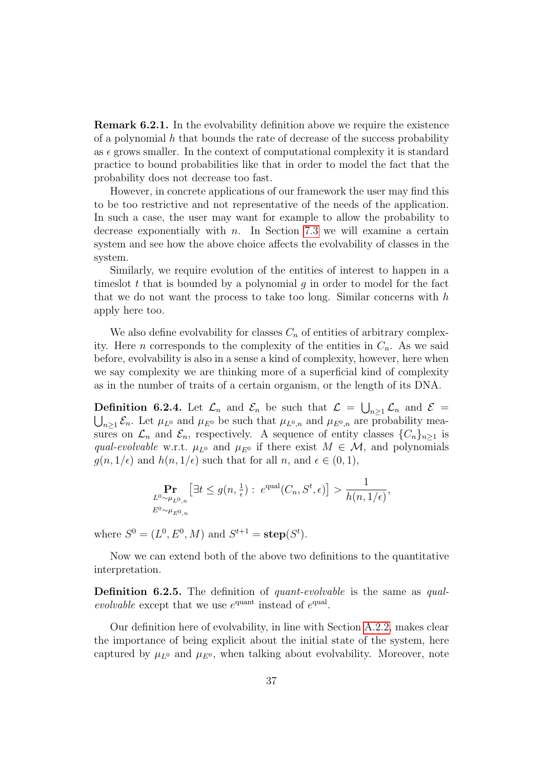**Remark 6.2.1.** In the evolvability definition above we require the existence of a polynomial $h$ that bounds the rate of decrease of the success probability as $\epsilon$ grows smaller. In the context of computational complexity it is standard practice to bound probabilities like that in order to model the fact that the probability does not decrease too fast.

However, in concrete applications of our framework the user may find this to be too restrictive and not representative of the needs of the application. In such a case, the user may want for example to allow the probability to decrease exponentially with $n$. In Section 7.3 we will examine a certain system and see how the above choice affects the evolvability of classes in the system.

Similarly, we require evolution of the entities of interest to happen in a timeslot $t$ that is bounded by a polynomial $g$ in order to model for the fact that we do not want the process to take too long. Similar concerns with $h$ apply here too.

We also define evolvability for classes $C_n$ of entities of arbitrary complexity. Here $n$ corresponds to the complexity of the entities in $C_n$. As we said before, evolvability is also in a sense a kind of complexity, however, here when we say complexity we are thinking more of a superficial kind of complexity as in the number of traits of a certain organism, or the length of its DNA.

**Definition 6.2.4.** Let $\mathcal{L}_n$ and $\mathcal{E}_n$ be such that $\mathcal{L} = \bigcup_{n\geq 1} \mathcal{L}_n$ and $\mathcal{E} = \bigcup_{n\geq 1} \mathcal{E}_n$. Let $\mu_{L^0}$ and $\mu_{E^0}$ be such that $\mu_{L^0,n}$ and $\mu_{E^0,n}$ are probability measures on $\mathcal{L}_n$ and $\mathcal{E}_n$, respectively. A sequence of entity classes $\{C_n\}_{n\geq 1}$ is *qual-evolvable* w.r.t. $\mu_{L^0}$ and $\mu_{E^0}$ if there exist $M \in \mathcal{M}$, and polynomials $g(n, 1/\epsilon)$ and $h(n, 1/\epsilon)$ such that for all $n$, and $\epsilon \in (0, 1)$,

$$\Pr_{\substack{L^0 \sim \mu_{L^0,n} \\ E^0 \sim \mu_{E^0,n}}} \left[\exists t \leq g(n, \tfrac{1}{\epsilon}) : \ e^{\text{qual}}(C_n, S^t, \epsilon)\right] > \frac{1}{h(n, 1/\epsilon)},$$

where $S^0 = (L^0, E^0, M)$ and $S^{t+1} = \mathbf{step}(S^t)$.

Now we can extend both of the above two definitions to the quantitative interpretation.

**Definition 6.2.5.** The definition of *quant-evolvable* is the same as *qual-evolvable* except that we use $e^{\text{quant}}$ instead of $e^{\text{qual}}$.

Our definition here of evolvability, in line with Section A.2.2, makes clear the importance of being explicit about the initial state of the system, here captured by $\mu_{L^0}$ and $\mu_{E^0}$, when talking about evolvability. Moreover, note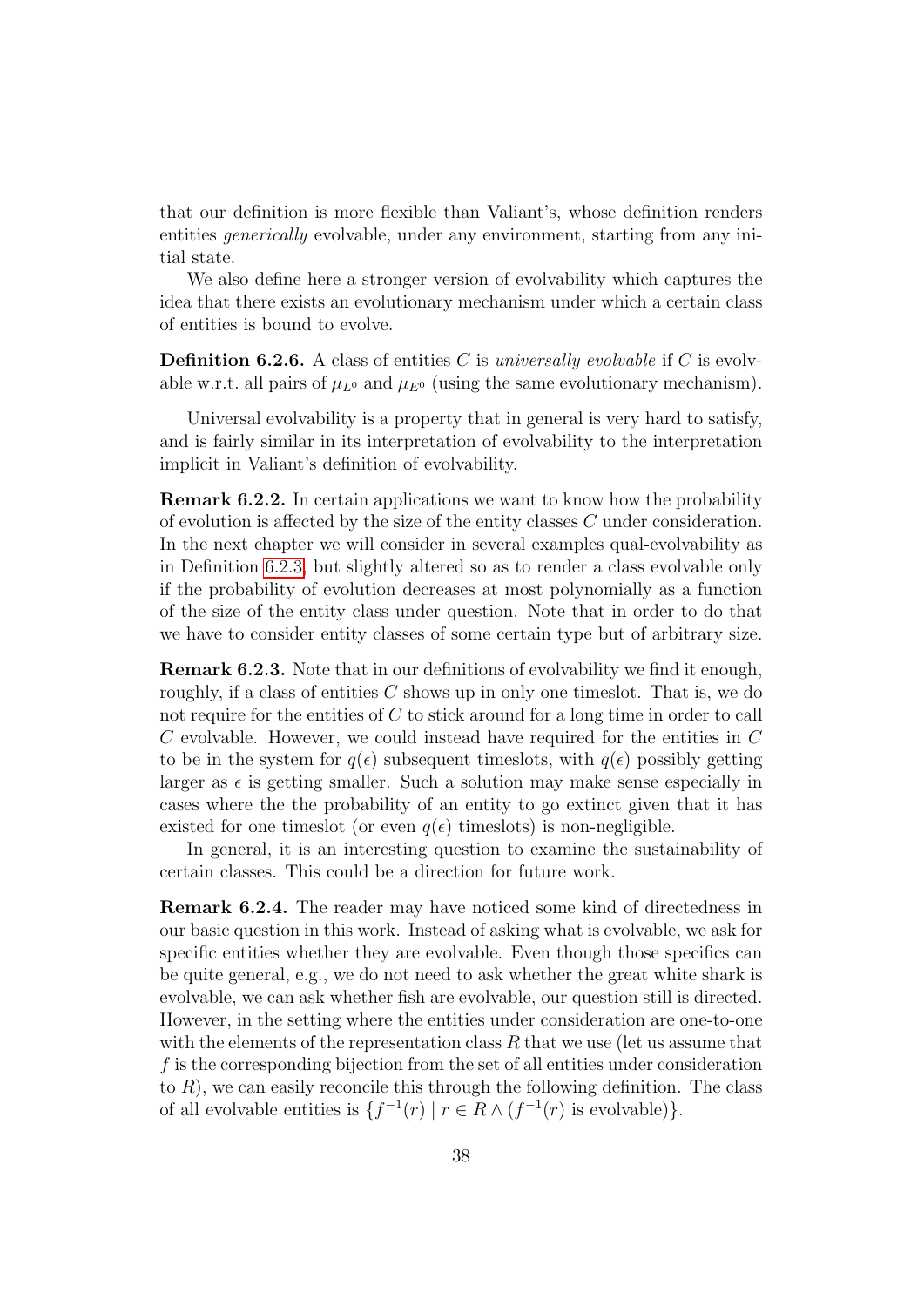that our definition is more flexible than Valiant's, whose definition renders entities *generically* evolvable, under any environment, starting from any initial state.

We also define here a stronger version of evolvability which captures the idea that there exists an evolutionary mechanism under which a certain class of entities is bound to evolve.

**Definition 6.2.6.** A class of entities $C$ is *universally evolvable* if $C$ is evolvable w.r.t. all pairs of $\mu_{L^0}$ and $\mu_{E^0}$ (using the same evolutionary mechanism).

Universal evolvability is a property that in general is very hard to satisfy, and is fairly similar in its interpretation of evolvability to the interpretation implicit in Valiant's definition of evolvability.

**Remark 6.2.2.** In certain applications we want to know how the probability of evolution is affected by the size of the entity classes $C$ under consideration. In the next chapter we will consider in several examples qual-evolvability as in Definition 6.2.3, but slightly altered so as to render a class evolvable only if the probability of evolution decreases at most polynomially as a function of the size of the entity class under question. Note that in order to do that we have to consider entity classes of some certain type but of arbitrary size.

**Remark 6.2.3.** Note that in our definitions of evolvability we find it enough, roughly, if a class of entities $C$ shows up in only one timeslot. That is, we do not require for the entities of $C$ to stick around for a long time in order to call $C$ evolvable. However, we could instead have required for the entities in $C$ to be in the system for $q(\epsilon)$ subsequent timeslots, with $q(\epsilon)$ possibly getting larger as $\epsilon$ is getting smaller. Such a solution may make sense especially in cases where the the probability of an entity to go extinct given that it has existed for one timeslot (or even $q(\epsilon)$ timeslots) is non-negligible.

In general, it is an interesting question to examine the sustainability of certain classes. This could be a direction for future work.

**Remark 6.2.4.** The reader may have noticed some kind of directedness in our basic question in this work. Instead of asking what is evolvable, we ask for specific entities whether they are evolvable. Even though those specifics can be quite general, e.g., we do not need to ask whether the great white shark is evolvable, we can ask whether fish are evolvable, our question still is directed. However, in the setting where the entities under consideration are one-to-one with the elements of the representation class $R$ that we use (let us assume that $f$ is the corresponding bijection from the set of all entities under consideration to $R$), we can easily reconcile this through the following definition. The class of all evolvable entities is $\{f^{-1}(r) \mid r \in R \wedge (f^{-1}(r) \text{ is evolvable})\}$.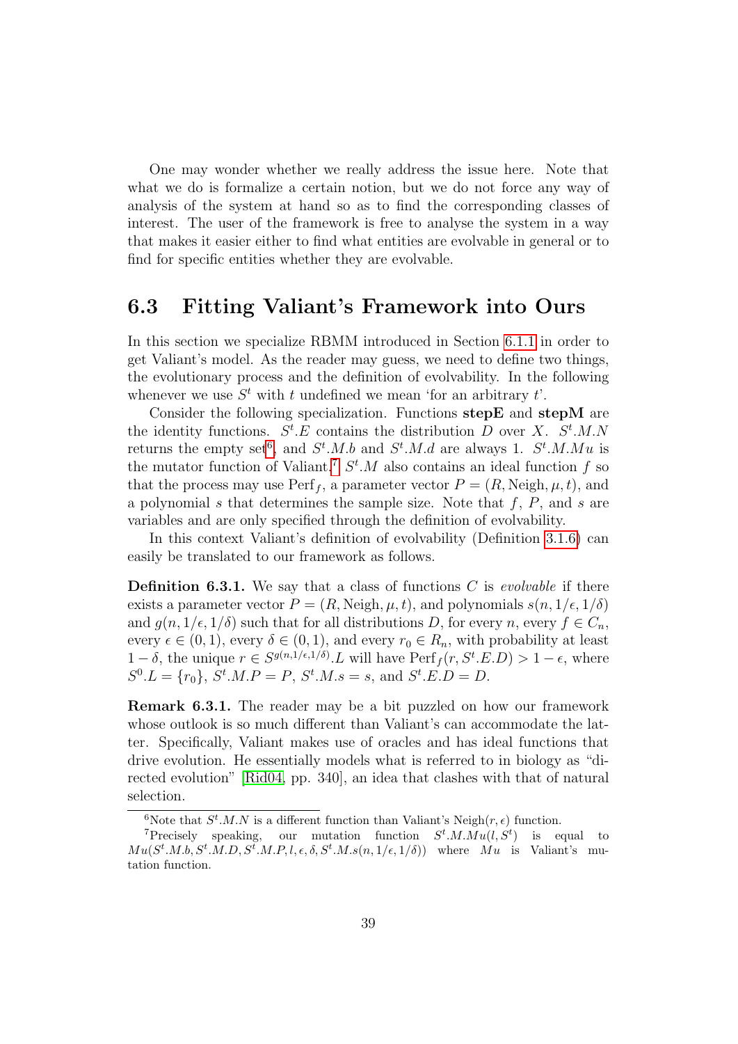One may wonder whether we really address the issue here. Note that what we do is formalize a certain notion, but we do not force any way of analysis of the system at hand so as to find the corresponding classes of interest. The user of the framework is free to analyse the system in a way that makes it easier either to find what entities are evolvable in general or to find for specific entities whether they are evolvable.

## 6.3 Fitting Valiant's Framework into Ours

In this section we specialize RBMM introduced in Section 6.1.1 in order to get Valiant's model. As the reader may guess, we need to define two things, the evolutionary process and the definition of evolvability. In the following whenever we use $S^t$ with $t$ undefined we mean 'for an arbitrary $t$'.

Consider the following specialization. Functions **stepE** and **stepM** are the identity functions. $S^t.E$ contains the distribution $D$ over $X$. $S^t.M.N$ returns the empty set[6], and $S^t.M.b$ and $S^t.M.d$ are always 1. $S^t.M.Mu$ is the mutator function of Valiant.[7] $S^t.M$ also contains an ideal function $f$ so that the process may use $\text{Perf}_f$, a parameter vector $P = (R, \text{Neigh}, \mu, t)$, and a polynomial $s$ that determines the sample size. Note that $f$, $P$, and $s$ are variables and are only specified through the definition of evolvability.

In this context Valiant's definition of evolvability (Definition 3.1.6) can easily be translated to our framework as follows.

**Definition 6.3.1.** We say that a class of functions $C$ is *evolvable* if there exists a parameter vector $P = (R, \text{Neigh}, \mu, t)$, and polynomials $s(n, 1/\epsilon, 1/\delta)$ and $g(n, 1/\epsilon, 1/\delta)$ such that for all distributions $D$, for every $n$, every $f \in C_n$, every $\epsilon \in (0, 1)$, every $\delta \in (0, 1)$, and every $r_0 \in R_n$, with probability at least $1 - \delta$, the unique $r \in S^{g(n,1/\epsilon,1/\delta)}.L$ will have $\text{Perf}_f(r, S^t.E.D) > 1 - \epsilon$, where $S^0.L = \{r_0\}$, $S^t.M.P = P$, $S^t.M.s = s$, and $S^t.E.D = D$.

**Remark 6.3.1.** The reader may be a bit puzzled on how our framework whose outlook is so much different than Valiant's can accommodate the latter. Specifically, Valiant makes use of oracles and has ideal functions that drive evolution. He essentially models what is referred to in biology as "directed evolution" [Rid04, pp. 340], an idea that clashes with that of natural selection.

[6] Note that $S^t.M.N$ is a different function than Valiant's $\text{Neigh}(r, \epsilon)$ function.

[7] Precisely speaking, our mutation function $S^t.M.Mu(l, S^t)$ is equal to $Mu(S^t.M.b, S^t.M.D, S^t.M.P, l, \epsilon, \delta, S^t.M.s(n, 1/\epsilon, 1/\delta))$ where $Mu$ is Valiant's mutation function.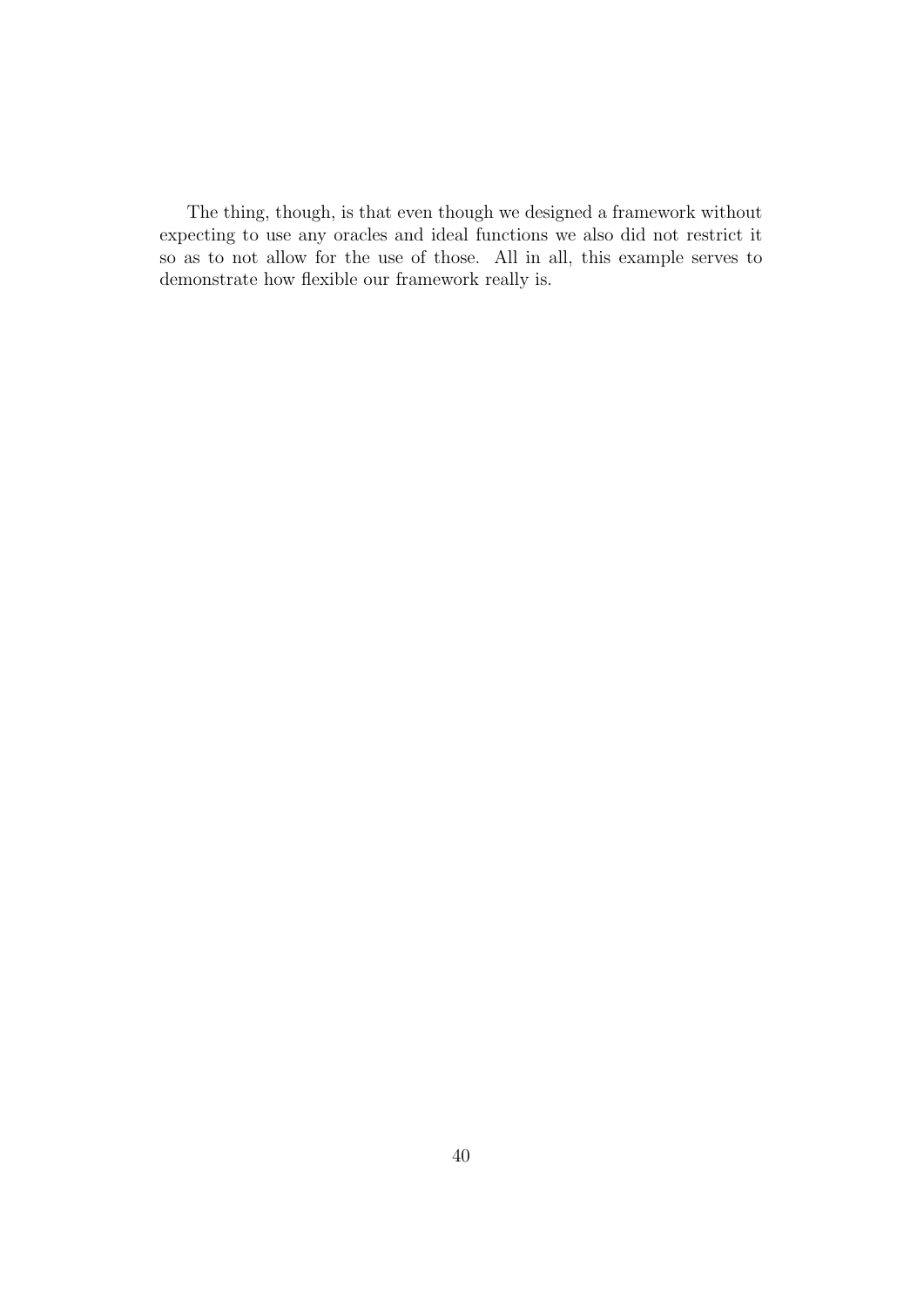The thing, though, is that even though we designed a framework without expecting to use any oracles and ideal functions we also did not restrict it so as to not allow for the use of those. All in all, this example serves to demonstrate how flexible our framework really is.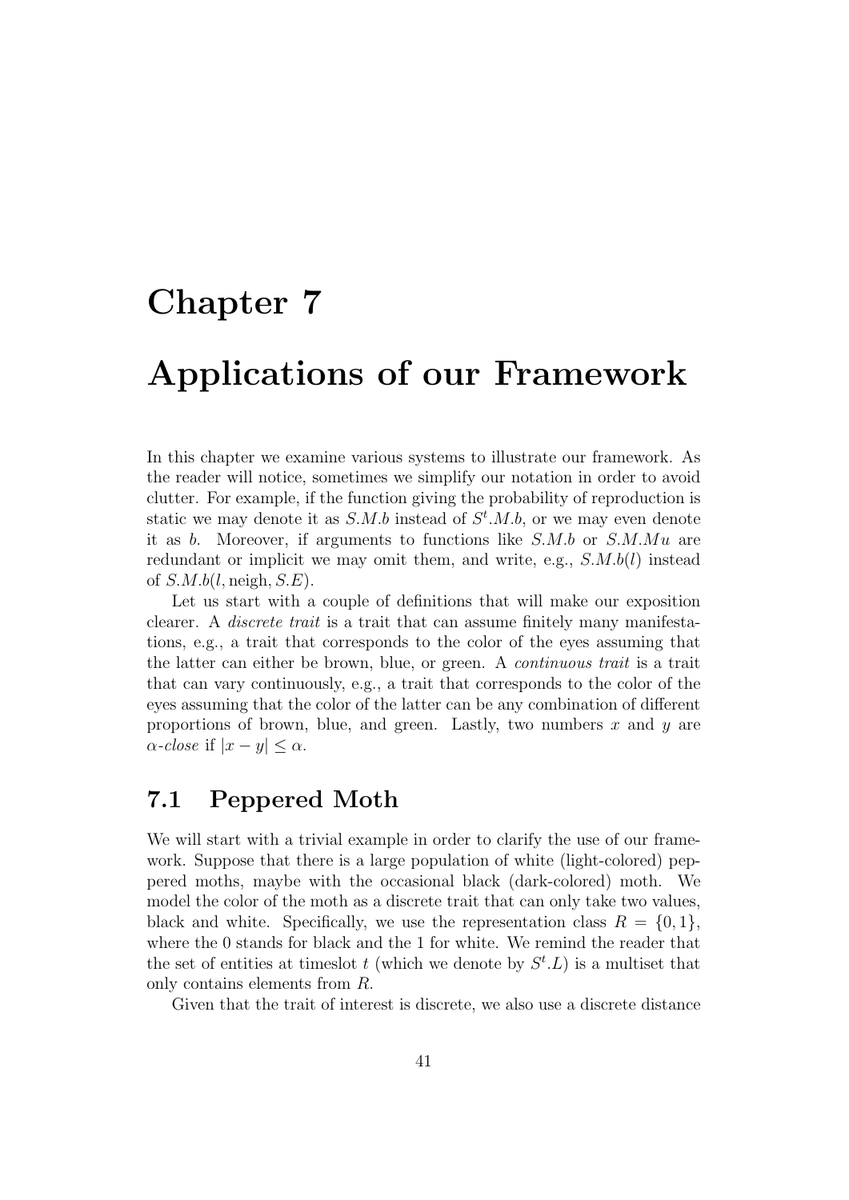# Chapter 7

# Applications of our Framework

In this chapter we examine various systems to illustrate our framework. As the reader will notice, sometimes we simplify our notation in order to avoid clutter. For example, if the function giving the probability of reproduction is static we may denote it as $S.M.b$ instead of $S^t.M.b$, or we may even denote it as $b$. Moreover, if arguments to functions like $S.M.b$ or $S.M.Mu$ are redundant or implicit we may omit them, and write, e.g., $S.M.b(l)$ instead of $S.M.b(l, \text{neigh}, S.E)$.

Let us start with a couple of definitions that will make our exposition clearer. A *discrete trait* is a trait that can assume finitely many manifestations, e.g., a trait that corresponds to the color of the eyes assuming that the latter can either be brown, blue, or green. A *continuous trait* is a trait that can vary continuously, e.g., a trait that corresponds to the color of the eyes assuming that the color of the latter can be any combination of different proportions of brown, blue, and green. Lastly, two numbers $x$ and $y$ are *$\alpha$-close* if $|x - y| \leq \alpha$.

## 7.1 Peppered Moth

We will start with a trivial example in order to clarify the use of our framework. Suppose that there is a large population of white (light-colored) peppered moths, maybe with the occasional black (dark-colored) moth. We model the color of the moth as a discrete trait that can only take two values, black and white. Specifically, we use the representation class $R = \{0, 1\}$, where the 0 stands for black and the 1 for white. We remind the reader that the set of entities at timeslot $t$ (which we denote by $S^t.L$) is a multiset that only contains elements from $R$.

Given that the trait of interest is discrete, we also use a discrete distance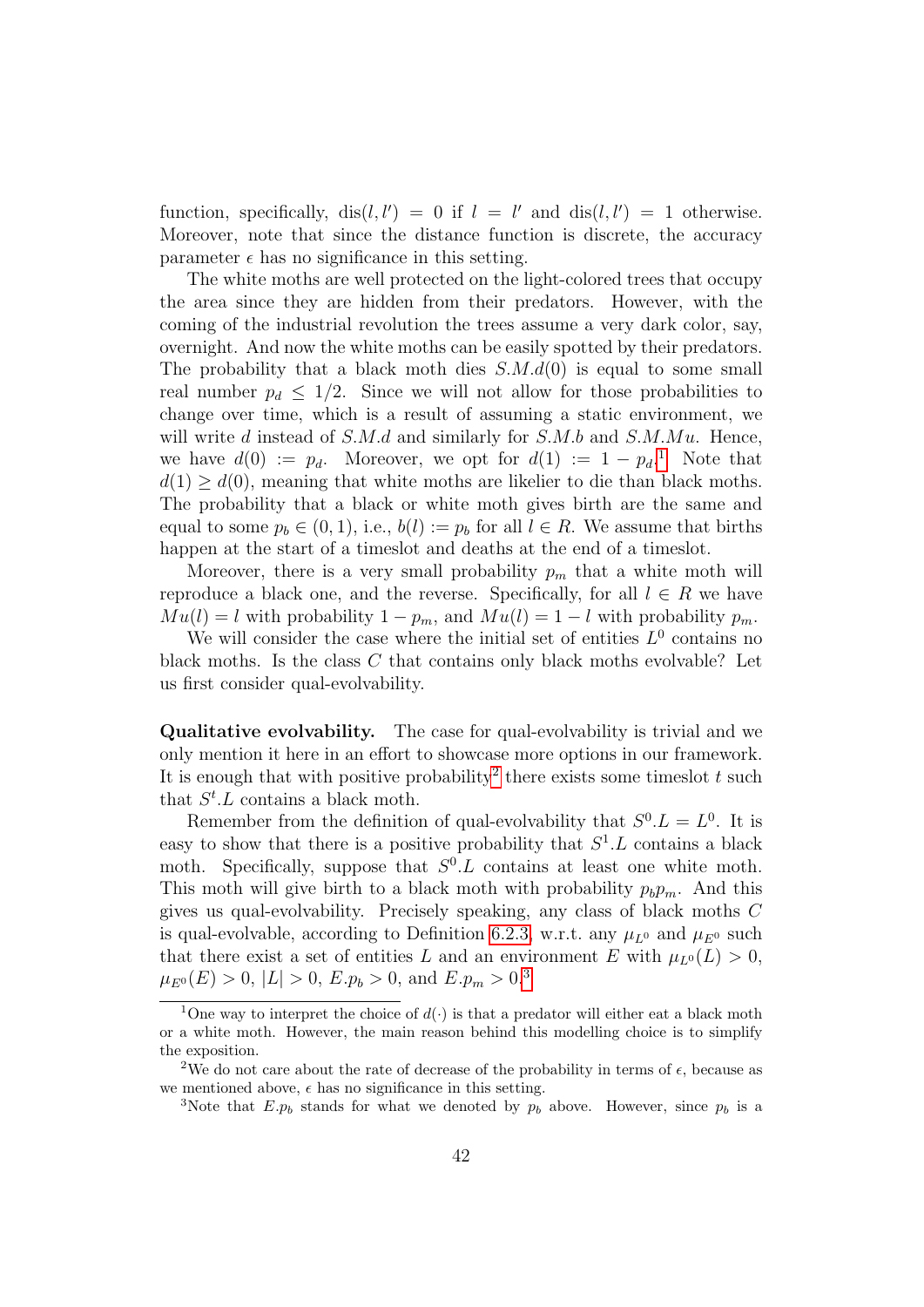function, specifically, $\text{dis}(l, l') = 0$ if $l = l'$ and $\text{dis}(l, l') = 1$ otherwise. Moreover, note that since the distance function is discrete, the accuracy parameter $\epsilon$ has no significance in this setting.

The white moths are well protected on the light-colored trees that occupy the area since they are hidden from their predators. However, with the coming of the industrial revolution the trees assume a very dark color, say, overnight. And now the white moths can be easily spotted by their predators. The probability that a black moth dies $S.M.d(0)$ is equal to some small real number $p_d \leq 1/2$. Since we will not allow for those probabilities to change over time, which is a result of assuming a static environment, we will write $d$ instead of $S.M.d$ and similarly for $S.M.b$ and $S.M.Mu$. Hence, we have $d(0) := p_d$. Moreover, we opt for $d(1) := 1 - p_d$.[1] Note that $d(1) \geq d(0)$, meaning that white moths are likelier to die than black moths. The probability that a black or white moth gives birth are the same and equal to some $p_b \in (0, 1)$, i.e., $b(l) := p_b$ for all $l \in R$. We assume that births happen at the start of a timeslot and deaths at the end of a timeslot.

Moreover, there is a very small probability $p_m$ that a white moth will reproduce a black one, and the reverse. Specifically, for all $l \in R$ we have $Mu(l) = l$ with probability $1 - p_m$, and $Mu(l) = 1 - l$ with probability $p_m$.

We will consider the case where the initial set of entities $L^0$ contains no black moths. Is the class $C$ that contains only black moths evolvable? Let us first consider qual-evolvability.

**Qualitative evolvability.** The case for qual-evolvability is trivial and we only mention it here in an effort to showcase more options in our framework. It is enough that with positive probability[2] there exists some timeslot $t$ such that $S^t.L$ contains a black moth.

Remember from the definition of qual-evolvability that $S^0.L = L^0$. It is easy to show that there is a positive probability that $S^1.L$ contains a black moth. Specifically, suppose that $S^0.L$ contains at least one white moth. This moth will give birth to a black moth with probability $p_b p_m$. And this gives us qual-evolvability. Precisely speaking, any class of black moths $C$ is qual-evolvable, according to Definition 6.2.3, w.r.t. any $\mu_{L^0}$ and $\mu_{E^0}$ such that there exist a set of entities $L$ and an environment $E$ with $\mu_{L^0}(L) > 0$, $\mu_{E^0}(E) > 0$, $|L| > 0$, $E.p_b > 0$, and $E.p_m > 0$.[3]

---

[1] One way to interpret the choice of $d(\cdot)$ is that a predator will either eat a black moth or a white moth. However, the main reason behind this modelling choice is to simplify the exposition.

[2] We do not care about the rate of decrease of the probability in terms of $\epsilon$, because as we mentioned above, $\epsilon$ has no significance in this setting.

[3] Note that $E.p_b$ stands for what we denoted by $p_b$ above. However, since $p_b$ is a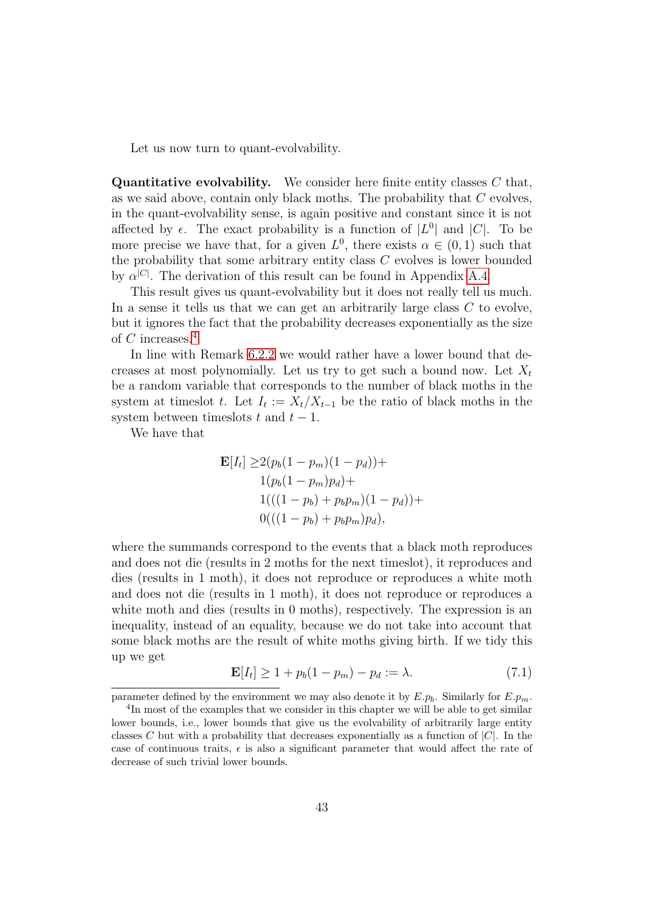Let us now turn to quant-evolvability.

**Quantitative evolvability.** We consider here finite entity classes $C$ that, as we said above, contain only black moths. The probability that $C$ evolves, in the quant-evolvability sense, is again positive and constant since it is not affected by $\epsilon$. The exact probability is a function of $|L^0|$ and $|C|$. To be more precise we have that, for a given $L^0$, there exists $\alpha \in (0,1)$ such that the probability that some arbitrary entity class $C$ evolves is lower bounded by $\alpha^{|C|}$. The derivation of this result can be found in Appendix A.4.

This result gives us quant-evolvability but it does not really tell us much. In a sense it tells us that we can get an arbitrarily large class $C$ to evolve, but it ignores the fact that the probability decreases exponentially as the size of $C$ increases.[4]

In line with Remark 6.2.2 we would rather have a lower bound that decreases at most polynomially. Let us try to get such a bound now. Let $X_t$ be a random variable that corresponds to the number of black moths in the system at timeslot $t$. Let $I_t := X_t/X_{t-1}$ be the ratio of black moths in the system between timeslots $t$ and $t-1$.

We have that

$$
\begin{aligned}
\mathbf{E}[I_t] \geq & 2(p_b(1-p_m)(1-p_d)) + \\
& 1(p_b(1-p_m)p_d) + \\
& 1(((1-p_b) + p_b p_m)(1-p_d)) + \\
& 0(((1-p_b) + p_b p_m)p_d),
\end{aligned}
$$

where the summands correspond to the events that a black moth reproduces and does not die (results in 2 moths for the next timeslot), it reproduces and dies (results in 1 moth), it does not reproduce or reproduces a white moth and does not die (results in 1 moth), it does not reproduce or reproduces a white moth and dies (results in 0 moths), respectively. The expression is an inequality, instead of an equality, because we do not take into account that some black moths are the result of white moths giving birth. If we tidy this up we get

$$
\mathbf{E}[I_t] \geq 1 + p_b(1-p_m) - p_d := \lambda. \tag{7.1}
$$

parameter defined by the environment we may also denote it by $E.p_b$. Similarly for $E.p_m$.

[4] In most of the examples that we consider in this chapter we will be able to get similar lower bounds, i.e., lower bounds that give us the evolvability of arbitrarily large entity classes $C$ but with a probability that decreases exponentially as a function of $|C|$. In the case of continuous traits, $\epsilon$ is also a significant parameter that would affect the rate of decrease of such trivial lower bounds.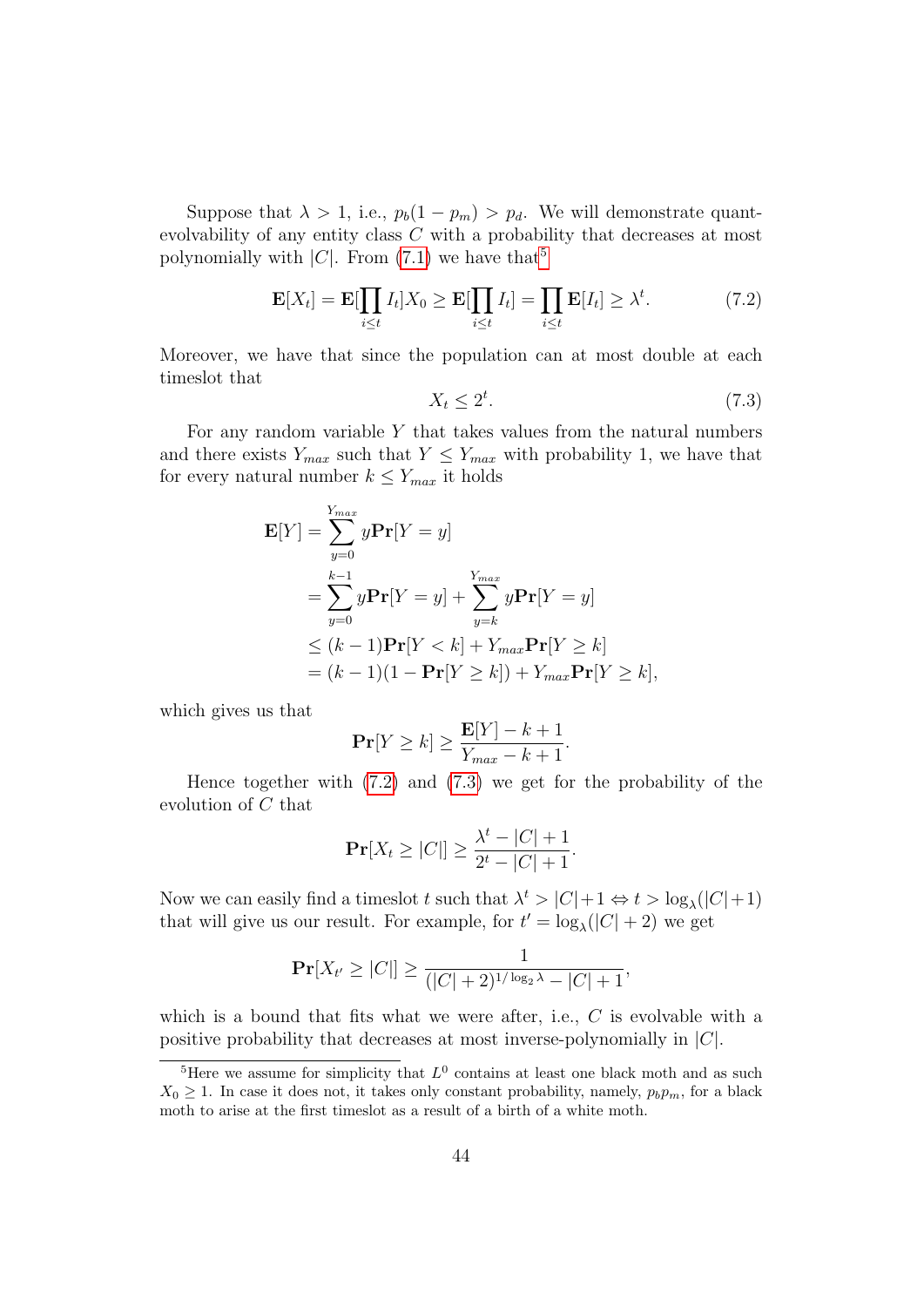Suppose that $\lambda > 1$, i.e., $p_b(1-p_m) > p_d$. We will demonstrate quant-evolvability of any entity class $C$ with a probability that decreases at most polynomially with $|C|$. From (7.1) we have that[5]

$$\mathbf{E}[X_t] = \mathbf{E}[\prod_{i \leq t} I_t] X_0 \geq \mathbf{E}[\prod_{i \leq t} I_t] = \prod_{i \leq t} \mathbf{E}[I_t] \geq \lambda^t. \tag{7.2}$$

Moreover, we have that since the population can at most double at each timeslot that

$$X_t \leq 2^t. \tag{7.3}$$

For any random variable $Y$ that takes values from the natural numbers and there exists $Y_{max}$ such that $Y \leq Y_{max}$ with probability 1, we have that for every natural number $k \leq Y_{max}$ it holds

$$\begin{aligned}
\mathbf{E}[Y] &= \sum_{y=0}^{Y_{max}} y \mathbf{Pr}[Y = y] \\
&= \sum_{y=0}^{k-1} y \mathbf{Pr}[Y = y] + \sum_{y=k}^{Y_{max}} y \mathbf{Pr}[Y = y] \\
&\leq (k-1)\mathbf{Pr}[Y < k] + Y_{max}\mathbf{Pr}[Y \geq k] \\
&= (k-1)(1 - \mathbf{Pr}[Y \geq k]) + Y_{max}\mathbf{Pr}[Y \geq k],
\end{aligned}$$

which gives us that

$$\mathbf{Pr}[Y \geq k] \geq \frac{\mathbf{E}[Y] - k + 1}{Y_{max} - k + 1}.$$

Hence together with (7.2) and (7.3) we get for the probability of the evolution of $C$ that

$$\mathbf{Pr}[X_t \geq |C|] \geq \frac{\lambda^t - |C| + 1}{2^t - |C| + 1}.$$

Now we can easily find a timeslot $t$ such that $\lambda^t > |C|+1 \Leftrightarrow t > \log_\lambda(|C|+1)$ that will give us our result. For example, for $t' = \log_\lambda(|C|+2)$ we get

$$\mathbf{Pr}[X_{t'} \geq |C|] \geq \frac{1}{(|C|+2)^{1/\log_2 \lambda} - |C| + 1},$$

which is a bound that fits what we were after, i.e., $C$ is evolvable with a positive probability that decreases at most inverse-polynomially in $|C|$.

[5] Here we assume for simplicity that $L^0$ contains at least one black moth and as such $X_0 \geq 1$. In case it does not, it takes only constant probability, namely, $p_b p_m$, for a black moth to arise at the first timeslot as a result of a birth of a white moth.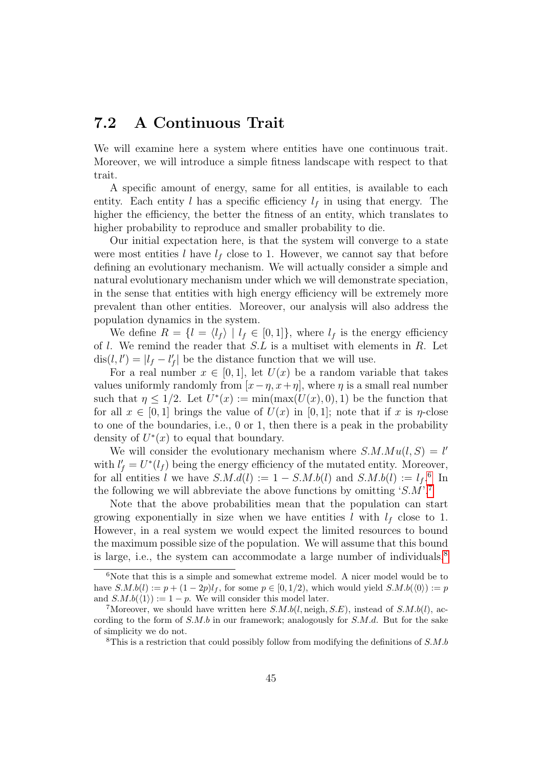## 7.2 A Continuous Trait

We will examine here a system where entities have one continuous trait. Moreover, we will introduce a simple fitness landscape with respect to that trait.

A specific amount of energy, same for all entities, is available to each entity. Each entity $l$ has a specific efficiency $l_f$ in using that energy. The higher the efficiency, the better the fitness of an entity, which translates to higher probability to reproduce and smaller probability to die.

Our initial expectation here, is that the system will converge to a state were most entities $l$ have $l_f$ close to 1. However, we cannot say that before defining an evolutionary mechanism. We will actually consider a simple and natural evolutionary mechanism under which we will demonstrate speciation, in the sense that entities with high energy efficiency will be extremely more prevalent than other entities. Moreover, our analysis will also address the population dynamics in the system.

We define $R = \{l = \langle l_f \rangle \mid l_f \in [0, 1]\}$, where $l_f$ is the energy efficiency of $l$. We remind the reader that $S.L$ is a multiset with elements in $R$. Let $\mathrm{dis}(l, l') = |l_f - l'_f|$ be the distance function that we will use.

For a real number $x \in [0, 1]$, let $U(x)$ be a random variable that takes values uniformly randomly from $[x - \eta, x + \eta]$, where $\eta$ is a small real number such that $\eta \leq 1/2$. Let $U^*(x) := \min(\max(U(x), 0), 1)$ be the function that for all $x \in [0, 1]$ brings the value of $U(x)$ in $[0, 1]$; note that if $x$ is $\eta$-close to one of the boundaries, i.e., 0 or 1, then there is a peak in the probability density of $U^*(x)$ to equal that boundary.

We will consider the evolutionary mechanism where $S.M.Mu(l, S) = l'$ with $l'_f = U^*(l_f)$ being the energy efficiency of the mutated entity. Moreover, for all entities $l$ we have $S.M.d(l) := 1 - S.M.b(l)$ and $S.M.b(l) := l_f$.[6] In the following we will abbreviate the above functions by omitting '$S.M$'.[7]

Note that the above probabilities mean that the population can start growing exponentially in size when we have entities $l$ with $l_f$ close to 1. However, in a real system we would expect the limited resources to bound the maximum possible size of the population. We will assume that this bound is large, i.e., the system can accommodate a large number of individuals.[8]

[6] Note that this is a simple and somewhat extreme model. A nicer model would be to have $S.M.b(l) := p + (1 - 2p)l_f$, for some $p \in [0, 1/2)$, which would yield $S.M.b(\langle 0 \rangle) := p$ and $S.M.b(\langle 1 \rangle) := 1 - p$. We will consider this model later.

[7] Moreover, we should have written here $S.M.b(l, \mathrm{neigh}, S.E)$, instead of $S.M.b(l)$, according to the form of $S.M.b$ in our framework; analogously for $S.M.d$. But for the sake of simplicity we do not.

[8] This is a restriction that could possibly follow from modifying the definitions of $S.M.b$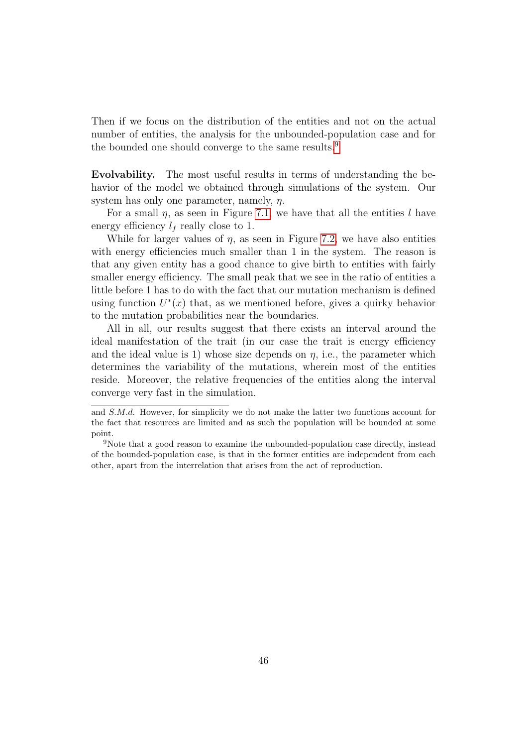Then if we focus on the distribution of the entities and not on the actual number of entities, the analysis for the unbounded-population case and for the bounded one should converge to the same results.[9]

**Evolvability.** The most useful results in terms of understanding the behavior of the model we obtained through simulations of the system. Our system has only one parameter, namely, $\eta$.

For a small $\eta$, as seen in Figure 7.1, we have that all the entities $l$ have energy efficiency $l_f$ really close to 1.

While for larger values of $\eta$, as seen in Figure 7.2, we have also entities with energy efficiencies much smaller than 1 in the system. The reason is that any given entity has a good chance to give birth to entities with fairly smaller energy efficiency. The small peak that we see in the ratio of entities a little before 1 has to do with the fact that our mutation mechanism is defined using function $U^*(x)$ that, as we mentioned before, gives a quirky behavior to the mutation probabilities near the boundaries.

All in all, our results suggest that there exists an interval around the ideal manifestation of the trait (in our case the trait is energy efficiency and the ideal value is 1) whose size depends on $\eta$, i.e., the parameter which determines the variability of the mutations, wherein most of the entities reside. Moreover, the relative frequencies of the entities along the interval converge very fast in the simulation.

---

and *S.M.d.* However, for simplicity we do not make the latter two functions account for the fact that resources are limited and as such the population will be bounded at some point.

[9] Note that a good reason to examine the unbounded-population case directly, instead of the bounded-population case, is that in the former entities are independent from each other, apart from the interrelation that arises from the act of reproduction.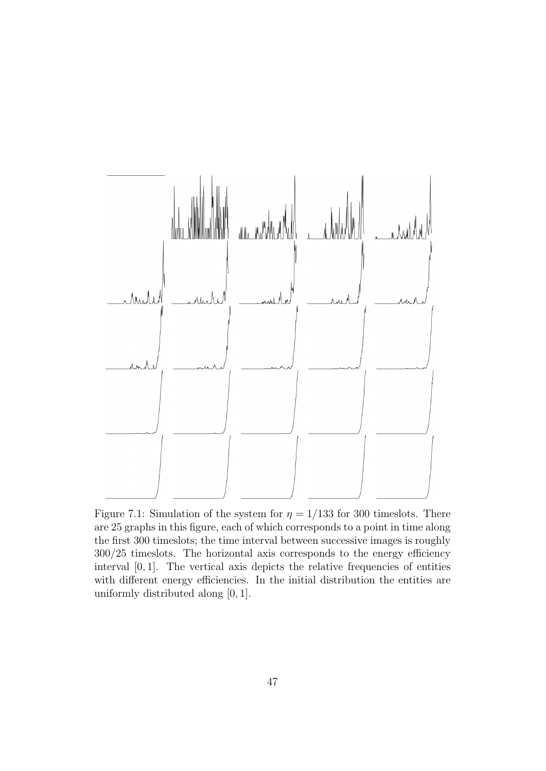Figure 7.1: Simulation of the system for $\eta = 1/133$ for 300 timeslots. There are 25 graphs in this figure, each of which corresponds to a point in time along the first 300 timeslots; the time interval between successive images is roughly 300/25 timeslots. The horizontal axis corresponds to the energy efficiency interval $[0, 1]$. The vertical axis depicts the relative frequencies of entities with different energy efficiencies. In the initial distribution the entities are uniformly distributed along $[0, 1]$.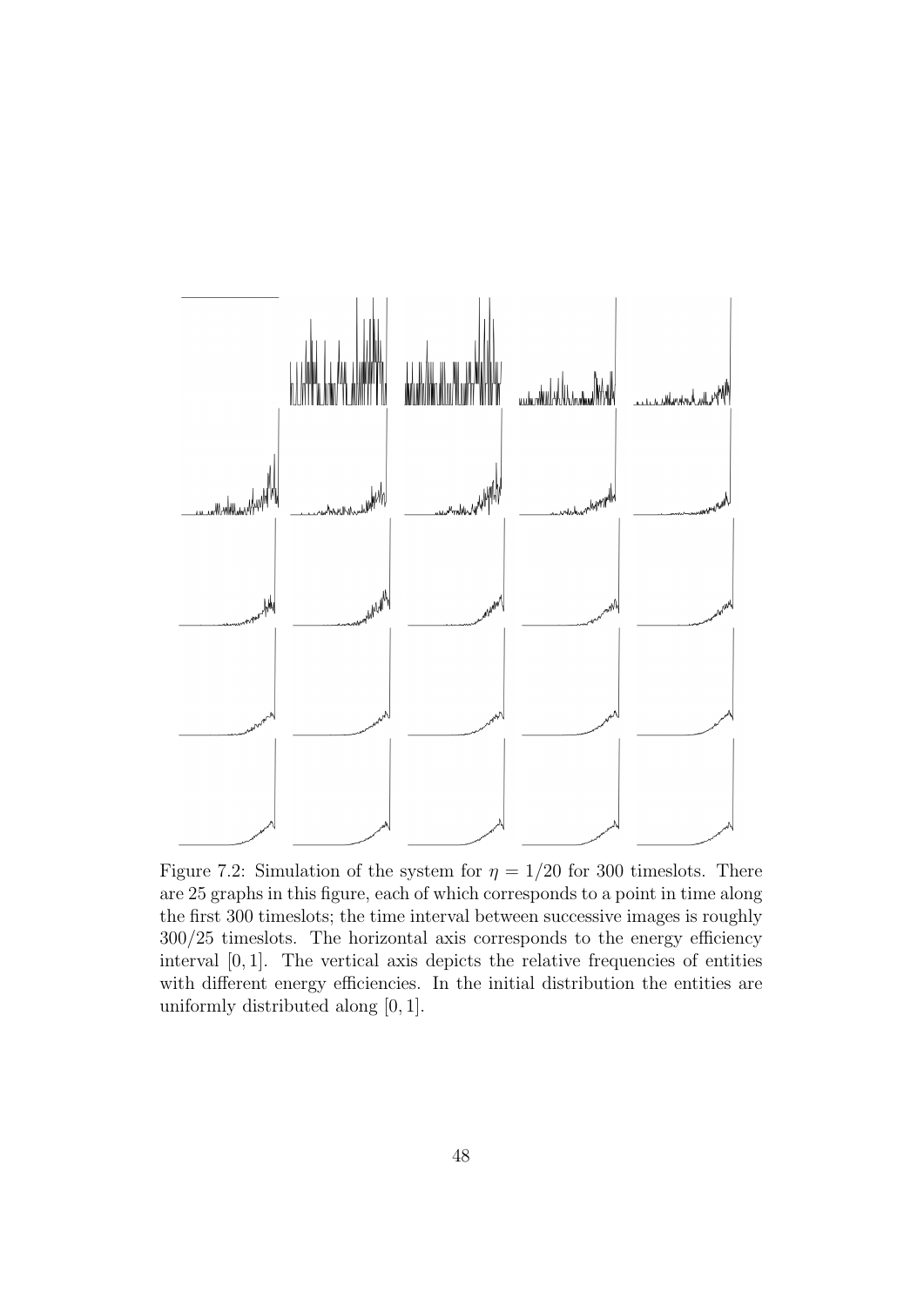Figure 7.2: Simulation of the system for $\eta = 1/20$ for 300 timeslots. There are 25 graphs in this figure, each of which corresponds to a point in time along the first 300 timeslots; the time interval between successive images is roughly 300/25 timeslots. The horizontal axis corresponds to the energy efficiency interval $[0, 1]$. The vertical axis depicts the relative frequencies of entities with different energy efficiencies. In the initial distribution the entities are uniformly distributed along $[0, 1]$.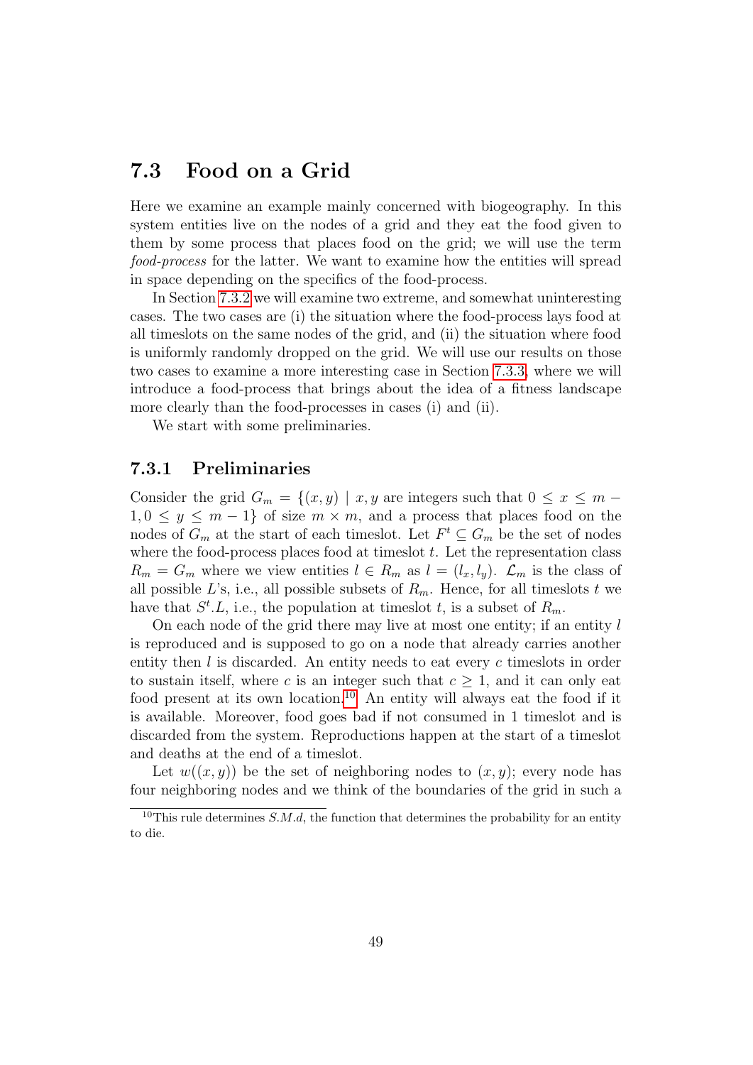## 7.3 Food on a Grid

Here we examine an example mainly concerned with biogeography. In this system entities live on the nodes of a grid and they eat the food given to them by some process that places food on the grid; we will use the term *food-process* for the latter. We want to examine how the entities will spread in space depending on the specifics of the food-process.

In Section 7.3.2 we will examine two extreme, and somewhat uninteresting cases. The two cases are (i) the situation where the food-process lays food at all timeslots on the same nodes of the grid, and (ii) the situation where food is uniformly randomly dropped on the grid. We will use our results on those two cases to examine a more interesting case in Section 7.3.3, where we will introduce a food-process that brings about the idea of a fitness landscape more clearly than the food-processes in cases (i) and (ii).

We start with some preliminaries.

### 7.3.1 Preliminaries

Consider the grid $G_m = \{(x, y) \mid x, y \text{ are integers such that } 0 \leq x \leq m - 1, 0 \leq y \leq m - 1\}$ of size $m \times m$, and a process that places food on the nodes of $G_m$ at the start of each timeslot. Let $F^t \subseteq G_m$ be the set of nodes where the food-process places food at timeslot $t$. Let the representation class $R_m = G_m$ where we view entities $l \in R_m$ as $l = (l_x, l_y)$. $\mathcal{L}_m$ is the class of all possible $L$'s, i.e., all possible subsets of $R_m$. Hence, for all timeslots $t$ we have that $S^t.L$, i.e., the population at timeslot $t$, is a subset of $R_m$.

On each node of the grid there may live at most one entity; if an entity $l$ is reproduced and is supposed to go on a node that already carries another entity then $l$ is discarded. An entity needs to eat every $c$ timeslots in order to sustain itself, where $c$ is an integer such that $c \geq 1$, and it can only eat food present at its own location.[10] An entity will always eat the food if it is available. Moreover, food goes bad if not consumed in 1 timeslot and is discarded from the system. Reproductions happen at the start of a timeslot and deaths at the end of a timeslot.

Let $w((x, y))$ be the set of neighboring nodes to $(x, y)$; every node has four neighboring nodes and we think of the boundaries of the grid in such a

[10] This rule determines $S.M.d$, the function that determines the probability for an entity to die.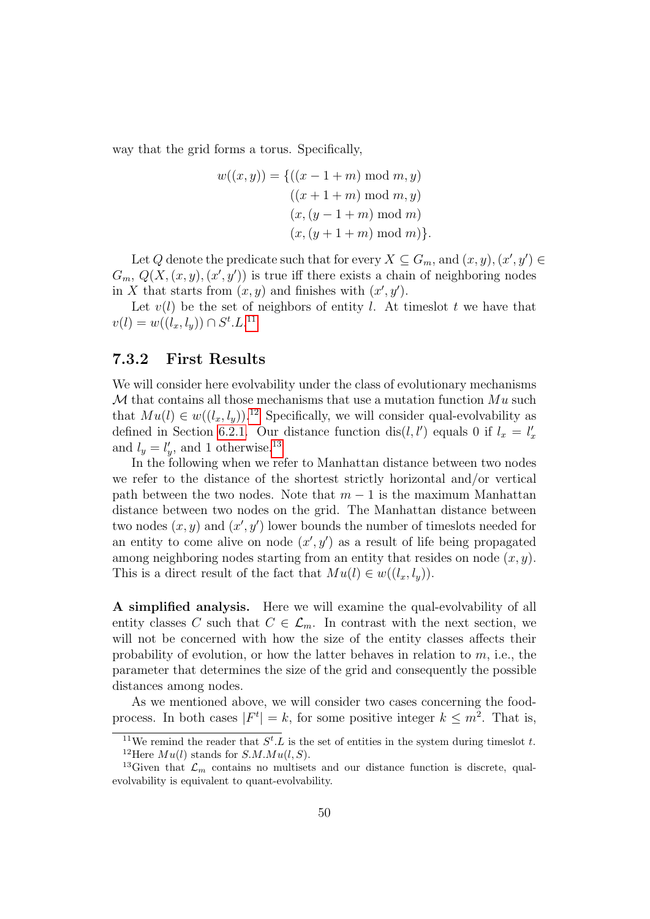way that the grid forms a torus. Specifically,

$$
\begin{aligned}
w((x, y)) = \{&((x - 1 + m) \bmod m, y)\\
&((x + 1 + m) \bmod m, y)\\
&(x, (y - 1 + m) \bmod m)\\
&(x, (y + 1 + m) \bmod m)\}.
\end{aligned}
$$

Let $Q$ denote the predicate such that for every $X \subseteq G_m$, and $(x, y), (x', y') \in G_m$, $Q(X, (x, y), (x', y'))$ is true iff there exists a chain of neighboring nodes in $X$ that starts from $(x, y)$ and finishes with $(x', y')$.

Let $v(l)$ be the set of neighbors of entity $l$. At timeslot $t$ we have that $v(l) = w((l_x, l_y)) \cap S^t.L$.[11]

### 7.3.2 First Results

We will consider here evolvability under the class of evolutionary mechanisms $\mathcal{M}$ that contains all those mechanisms that use a mutation function $Mu$ such that $Mu(l) \in w((l_x, l_y))$.[12] Specifically, we will consider qual-evolvability as defined in Section 6.2.1. Our distance function $\text{dis}(l, l')$ equals 0 if $l_x = l'_x$ and $l_y = l'_y$, and 1 otherwise.[13]

In the following when we refer to Manhattan distance between two nodes we refer to the distance of the shortest strictly horizontal and/or vertical path between the two nodes. Note that $m - 1$ is the maximum Manhattan distance between two nodes on the grid. The Manhattan distance between two nodes $(x, y)$ and $(x', y')$ lower bounds the number of timeslots needed for an entity to come alive on node $(x', y')$ as a result of life being propagated among neighboring nodes starting from an entity that resides on node $(x, y)$. This is a direct result of the fact that $Mu(l) \in w((l_x, l_y))$.

**A simplified analysis.** Here we will examine the qual-evolvability of all entity classes $C$ such that $C \in \mathcal{L}_m$. In contrast with the next section, we will not be concerned with how the size of the entity classes affects their probability of evolution, or how the latter behaves in relation to $m$, i.e., the parameter that determines the size of the grid and consequently the possible distances among nodes.

As we mentioned above, we will consider two cases concerning the food-process. In both cases $|F^t| = k$, for some positive integer $k \leq m^2$. That is,

[11] We remind the reader that $S^t.L$ is the set of entities in the system during timeslot $t$.

[12] Here $Mu(l)$ stands for $S.M.Mu(l, S)$.

[13] Given that $\mathcal{L}_m$ contains no multisets and our distance function is discrete, qual-evolvability is equivalent to quant-evolvability.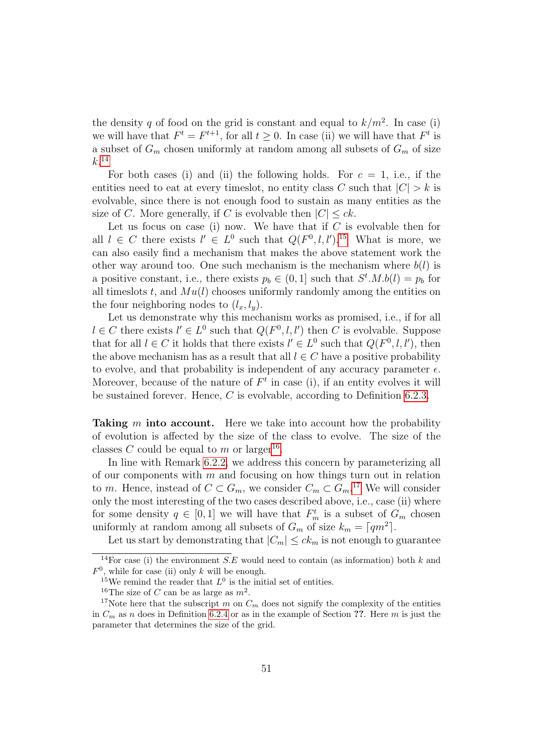the density $q$ of food on the grid is constant and equal to $k/m^2$. In case (i) we will have that $F^t = F^{t+1}$, for all $t \geq 0$. In case (ii) we will have that $F^t$ is a subset of $G_m$ chosen uniformly at random among all subsets of $G_m$ of size $k$.[14]

For both cases (i) and (ii) the following holds. For $c = 1$, i.e., if the entities need to eat at every timeslot, no entity class $C$ such that $|C| > k$ is evolvable, since there is not enough food to sustain as many entities as the size of $C$. More generally, if $C$ is evolvable then $|C| \leq ck$.

Let us focus on case (i) now. We have that if $C$ is evolvable then for all $l \in C$ there exists $l' \in L^0$ such that $Q(F^0, l, l')$.[15] What is more, we can also easily find a mechanism that makes the above statement work the other way around too. One such mechanism is the mechanism where $b(l)$ is a positive constant, i.e., there exists $p_b \in (0, 1]$ such that $S^t.M.b(l) = p_b$ for all timeslots $t$, and $Mu(l)$ chooses uniformly randomly among the entities on the four neighboring nodes to $(l_x, l_y)$.

Let us demonstrate why this mechanism works as promised, i.e., if for all $l \in C$ there exists $l' \in L^0$ such that $Q(F^0, l, l')$ then $C$ is evolvable. Suppose that for all $l \in C$ it holds that there exists $l' \in L^0$ such that $Q(F^0, l, l')$, then the above mechanism has as a result that all $l \in C$ have a positive probability to evolve, and that probability is independent of any accuracy parameter $\epsilon$. Moreover, because of the nature of $F^t$ in case (i), if an entity evolves it will be sustained forever. Hence, $C$ is evolvable, according to Definition 6.2.3.

**Taking $m$ into account.** Here we take into account how the probability of evolution is affected by the size of the class to evolve. The size of the classes $C$ could be equal to $m$ or larger[16].

In line with Remark 6.2.2, we address this concern by parameterizing all of our components with $m$ and focusing on how things turn out in relation to $m$. Hence, instead of $C \subset G_m$, we consider $C_m \subset G_m$.[17] We will consider only the most interesting of the two cases described above, i.e., case (ii) where for some density $q \in [0, 1]$ we will have that $F_m^t$ is a subset of $G_m$ chosen uniformly at random among all subsets of $G_m$ of size $k_m = \lceil qm^2 \rceil$.

Let us start by demonstrating that $|C_m| \leq ck_m$ is not enough to guarantee

---

[14] For case (i) the environment $S.E$ would need to contain (as information) both $k$ and $F^0$, while for case (ii) only $k$ will be enough.

[15] We remind the reader that $L^0$ is the initial set of entities.

[16] The size of $C$ can be as large as $m^2$.

[17] Note here that the subscript $m$ on $C_m$ does not signify the complexity of the entities in $C_m$ as $n$ does in Definition 6.2.4 or as in the example of Section **??**. Here $m$ is just the parameter that determines the size of the grid.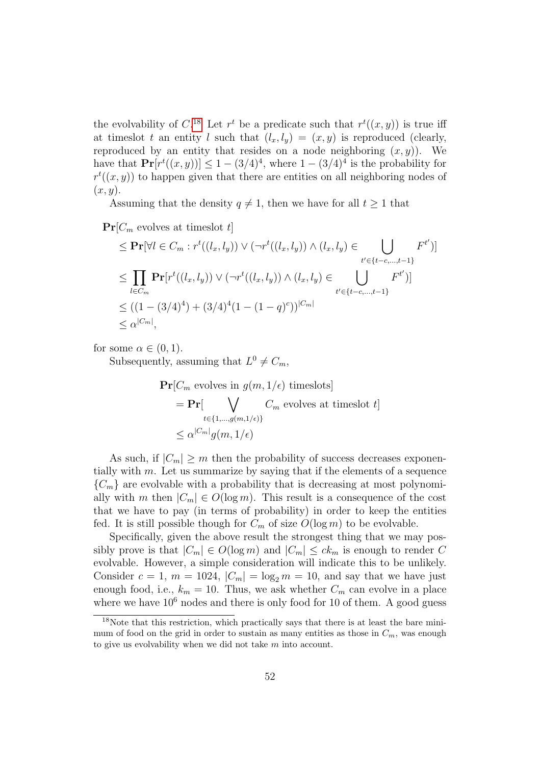the evolvability of $C$.[18] Let $r^t$ be a predicate such that $r^t((x,y))$ is true iff at timeslot $t$ an entity $l$ such that $(l_x, l_y) = (x, y)$ is reproduced (clearly, reproduced by an entity that resides on a node neighboring $(x, y)$). We have that $\mathbf{Pr}[r^t((x,y))] \leq 1 - (3/4)^4$, where $1 - (3/4)^4$ is the probability for $r^t((x,y))$ to happen given that there are entities on all neighboring nodes of $(x, y)$.

Assuming that the density $q \neq 1$, then we have for all $t \geq 1$ that

$$
\begin{aligned}
&\mathbf{Pr}[C_m \text{ evolves at timeslot } t] \\
&\quad \leq \mathbf{Pr}[\forall l \in C_m : r^t((l_x, l_y)) \vee (\neg r^t((l_x, l_y)) \wedge (l_x, l_y) \in \bigcup_{t' \in \{t-c, \ldots, t-1\}} F^{t'})] \\
&\quad \leq \prod_{l \in C_m} \mathbf{Pr}[r^t((l_x, l_y)) \vee (\neg r^t((l_x, l_y)) \wedge (l_x, l_y) \in \bigcup_{t' \in \{t-c, \ldots, t-1\}} F^{t'})] \\
&\quad \leq ((1 - (3/4)^4) + (3/4)^4(1 - (1-q)^c))^{|C_m|} \\
&\quad \leq \alpha^{|C_m|},
\end{aligned}
$$

for some $\alpha \in (0, 1)$.

Subsequently, assuming that $L^0 \neq C_m$,

$$
\begin{aligned}
&\mathbf{Pr}[C_m \text{ evolves in } g(m, 1/\epsilon) \text{ timeslots}] \\
&\quad = \mathbf{Pr}[\bigvee_{t \in \{1, \ldots, g(m, 1/\epsilon)\}} C_m \text{ evolves at timeslot } t] \\
&\quad \leq \alpha^{|C_m|} g(m, 1/\epsilon)
\end{aligned}
$$

As such, if $|C_m| \geq m$ then the probability of success decreases exponentially with $m$. Let us summarize by saying that if the elements of a sequence $\{C_m\}$ are evolvable with a probability that is decreasing at most polynomially with $m$ then $|C_m| \in O(\log m)$. This result is a consequence of the cost that we have to pay (in terms of probability) in order to keep the entities fed. It is still possible though for $C_m$ of size $O(\log m)$ to be evolvable.

Specifically, given the above result the strongest thing that we may possibly prove is that $|C_m| \in O(\log m)$ and $|C_m| \leq c k_m$ is enough to render $C$ evolvable. However, a simple consideration will indicate this to be unlikely. Consider $c = 1$, $m = 1024$, $|C_m| = \log_2 m = 10$, and say that we have just enough food, i.e., $k_m = 10$. Thus, we ask whether $C_m$ can evolve in a place where we have $10^6$ nodes and there is only food for 10 of them. A good guess

[18] Note that this restriction, which practically says that there is at least the bare minimum of food on the grid in order to sustain as many entities as those in $C_m$, was enough to give us evolvability when we did not take $m$ into account.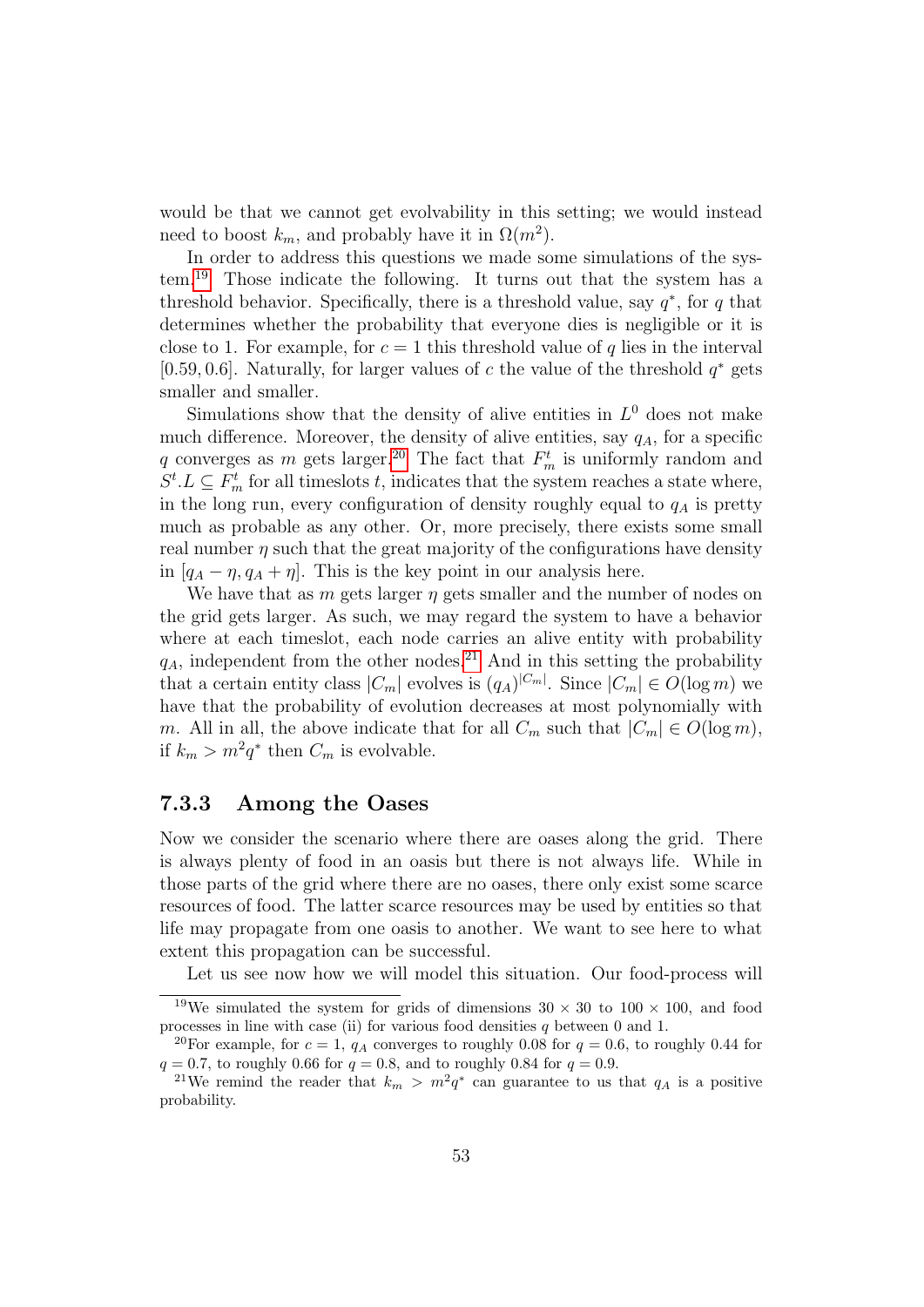would be that we cannot get evolvability in this setting; we would instead need to boost $k_m$, and probably have it in $\Omega(m^2)$.

In order to address this questions we made some simulations of the system.[19] Those indicate the following. It turns out that the system has a threshold behavior. Specifically, there is a threshold value, say $q^*$, for $q$ that determines whether the probability that everyone dies is negligible or it is close to 1. For example, for $c = 1$ this threshold value of $q$ lies in the interval $[0.59, 0.6]$. Naturally, for larger values of $c$ the value of the threshold $q^*$ gets smaller and smaller.

Simulations show that the density of alive entities in $L^0$ does not make much difference. Moreover, the density of alive entities, say $q_A$, for a specific $q$ converges as $m$ gets larger.[20] The fact that $F_m^t$ is uniformly random and $S^t.L \subseteq F_m^t$ for all timeslots $t$, indicates that the system reaches a state where, in the long run, every configuration of density roughly equal to $q_A$ is pretty much as probable as any other. Or, more precisely, there exists some small real number $\eta$ such that the great majority of the configurations have density in $[q_A - \eta, q_A + \eta]$. This is the key point in our analysis here.

We have that as $m$ gets larger $\eta$ gets smaller and the number of nodes on the grid gets larger. As such, we may regard the system to have a behavior where at each timeslot, each node carries an alive entity with probability $q_A$, independent from the other nodes.[21] And in this setting the probability that a certain entity class $|C_m|$ evolves is $(q_A)^{|C_m|}$. Since $|C_m| \in O(\log m)$ we have that the probability of evolution decreases at most polynomially with $m$. All in all, the above indicate that for all $C_m$ such that $|C_m| \in O(\log m)$, if $k_m > m^2 q^*$ then $C_m$ is evolvable.

### 7.3.3 Among the Oases

Now we consider the scenario where there are oases along the grid. There is always plenty of food in an oasis but there is not always life. While in those parts of the grid where there are no oases, there only exist some scarce resources of food. The latter scarce resources may be used by entities so that life may propagate from one oasis to another. We want to see here to what extent this propagation can be successful.

Let us see now how we will model this situation. Our food-process will

---

[19] We simulated the system for grids of dimensions $30 \times 30$ to $100 \times 100$, and food processes in line with case (ii) for various food densities $q$ between 0 and 1.

[20] For example, for $c = 1$, $q_A$ converges to roughly 0.08 for $q = 0.6$, to roughly 0.44 for $q = 0.7$, to roughly 0.66 for $q = 0.8$, and to roughly 0.84 for $q = 0.9$.

[21] We remind the reader that $k_m > m^2 q^*$ can guarantee to us that $q_A$ is a positive probability.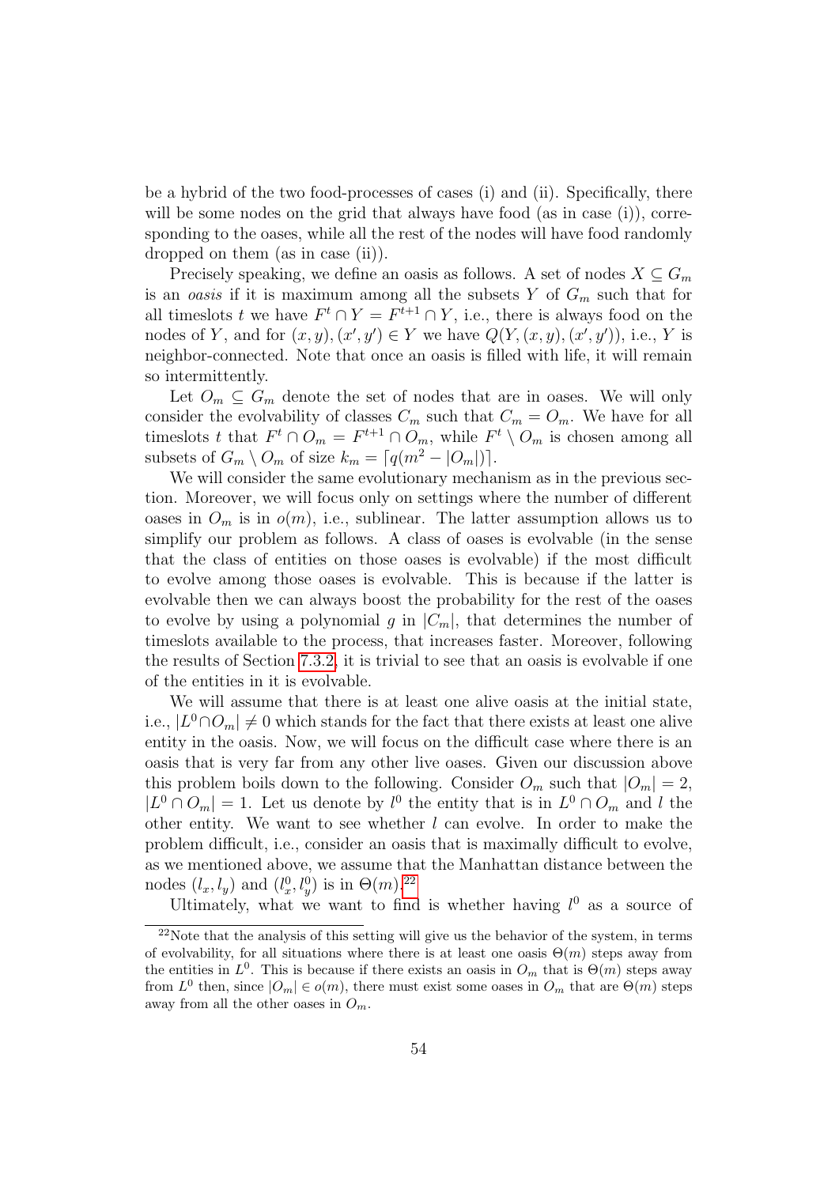be a hybrid of the two food-processes of cases (i) and (ii). Specifically, there will be some nodes on the grid that always have food (as in case (i)), corresponding to the oases, while all the rest of the nodes will have food randomly dropped on them (as in case (ii)).

Precisely speaking, we define an oasis as follows. A set of nodes $X \subseteq G_m$ is an *oasis* if it is maximum among all the subsets $Y$ of $G_m$ such that for all timeslots $t$ we have $F^t \cap Y = F^{t+1} \cap Y$, i.e., there is always food on the nodes of $Y$, and for $(x, y), (x', y') \in Y$ we have $Q(Y, (x, y), (x', y'))$, i.e., $Y$ is neighbor-connected. Note that once an oasis is filled with life, it will remain so intermittently.

Let $O_m \subseteq G_m$ denote the set of nodes that are in oases. We will only consider the evolvability of classes $C_m$ such that $C_m = O_m$. We have for all timeslots $t$ that $F^t \cap O_m = F^{t+1} \cap O_m$, while $F^t \setminus O_m$ is chosen among all subsets of $G_m \setminus O_m$ of size $k_m = \lceil q(m^2 - |O_m|) \rceil$.

We will consider the same evolutionary mechanism as in the previous section. Moreover, we will focus only on settings where the number of different oases in $O_m$ is in $o(m)$, i.e., sublinear. The latter assumption allows us to simplify our problem as follows. A class of oases is evolvable (in the sense that the class of entities on those oases is evolvable) if the most difficult to evolve among those oases is evolvable. This is because if the latter is evolvable then we can always boost the probability for the rest of the oases to evolve by using a polynomial $g$ in $|C_m|$, that determines the number of timeslots available to the process, that increases faster. Moreover, following the results of Section 7.3.2, it is trivial to see that an oasis is evolvable if one of the entities in it is evolvable.

We will assume that there is at least one alive oasis at the initial state, i.e., $|L^0 \cap O_m| \neq 0$ which stands for the fact that there exists at least one alive entity in the oasis. Now, we will focus on the difficult case where there is an oasis that is very far from any other live oases. Given our discussion above this problem boils down to the following. Consider $O_m$ such that $|O_m| = 2$, $|L^0 \cap O_m| = 1$. Let us denote by $l^0$ the entity that is in $L^0 \cap O_m$ and $l$ the other entity. We want to see whether $l$ can evolve. In order to make the problem difficult, i.e., consider an oasis that is maximally difficult to evolve, as we mentioned above, we assume that the Manhattan distance between the nodes $(l_x, l_y)$ and $(l^0_x, l^0_y)$ is in $\Theta(m)$.[22]

Ultimately, what we want to find is whether having $l^0$ as a source of

[22]Note that the analysis of this setting will give us the behavior of the system, in terms of evolvability, for all situations where there is at least one oasis $\Theta(m)$ steps away from the entities in $L^0$. This is because if there exists an oasis in $O_m$ that is $\Theta(m)$ steps away from $L^0$ then, since $|O_m| \in o(m)$, there must exist some oases in $O_m$ that are $\Theta(m)$ steps away from all the other oases in $O_m$.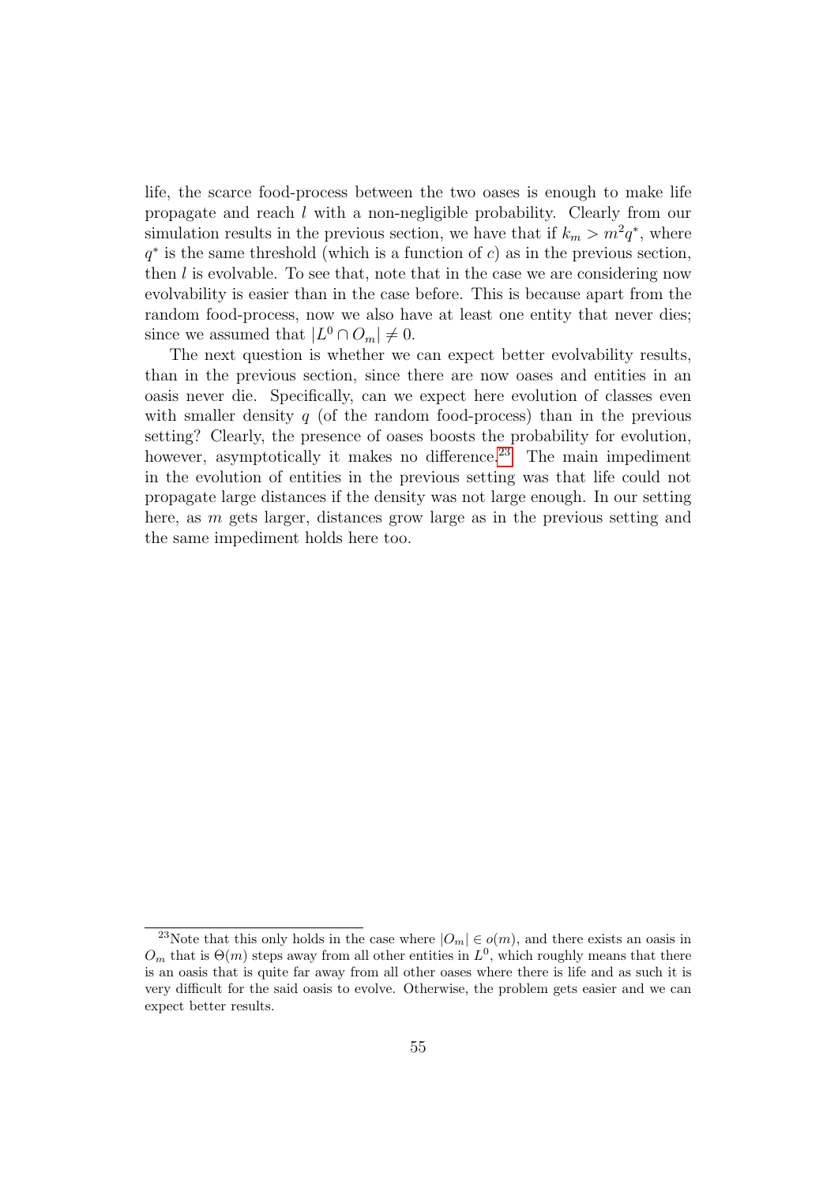life, the scarce food-process between the two oases is enough to make life propagate and reach $l$ with a non-negligible probability. Clearly from our simulation results in the previous section, we have that if $k_m > m^2 q^*$, where $q^*$ is the same threshold (which is a function of $c$) as in the previous section, then $l$ is evolvable. To see that, note that in the case we are considering now evolvability is easier than in the case before. This is because apart from the random food-process, now we also have at least one entity that never dies; since we assumed that $|L^0 \cap O_m| \neq 0$.

The next question is whether we can expect better evolvability results, than in the previous section, since there are now oases and entities in an oasis never die. Specifically, can we expect here evolution of classes even with smaller density $q$ (of the random food-process) than in the previous setting? Clearly, the presence of oases boosts the probability for evolution, however, asymptotically it makes no difference.[23] The main impediment in the evolution of entities in the previous setting was that life could not propagate large distances if the density was not large enough. In our setting here, as $m$ gets larger, distances grow large as in the previous setting and the same impediment holds here too.

---

[23] Note that this only holds in the case where $|O_m| \in o(m)$, and there exists an oasis in $O_m$ that is $\Theta(m)$ steps away from all other entities in $L^0$, which roughly means that there is an oasis that is quite far away from all other oases where there is life and as such it is very difficult for the said oasis to evolve. Otherwise, the problem gets easier and we can expect better results.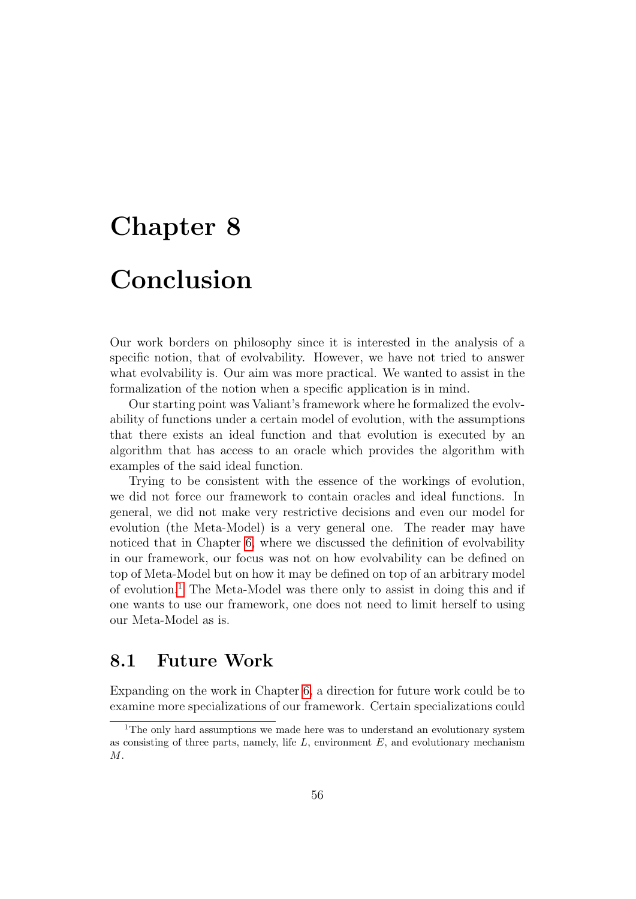# Chapter 8

# Conclusion

Our work borders on philosophy since it is interested in the analysis of a specific notion, that of evolvability. However, we have not tried to answer what evolvability is. Our aim was more practical. We wanted to assist in the formalization of the notion when a specific application is in mind.

Our starting point was Valiant's framework where he formalized the evolvability of functions under a certain model of evolution, with the assumptions that there exists an ideal function and that evolution is executed by an algorithm that has access to an oracle which provides the algorithm with examples of the said ideal function.

Trying to be consistent with the essence of the workings of evolution, we did not force our framework to contain oracles and ideal functions. In general, we did not make very restrictive decisions and even our model for evolution (the Meta-Model) is a very general one. The reader may have noticed that in Chapter 6, where we discussed the definition of evolvability in our framework, our focus was not on how evolvability can be defined on top of Meta-Model but on how it may be defined on top of an arbitrary model of evolution.[1] The Meta-Model was there only to assist in doing this and if one wants to use our framework, one does not need to limit herself to using our Meta-Model as is.

## 8.1 Future Work

Expanding on the work in Chapter 6, a direction for future work could be to examine more specializations of our framework. Certain specializations could

[1] The only hard assumptions we made here was to understand an evolutionary system as consisting of three parts, namely, life $L$, environment $E$, and evolutionary mechanism $M$.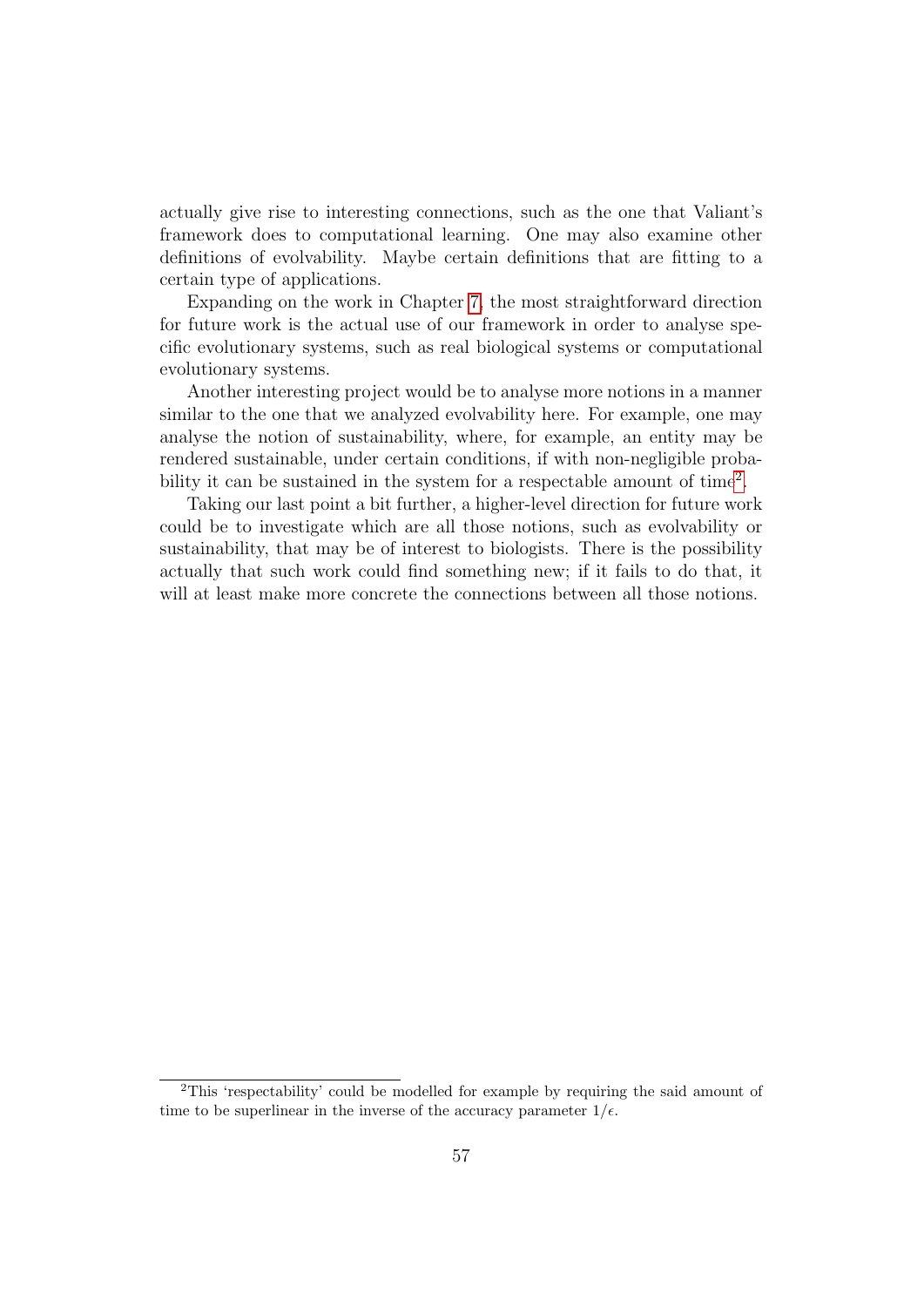actually give rise to interesting connections, such as the one that Valiant's framework does to computational learning. One may also examine other definitions of evolvability. Maybe certain definitions that are fitting to a certain type of applications.

Expanding on the work in Chapter 7, the most straightforward direction for future work is the actual use of our framework in order to analyse specific evolutionary systems, such as real biological systems or computational evolutionary systems.

Another interesting project would be to analyse more notions in a manner similar to the one that we analyzed evolvability here. For example, one may analyse the notion of sustainability, where, for example, an entity may be rendered sustainable, under certain conditions, if with non-negligible probability it can be sustained in the system for a respectable amount of time[2].

Taking our last point a bit further, a higher-level direction for future work could be to investigate which are all those notions, such as evolvability or sustainability, that may be of interest to biologists. There is the possibility actually that such work could find something new; if it fails to do that, it will at least make more concrete the connections between all those notions.

---

[2] This 'respectability' could be modelled for example by requiring the said amount of time to be superlinear in the inverse of the accuracy parameter $1/\epsilon$.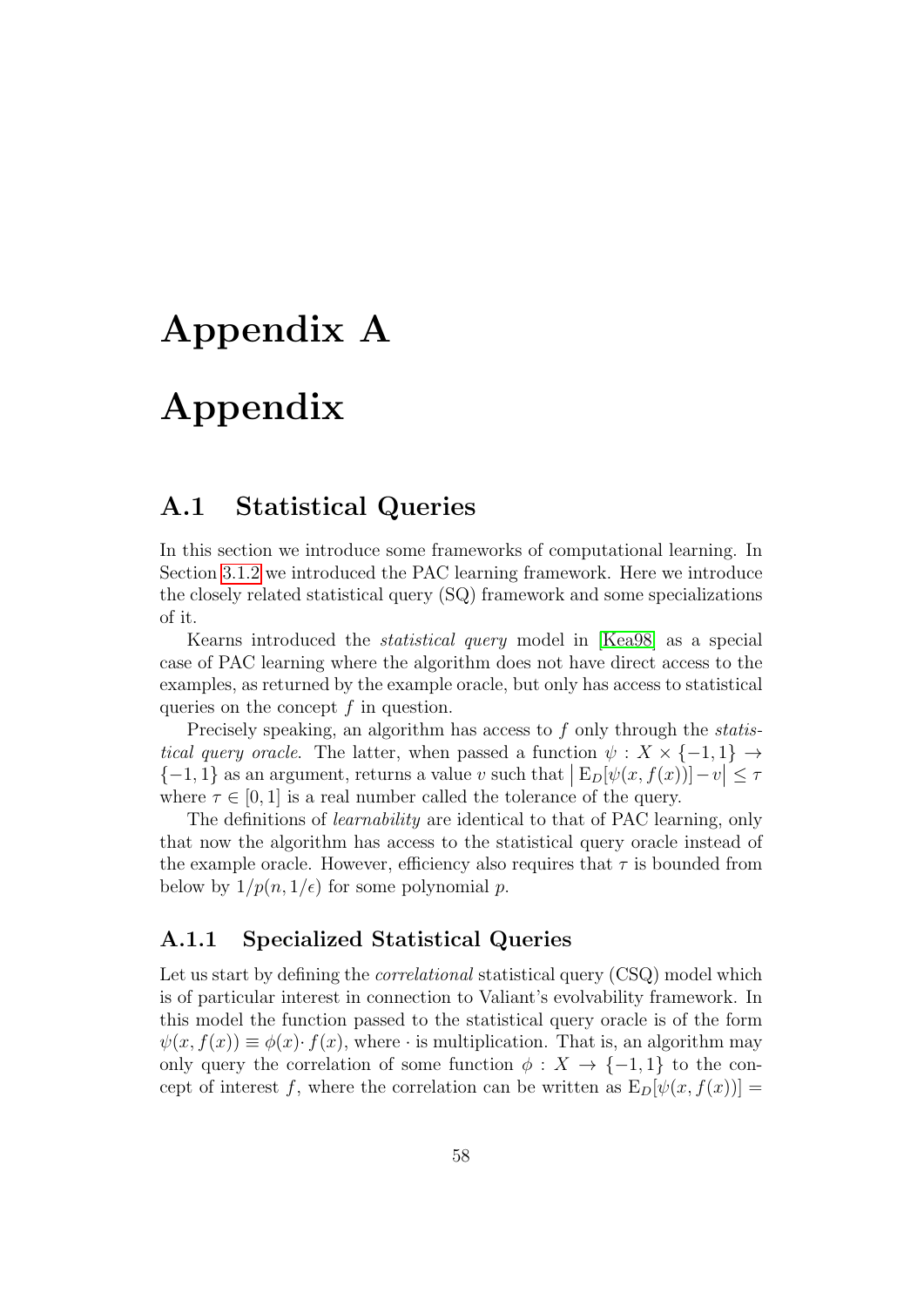# Appendix A

# Appendix

## A.1 Statistical Queries

In this section we introduce some frameworks of computational learning. In Section 3.1.2 we introduced the PAC learning framework. Here we introduce the closely related statistical query (SQ) framework and some specializations of it.

Kearns introduced the *statistical query* model in [Kea98] as a special case of PAC learning where the algorithm does not have direct access to the examples, as returned by the example oracle, but only has access to statistical queries on the concept $f$ in question.

Precisely speaking, an algorithm has access to $f$ only through the *statistical query oracle*. The latter, when passed a function $\psi : X \times \{-1, 1\} \to \{-1, 1\}$ as an argument, returns a value $v$ such that $\left| \mathrm{E}_D[\psi(x, f(x))] - v \right| \leq \tau$ where $\tau \in [0, 1]$ is a real number called the tolerance of the query.

The definitions of *learnability* are identical to that of PAC learning, only that now the algorithm has access to the statistical query oracle instead of the example oracle. However, efficiency also requires that $\tau$ is bounded from below by $1/p(n, 1/\epsilon)$ for some polynomial $p$.

### A.1.1 Specialized Statistical Queries

Let us start by defining the *correlational* statistical query (CSQ) model which is of particular interest in connection to Valiant's evolvability framework. In this model the function passed to the statistical query oracle is of the form $\psi(x, f(x)) \equiv \phi(x) \cdot f(x)$, where $\cdot$ is multiplication. That is, an algorithm may only query the correlation of some function $\phi : X \to \{-1, 1\}$ to the concept of interest $f$, where the correlation can be written as $\mathrm{E}_D[\psi(x, f(x))] =$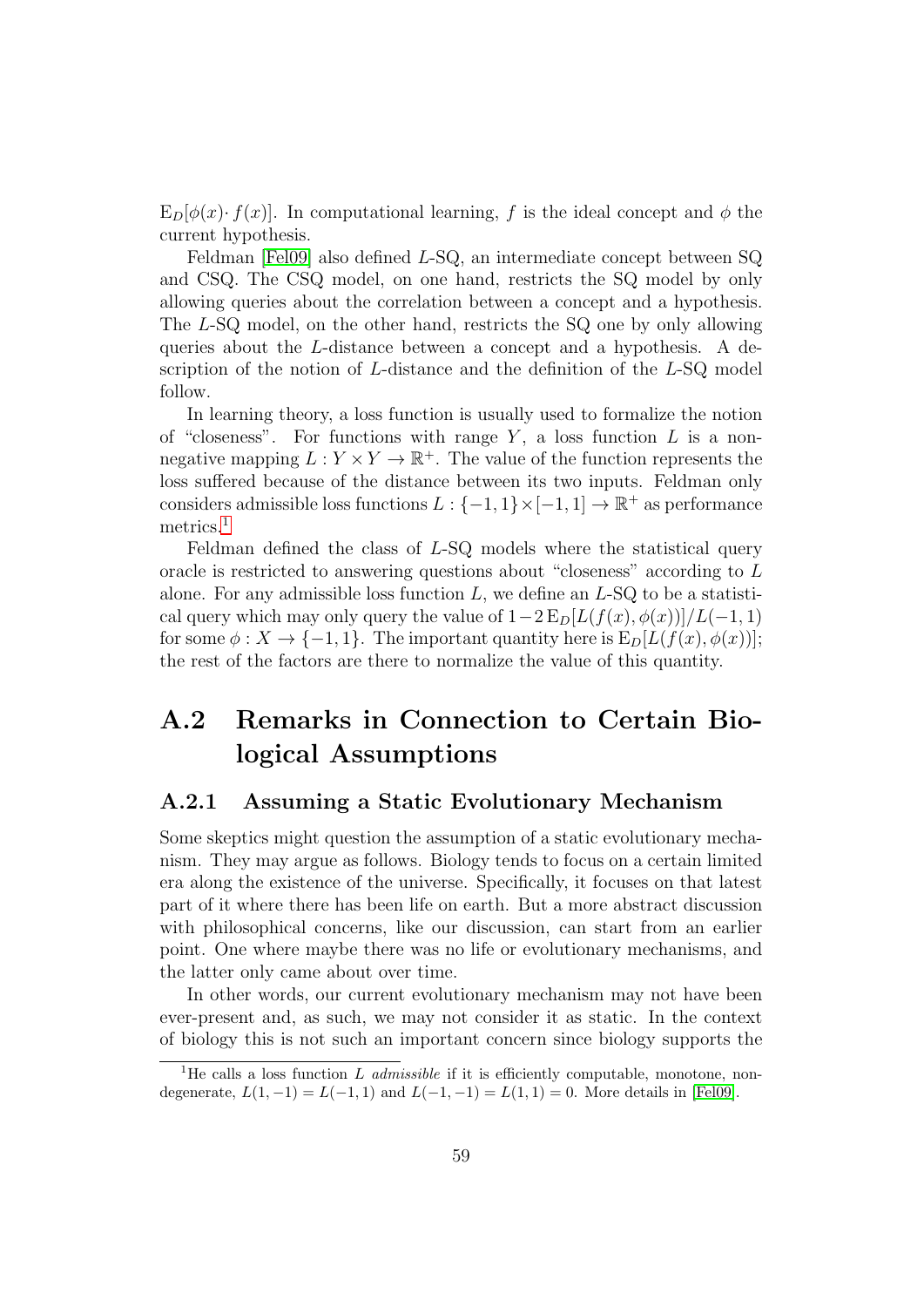$\mathrm{E}_D[\phi(x)\cdot f(x)]$. In computational learning, $f$ is the ideal concept and $\phi$ the current hypothesis.

Feldman [Fel09] also defined $L$-SQ, an intermediate concept between SQ and CSQ. The CSQ model, on one hand, restricts the SQ model by only allowing queries about the correlation between a concept and a hypothesis. The $L$-SQ model, on the other hand, restricts the SQ one by only allowing queries about the $L$-distance between a concept and a hypothesis. A description of the notion of $L$-distance and the definition of the $L$-SQ model follow.

In learning theory, a loss function is usually used to formalize the notion of "closeness". For functions with range $Y$, a loss function $L$ is a non-negative mapping $L : Y \times Y \to \mathbb{R}^+$. The value of the function represents the loss suffered because of the distance between its two inputs. Feldman only considers admissible loss functions $L : \{-1, 1\} \times [-1, 1] \to \mathbb{R}^+$ as performance metrics.[1]

Feldman defined the class of $L$-SQ models where the statistical query oracle is restricted to answering questions about "closeness" according to $L$ alone. For any admissible loss function $L$, we define an $L$-SQ to be a statistical query which may only query the value of $1 - 2\,\mathrm{E}_D[L(f(x), \phi(x))]/L(-1, 1)$ for some $\phi : X \to \{-1, 1\}$. The important quantity here is $\mathrm{E}_D[L(f(x), \phi(x))]$; the rest of the factors are there to normalize the value of this quantity.

## A.2 Remarks in Connection to Certain Biological Assumptions

### A.2.1 Assuming a Static Evolutionary Mechanism

Some skeptics might question the assumption of a static evolutionary mechanism. They may argue as follows. Biology tends to focus on a certain limited era along the existence of the universe. Specifically, it focuses on that latest part of it where there has been life on earth. But a more abstract discussion with philosophical concerns, like our discussion, can start from an earlier point. One where maybe there was no life or evolutionary mechanisms, and the latter only came about over time.

In other words, our current evolutionary mechanism may not have been ever-present and, as such, we may not consider it as static. In the context of biology this is not such an important concern since biology supports the

[1] He calls a loss function $L$ *admissible* if it is efficiently computable, monotone, non-degenerate, $L(1, -1) = L(-1, 1)$ and $L(-1, -1) = L(1, 1) = 0$. More details in [Fel09].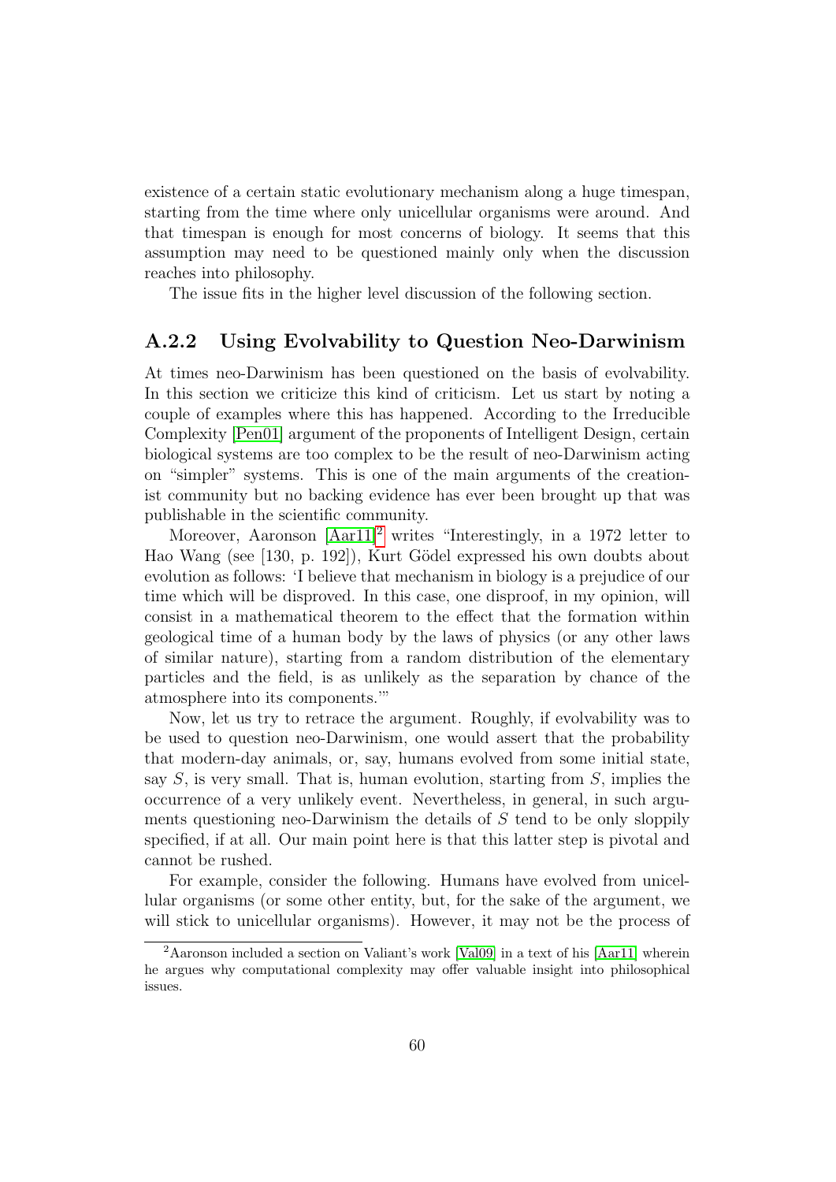existence of a certain static evolutionary mechanism along a huge timespan, starting from the time where only unicellular organisms were around. And that timespan is enough for most concerns of biology. It seems that this assumption may need to be questioned mainly only when the discussion reaches into philosophy.

The issue fits in the higher level discussion of the following section.

### A.2.2 Using Evolvability to Question Neo-Darwinism

At times neo-Darwinism has been questioned on the basis of evolvability. In this section we criticize this kind of criticism. Let us start by noting a couple of examples where this has happened. According to the Irreducible Complexity [Pen01] argument of the proponents of Intelligent Design, certain biological systems are too complex to be the result of neo-Darwinism acting on "simpler" systems. This is one of the main arguments of the creationist community but no backing evidence has ever been brought up that was publishable in the scientific community.

Moreover, Aaronson [Aar11][2] writes "Interestingly, in a 1972 letter to Hao Wang (see [130, p. 192]), Kurt Gödel expressed his own doubts about evolution as follows: 'I believe that mechanism in biology is a prejudice of our time which will be disproved. In this case, one disproof, in my opinion, will consist in a mathematical theorem to the effect that the formation within geological time of a human body by the laws of physics (or any other laws of similar nature), starting from a random distribution of the elementary particles and the field, is as unlikely as the separation by chance of the atmosphere into its components.'"

Now, let us try to retrace the argument. Roughly, if evolvability was to be used to question neo-Darwinism, one would assert that the probability that modern-day animals, or, say, humans evolved from some initial state, say $S$, is very small. That is, human evolution, starting from $S$, implies the occurrence of a very unlikely event. Nevertheless, in general, in such arguments questioning neo-Darwinism the details of $S$ tend to be only sloppily specified, if at all. Our main point here is that this latter step is pivotal and cannot be rushed.

For example, consider the following. Humans have evolved from unicellular organisms (or some other entity, but, for the sake of the argument, we will stick to unicellular organisms). However, it may not be the process of

[2] Aaronson included a section on Valiant's work [Val09] in a text of his [Aar11] wherein he argues why computational complexity may offer valuable insight into philosophical issues.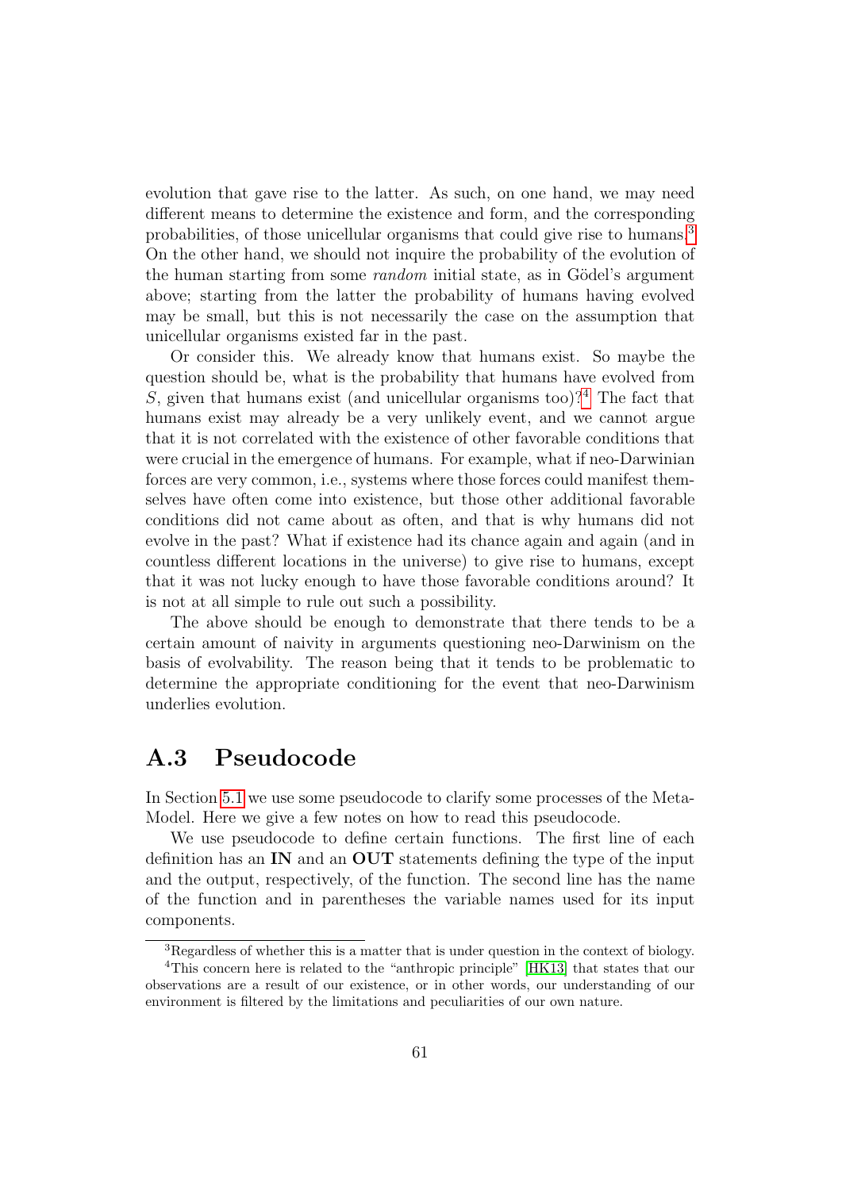evolution that gave rise to the latter. As such, on one hand, we may need different means to determine the existence and form, and the corresponding probabilities, of those unicellular organisms that could give rise to humans.[3] On the other hand, we should not inquire the probability of the evolution of the human starting from some *random* initial state, as in Gödel's argument above; starting from the latter the probability of humans having evolved may be small, but this is not necessarily the case on the assumption that unicellular organisms existed far in the past.

Or consider this. We already know that humans exist. So maybe the question should be, what is the probability that humans have evolved from $S$, given that humans exist (and unicellular organisms too)?[4] The fact that humans exist may already be a very unlikely event, and we cannot argue that it is not correlated with the existence of other favorable conditions that were crucial in the emergence of humans. For example, what if neo-Darwinian forces are very common, i.e., systems where those forces could manifest themselves have often come into existence, but those other additional favorable conditions did not came about as often, and that is why humans did not evolve in the past? What if existence had its chance again and again (and in countless different locations in the universe) to give rise to humans, except that it was not lucky enough to have those favorable conditions around? It is not at all simple to rule out such a possibility.

The above should be enough to demonstrate that there tends to be a certain amount of naivity in arguments questioning neo-Darwinism on the basis of evolvability. The reason being that it tends to be problematic to determine the appropriate conditioning for the event that neo-Darwinism underlies evolution.

## A.3 Pseudocode

In Section 5.1 we use some pseudocode to clarify some processes of the Meta-Model. Here we give a few notes on how to read this pseudocode.

We use pseudocode to define certain functions. The first line of each definition has an **IN** and an **OUT** statements defining the type of the input and the output, respectively, of the function. The second line has the name of the function and in parentheses the variable names used for its input components.

---

[3] Regardless of whether this is a matter that is under question in the context of biology.

[4] This concern here is related to the "anthropic principle" [HK13] that states that our observations are a result of our existence, or in other words, our understanding of our environment is filtered by the limitations and peculiarities of our own nature.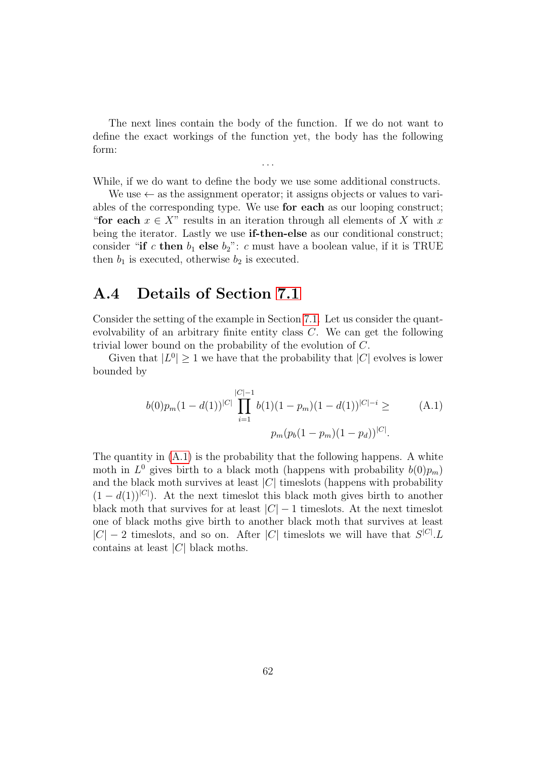The next lines contain the body of the function. If we do not want to define the exact workings of the function yet, the body has the following form:

$$\ldots$$

While, if we do want to define the body we use some additional constructs.

We use $\leftarrow$ as the assignment operator; it assigns objects or values to variables of the corresponding type. We use **for each** as our looping construct; "**for each** $x \in X$" results in an iteration through all elements of $X$ with $x$ being the iterator. Lastly we use **if-then-else** as our conditional construct; consider "**if** $c$ **then** $b_1$ **else** $b_2$": $c$ must have a boolean value, if it is TRUE then $b_1$ is executed, otherwise $b_2$ is executed.

## A.4 Details of Section 7.1

Consider the setting of the example in Section 7.1. Let us consider the quant-evolvability of an arbitrary finite entity class $C$. We can get the following trivial lower bound on the probability of the evolution of $C$.

Given that $|L^0| \geq 1$ we have that the probability that $|C|$ evolves is lower bounded by

$$b(0)p_m(1-d(1))^{|C|} \prod_{i=1}^{|C|-1} b(1)(1-p_m)(1-d(1))^{|C|-i} \geq p_m(p_b(1-p_m)(1-p_d))^{|C|}. \tag{A.1}$$

The quantity in (A.1) is the probability that the following happens. A white moth in $L^0$ gives birth to a black moth (happens with probability $b(0)p_m$) and the black moth survives at least $|C|$ timeslots (happens with probability $(1-d(1))^{|C|}$). At the next timeslot this black moth gives birth to another black moth that survives for at least $|C|-1$ timeslots. At the next timeslot one of black moths give birth to another black moth that survives at least $|C|-2$ timeslots, and so on. After $|C|$ timeslots we will have that $S^{|C|}.L$ contains at least $|C|$ black moths.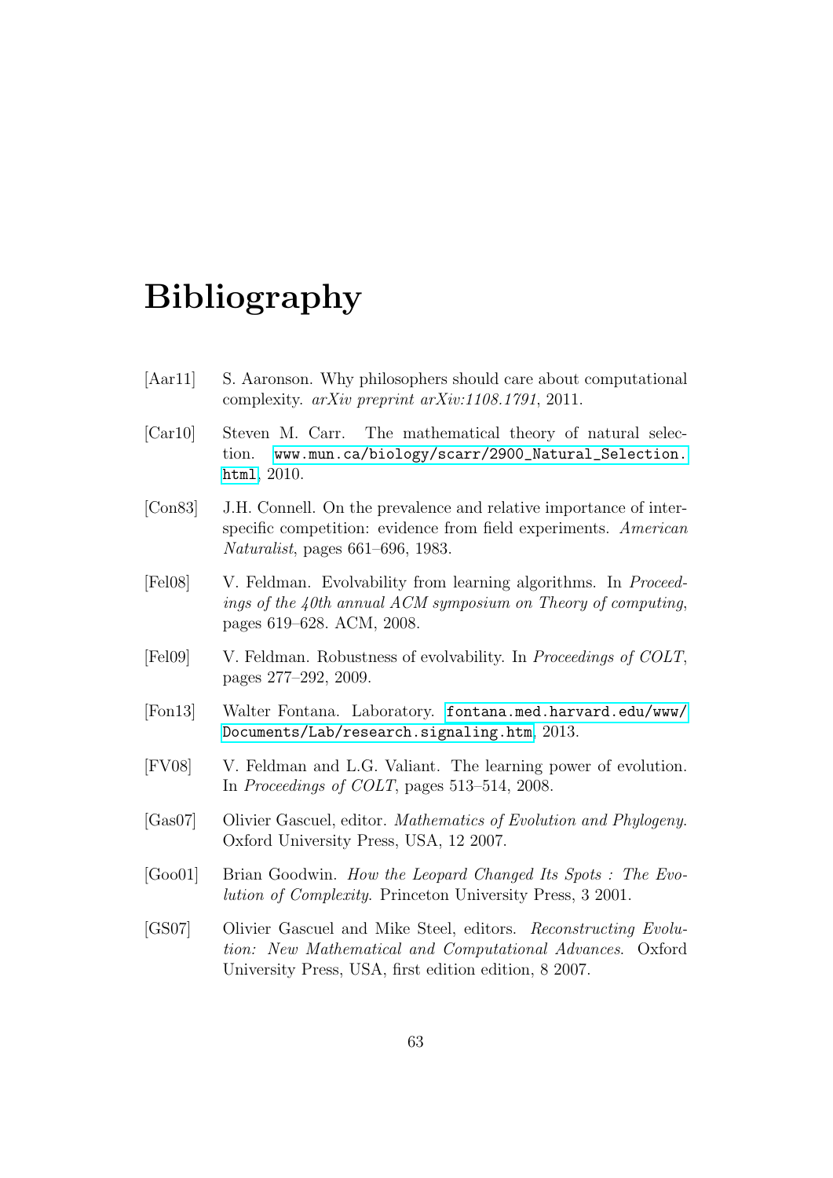# Bibliography

[Aar11] S. Aaronson. Why philosophers should care about computational complexity. *arXiv preprint arXiv:1108.1791*, 2011.

[Car10] Steven M. Carr. The mathematical theory of natural selection. `www.mun.ca/biology/scarr/2900_Natural_Selection.html`, 2010.

[Con83] J.H. Connell. On the prevalence and relative importance of interspecific competition: evidence from field experiments. *American Naturalist*, pages 661–696, 1983.

[Fel08] V. Feldman. Evolvability from learning algorithms. In *Proceedings of the 40th annual ACM symposium on Theory of computing*, pages 619–628. ACM, 2008.

[Fel09] V. Feldman. Robustness of evolvability. In *Proceedings of COLT*, pages 277–292, 2009.

[Fon13] Walter Fontana. Laboratory. `fontana.med.harvard.edu/www/Documents/Lab/research.signaling.htm`, 2013.

[FV08] V. Feldman and L.G. Valiant. The learning power of evolution. In *Proceedings of COLT*, pages 513–514, 2008.

[Gas07] Olivier Gascuel, editor. *Mathematics of Evolution and Phylogeny*. Oxford University Press, USA, 12 2007.

[Goo01] Brian Goodwin. *How the Leopard Changed Its Spots : The Evolution of Complexity*. Princeton University Press, 3 2001.

[GS07] Olivier Gascuel and Mike Steel, editors. *Reconstructing Evolution: New Mathematical and Computational Advances*. Oxford University Press, USA, first edition edition, 8 2007.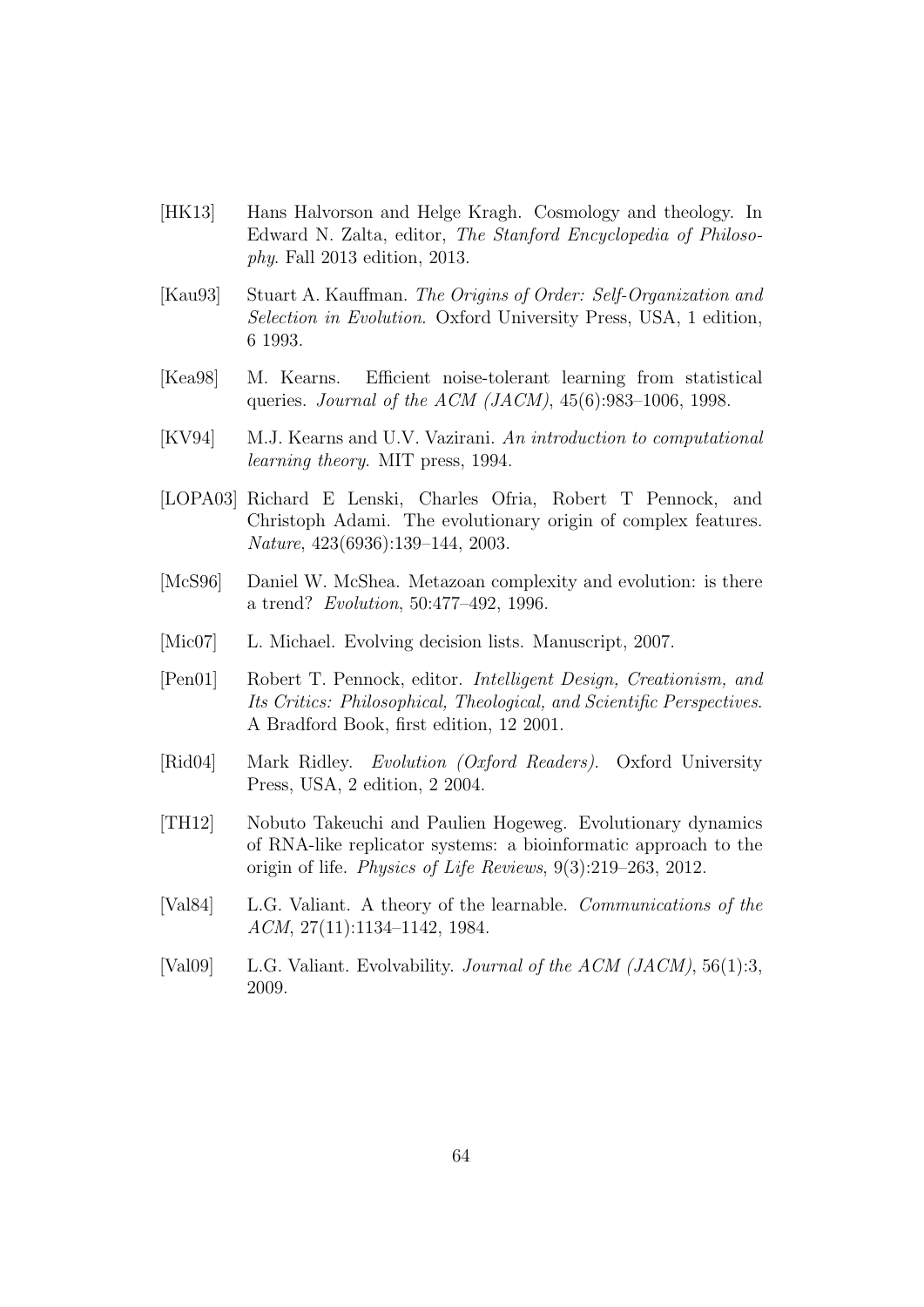[HK13] Hans Halvorson and Helge Kragh. Cosmology and theology. In Edward N. Zalta, editor, *The Stanford Encyclopedia of Philosophy*. Fall 2013 edition, 2013.

[Kau93] Stuart A. Kauffman. *The Origins of Order: Self-Organization and Selection in Evolution*. Oxford University Press, USA, 1 edition, 6 1993.

[Kea98] M. Kearns. Efficient noise-tolerant learning from statistical queries. *Journal of the ACM (JACM)*, 45(6):983–1006, 1998.

[KV94] M.J. Kearns and U.V. Vazirani. *An introduction to computational learning theory*. MIT press, 1994.

[LOPA03] Richard E Lenski, Charles Ofria, Robert T Pennock, and Christoph Adami. The evolutionary origin of complex features. *Nature*, 423(6936):139–144, 2003.

[McS96] Daniel W. McShea. Metazoan complexity and evolution: is there a trend? *Evolution*, 50:477–492, 1996.

[Mic07] L. Michael. Evolving decision lists. Manuscript, 2007.

[Pen01] Robert T. Pennock, editor. *Intelligent Design, Creationism, and Its Critics: Philosophical, Theological, and Scientific Perspectives*. A Bradford Book, first edition, 12 2001.

[Rid04] Mark Ridley. *Evolution (Oxford Readers)*. Oxford University Press, USA, 2 edition, 2 2004.

[TH12] Nobuto Takeuchi and Paulien Hogeweg. Evolutionary dynamics of RNA-like replicator systems: a bioinformatic approach to the origin of life. *Physics of Life Reviews*, 9(3):219–263, 2012.

[Val84] L.G. Valiant. A theory of the learnable. *Communications of the ACM*, 27(11):1134–1142, 1984.

[Val09] L.G. Valiant. Evolvability. *Journal of the ACM (JACM)*, 56(1):3, 2009.